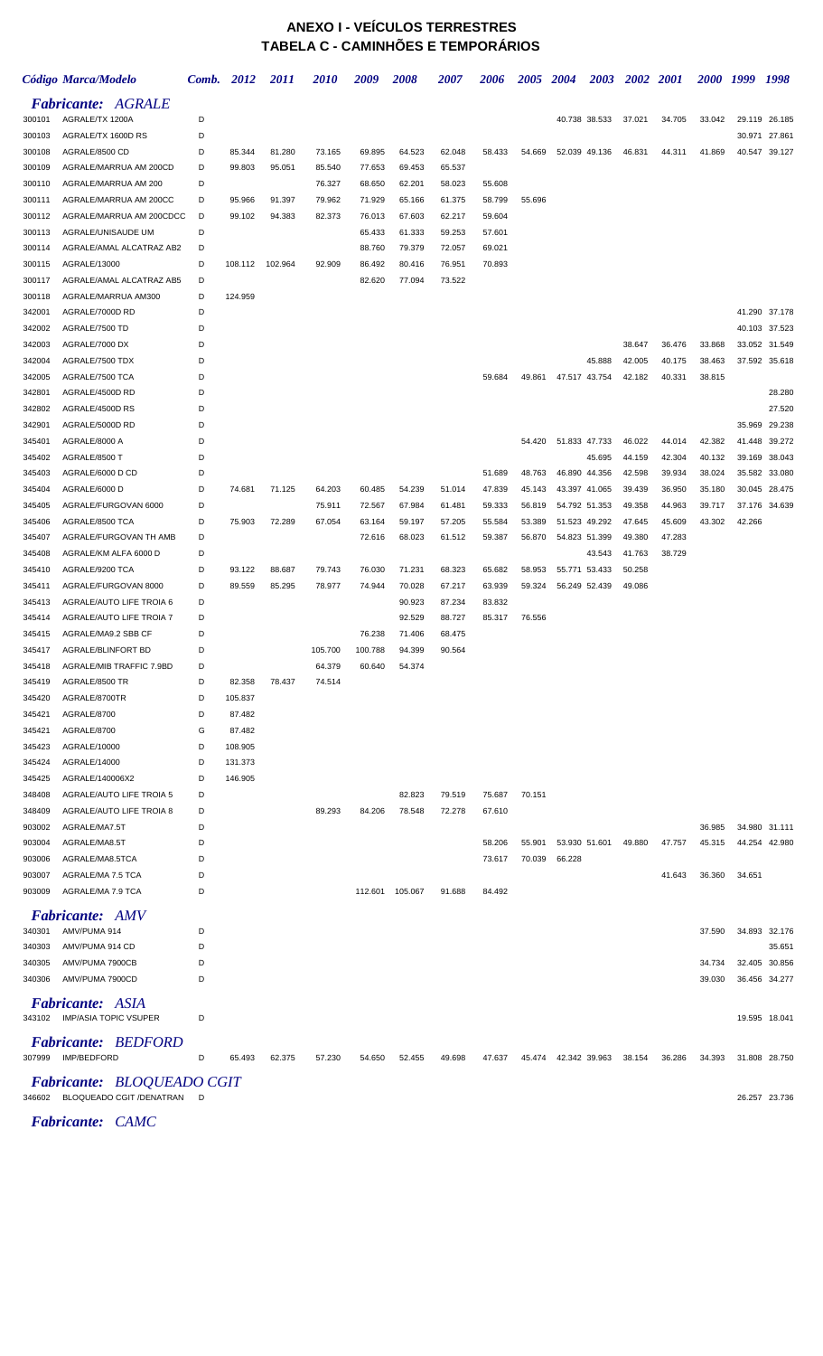# ANEXO I - VEÍCULOS TERRESTRES
## TABELA C - CAMINHÕES E TEMPORÁRIOS

| Código | Marca/Modelo | Comb. | 2012 | 2011 | 2010 | 2009 | 2008 | 2007 | 2006 | 2005 | 2004 | 2003 | 2002 | 2001 | 2000 | 1999 | 1998 |
|---|---|---|---|---|---|---|---|---|---|---|---|---|---|---|---|---|---|
| ***Fabricante: AGRALE*** | | | | | | | | | | | | | | | | | |
| 300101 | AGRALE/TX 1200A | D | | | | | | | | | 40.738 | 38.533 | 37.021 | 34.705 | 33.042 | 29.119 | 26.185 |
| 300103 | AGRALE/TX 1600D RS | D | | | | | | | | | | | | | | 30.971 | 27.861 |
| 300108 | AGRALE/8500 CD | D | 85.344 | 81.280 | 73.165 | 69.895 | 64.523 | 62.048 | 58.433 | 54.669 | 52.039 | 49.136 | 46.831 | 44.311 | 41.869 | 40.547 | 39.127 |
| 300109 | AGRALE/MARRUA AM 200CD | D | 99.803 | 95.051 | 85.540 | 77.653 | 69.453 | 65.537 | | | | | | | | | |
| 300110 | AGRALE/MARRUA AM 200 | D | | | 76.327 | 68.650 | 62.201 | 58.023 | 55.608 | | | | | | | | |
| 300111 | AGRALE/MARRUA AM 200CC | D | 95.966 | 91.397 | 79.962 | 71.929 | 65.166 | 61.375 | 58.799 | 55.696 | | | | | | | |
| 300112 | AGRALE/MARRUA AM 200CDCC | D | 99.102 | 94.383 | 82.373 | 76.013 | 67.603 | 62.217 | 59.604 | | | | | | | | |
| 300113 | AGRALE/UNISAUDE UM | D | | | | 65.433 | 61.333 | 59.253 | 57.601 | | | | | | | | |
| 300114 | AGRALE/AMAL ALCATRAZ AB2 | D | | | | 88.760 | 79.379 | 72.057 | 69.021 | | | | | | | | |
| 300115 | AGRALE/13000 | D | 108.112 | 102.964 | 92.909 | 86.492 | 80.416 | 76.951 | 70.893 | | | | | | | | |
| 300117 | AGRALE/AMAL ALCATRAZ AB5 | D | | | | 82.620 | 77.094 | 73.522 | | | | | | | | | |
| 300118 | AGRALE/MARRUA AM300 | D | 124.959 | | | | | | | | | | | | | | |
| 342001 | AGRALE/7000D RD | D | | | | | | | | | | | | | | 41.290 | 37.178 |
| 342002 | AGRALE/7500 TD | D | | | | | | | | | | | | | | 40.103 | 37.523 |
| 342003 | AGRALE/7000 DX | D | | | | | | | | | | | 38.647 | 36.476 | 33.868 | 33.052 | 31.549 |
| 342004 | AGRALE/7500 TDX | D | | | | | | | | | | 45.888 | 42.005 | 40.175 | 38.463 | 37.592 | 35.618 |
| 342005 | AGRALE/7500 TCA | D | | | | | | | 59.684 | 49.861 | 47.517 | 43.754 | 42.182 | 40.331 | 38.815 | | |
| 342801 | AGRALE/4500D RD | D | | | | | | | | | | | | | | | 28.280 |
| 342802 | AGRALE/4500D RS | D | | | | | | | | | | | | | | | 27.520 |
| 342901 | AGRALE/5000D RD | D | | | | | | | | | | | | | | 35.969 | 29.238 |
| 345401 | AGRALE/8000 A | D | | | | | | | | 54.420 | 51.833 | 47.733 | 46.022 | 44.014 | 42.382 | 41.448 | 39.272 |
| 345402 | AGRALE/8500 T | D | | | | | | | | | | 45.695 | 44.159 | 42.304 | 40.132 | 39.169 | 38.043 |
| 345403 | AGRALE/6000 D CD | D | | | | | | | 51.689 | 48.763 | 46.890 | 44.356 | 42.598 | 39.934 | 38.024 | 35.582 | 33.080 |
| 345404 | AGRALE/6000 D | D | 74.681 | 71.125 | 64.203 | 60.485 | 54.239 | 51.014 | 47.839 | 45.143 | 43.397 | 41.065 | 39.439 | 36.950 | 35.180 | 30.045 | 28.475 |
| 345405 | AGRALE/FURGOVAN 6000 | D | | | 75.911 | 72.567 | 67.984 | 61.481 | 59.333 | 56.819 | 54.792 | 51.353 | 49.358 | 44.963 | 39.717 | 37.176 | 34.639 |
| 345406 | AGRALE/8500 TCA | D | 75.903 | 72.289 | 67.054 | 63.164 | 59.197 | 57.205 | 55.584 | 53.389 | 51.523 | 49.292 | 47.645 | 45.609 | 43.302 | 42.266 | |
| 345407 | AGRALE/FURGOVAN TH AMB | D | | | | 72.616 | 68.023 | 61.512 | 59.387 | 56.870 | 54.823 | 51.399 | 49.380 | 47.283 | | | |
| 345408 | AGRALE/KM ALFA 6000 D | D | | | | | | | | | | 43.543 | 41.763 | 38.729 | | | |
| 345410 | AGRALE/9200 TCA | D | 93.122 | 88.687 | 79.743 | 76.030 | 71.231 | 68.323 | 65.682 | 58.953 | 55.771 | 53.433 | 50.258 | | | | |
| 345411 | AGRALE/FURGOVAN 8000 | D | 89.559 | 85.295 | 78.977 | 74.944 | 70.028 | 67.217 | 63.939 | 59.324 | 56.249 | 52.439 | 49.086 | | | | |
| 345413 | AGRALE/AUTO LIFE TROIA 6 | D | | | | | 90.923 | 87.234 | 83.832 | | | | | | | | |
| 345414 | AGRALE/AUTO LIFE TROIA 7 | D | | | | | 92.529 | 88.727 | 85.317 | 76.556 | | | | | | | |
| 345415 | AGRALE/MA9.2 SBB CF | D | | | | 76.238 | 71.406 | 68.475 | | | | | | | | | |
| 345417 | AGRALE/BLINFORT BD | D | | | 105.700 | 100.788 | 94.399 | 90.564 | | | | | | | | | |
| 345418 | AGRALE/MIB TRAFFIC 7.9BD | D | | | 64.379 | 60.640 | 54.374 | | | | | | | | | | |
| 345419 | AGRALE/8500 TR | D | 82.358 | 78.437 | 74.514 | | | | | | | | | | | | |
| 345420 | AGRALE/8700TR | D | 105.837 | | | | | | | | | | | | | | |
| 345421 | AGRALE/8700 | D | 87.482 | | | | | | | | | | | | | | |
| 345421 | AGRALE/8700 | G | 87.482 | | | | | | | | | | | | | | |
| 345423 | AGRALE/10000 | D | 108.905 | | | | | | | | | | | | | | |
| 345424 | AGRALE/14000 | D | 131.373 | | | | | | | | | | | | | | |
| 345425 | AGRALE/140006X2 | D | 146.905 | | | | | | | | | | | | | | |
| 348408 | AGRALE/AUTO LIFE TROIA 5 | D | | | | | 82.823 | 79.519 | 75.687 | 70.151 | | | | | | | |
| 348409 | AGRALE/AUTO LIFE TROIA 8 | D | | | 89.293 | 84.206 | 78.548 | 72.278 | 67.610 | | | | | | | | |
| 903002 | AGRALE/MA7.5T | D | | | | | | | | | | | | | 36.985 | 34.980 | 31.111 |
| 903004 | AGRALE/MA8.5T | D | | | | | | | 58.206 | 55.901 | 53.930 | 51.601 | 49.880 | 47.757 | 45.315 | 44.254 | 42.980 |
| 903006 | AGRALE/MA8.5TCA | D | | | | | | | 73.617 | 70.039 | 66.228 | | | | | | |
| 903007 | AGRALE/MA 7.5 TCA | D | | | | | | | | | | | | 41.643 | 36.360 | 34.651 | |
| 903009 | AGRALE/MA 7.9 TCA | D | | | | 112.601 | 105.067 | 91.688 | 84.492 | | | | | | | | |
| ***Fabricante: AMV*** | | | | | | | | | | | | | | | | | |
| 340301 | AMV/PUMA 914 | D | | | | | | | | | | | | | 37.590 | 34.893 | 32.176 |
| 340303 | AMV/PUMA 914 CD | D | | | | | | | | | | | | | | | 35.651 |
| 340305 | AMV/PUMA 7900CB | D | | | | | | | | | | | | | 34.734 | 32.405 | 30.856 |
| 340306 | AMV/PUMA 7900CD | D | | | | | | | | | | | | | 39.030 | 36.456 | 34.277 |
| ***Fabricante: ASIA*** | | | | | | | | | | | | | | | | | |
| 343102 | IMP/ASIA TOPIC VSUPER | D | | | | | | | | | | | | | | 19.595 | 18.041 |
| ***Fabricante: BEDFORD*** | | | | | | | | | | | | | | | | | |
| 307999 | IMP/BEDFORD | D | 65.493 | 62.375 | 57.230 | 54.650 | 52.455 | 49.698 | 47.637 | 45.474 | 42.342 | 39.963 | 38.154 | 36.286 | 34.393 | 31.808 | 28.750 |
| ***Fabricante: BLOQUEADO CGIT*** | | | | | | | | | | | | | | | | | |
| 346602 | BLOQUEADO CGIT /DENATRAN | D | | | | | | | | | | | | | | 26.257 | 23.736 |
| ***Fabricante: CAMC*** | | | | | | | | | | | | | | | | | |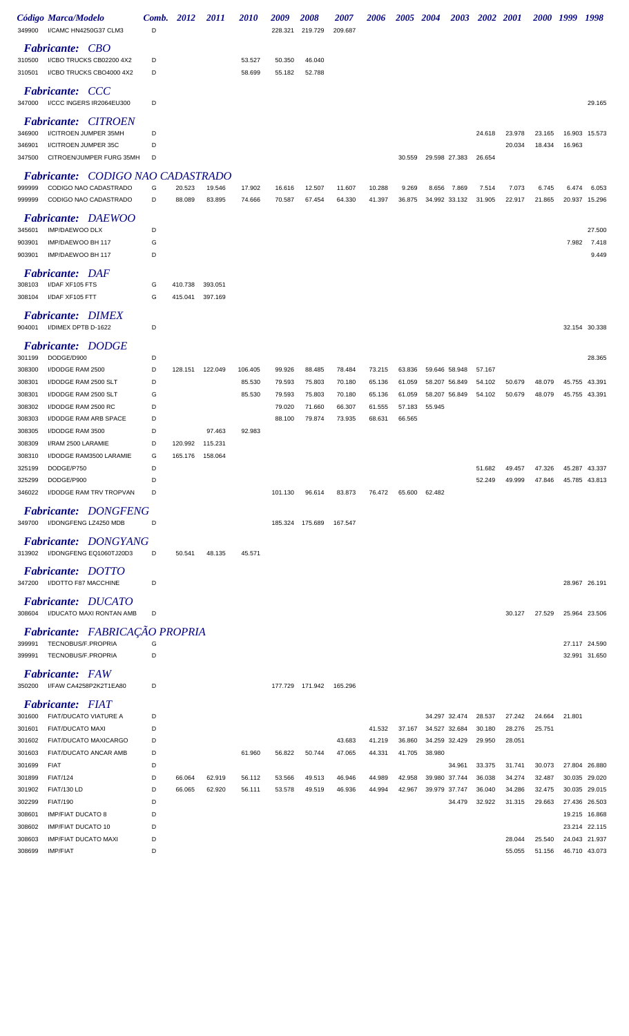| Código | Marca/Modelo | Comb. | 2012 | 2011 | 2010 | 2009 | 2008 | 2007 | 2006 | 2005 | 2004 | 2003 | 2002 | 2001 | 2000 | 1999 | 1998 |
|---|---|---|---|---|---|---|---|---|---|---|---|---|---|---|---|---|---|
| 349900 | I/CAMC HN4250G37 CLM3 | D | | | | 228.321 | 219.729 | 209.687 | | | | | | | | | |
| | ***Fabricante: CBO*** | | | | | | | | | | | | | | | | |
| 310500 | I/CBO TRUCKS CB02200 4X2 | D | | | 53.527 | 50.350 | 46.040 | | | | | | | | | | |
| 310501 | I/CBO TRUCKS CBO4000 4X2 | D | | | 58.699 | 55.182 | 52.788 | | | | | | | | | | |
| | ***Fabricante: CCC*** | | | | | | | | | | | | | | | | |
| 347000 | I/CCC INGERS IR2064EU300 | D | | | | | | | | | | | | | | | 29.165 |
| | ***Fabricante: CITROEN*** | | | | | | | | | | | | | | | | |
| 346900 | I/CITROEN JUMPER 35MH | D | | | | | | | | | | | 24.618 | 23.978 | 23.165 | 16.903 | 15.573 |
| 346901 | I/CITROEN JUMPER 35C | D | | | | | | | | | | | | 20.034 | 18.434 | 16.963 | |
| 347500 | CITROEN/JUMPER FURG 35MH | D | | | | | | | | 30.559 | 29.598 | 27.383 | 26.654 | | | | |
| | ***Fabricante: CODIGO NAO CADASTRADO*** | | | | | | | | | | | | | | | | |
| 999999 | CODIGO NAO CADASTRADO | G | 20.523 | 19.546 | 17.902 | 16.616 | 12.507 | 11.607 | 10.288 | 9.269 | 8.656 | 7.869 | 7.514 | 7.073 | 6.745 | 6.474 | 6.053 |
| 999999 | CODIGO NAO CADASTRADO | D | 88.089 | 83.895 | 74.666 | 70.587 | 67.454 | 64.330 | 41.397 | 36.875 | 34.992 | 33.132 | 31.905 | 22.917 | 21.865 | 20.937 | 15.296 |
| | ***Fabricante: DAEWOO*** | | | | | | | | | | | | | | | | |
| 345601 | IMP/DAEWOO DLX | D | | | | | | | | | | | | | | | 27.500 |
| 903901 | IMP/DAEWOO BH 117 | G | | | | | | | | | | | | | | 7.982 | 7.418 |
| 903901 | IMP/DAEWOO BH 117 | D | | | | | | | | | | | | | | | 9.449 |
| | ***Fabricante: DAF*** | | | | | | | | | | | | | | | | |
| 308103 | I/DAF XF105 FTS | G | 410.738 | 393.051 | | | | | | | | | | | | | |
| 308104 | I/DAF XF105 FTT | G | 415.041 | 397.169 | | | | | | | | | | | | | |
| | ***Fabricante: DIMEX*** | | | | | | | | | | | | | | | | |
| 904001 | I/DIMEX DPTB D-1622 | D | | | | | | | | | | | | | | 32.154 | 30.338 |
| | ***Fabricante: DODGE*** | | | | | | | | | | | | | | | | |
| 301199 | DODGE/D900 | D | | | | | | | | | | | | | | | 28.365 |
| 308300 | I/DODGE RAM 2500 | D | 128.151 | 122.049 | 106.405 | 99.926 | 88.485 | 78.484 | 73.215 | 63.836 | 59.646 | 58.948 | 57.167 | | | | |
| 308301 | I/DODGE RAM 2500 SLT | D | | | 85.530 | 79.593 | 75.803 | 70.180 | 65.136 | 61.059 | 58.207 | 56.849 | 54.102 | 50.679 | 48.079 | 45.755 | 43.391 |
| 308301 | I/DODGE RAM 2500 SLT | G | | | 85.530 | 79.593 | 75.803 | 70.180 | 65.136 | 61.059 | 58.207 | 56.849 | 54.102 | 50.679 | 48.079 | 45.755 | 43.391 |
| 308302 | I/DODGE RAM 2500 RC | D | | | | 79.020 | 71.660 | 66.307 | 61.555 | 57.183 | 55.945 | | | | | | |
| 308303 | I/DODGE RAM ARB SPACE | D | | | | 88.100 | 79.874 | 73.935 | 68.631 | 66.565 | | | | | | | |
| 308305 | I/DODGE RAM 3500 | D | | 97.463 | 92.983 | | | | | | | | | | | | |
| 308309 | I/RAM 2500 LARAMIE | D | 120.992 | 115.231 | | | | | | | | | | | | | |
| 308310 | I/DODGE RAM3500 LARAMIE | G | 165.176 | 158.064 | | | | | | | | | | | | | |
| 325199 | DODGE/P750 | D | | | | | | | | | | | 51.682 | 49.457 | 47.326 | 45.287 | 43.337 |
| 325299 | DODGE/P900 | D | | | | | | | | | | | 52.249 | 49.999 | 47.846 | 45.785 | 43.813 |
| 346022 | I/DODGE RAM TRV TROPVAN | D | | | | 101.130 | 96.614 | 83.873 | 76.472 | 65.600 | 62.482 | | | | | | |
| | ***Fabricante: DONGFENG*** | | | | | | | | | | | | | | | | |
| 349700 | I/DONGFENG LZ4250 MDB | D | | | | 185.324 | 175.689 | 167.547 | | | | | | | | | |
| | ***Fabricante: DONGYANG*** | | | | | | | | | | | | | | | | |
| 313902 | I/DONGFENG EQ1060TJ20D3 | D | 50.541 | 48.135 | 45.571 | | | | | | | | | | | | |
| | ***Fabricante: DOTTO*** | | | | | | | | | | | | | | | | |
| 347200 | I/DOTTO F87 MACCHINE | D | | | | | | | | | | | | | | 28.967 | 26.191 |
| | ***Fabricante: DUCATO*** | | | | | | | | | | | | | | | | |
| 308604 | I/DUCATO MAXI RONTAN AMB | D | | | | | | | | | | | | 30.127 | 27.529 | 25.964 | 23.506 |
| | ***Fabricante: FABRICAÇÃO PROPRIA*** | | | | | | | | | | | | | | | | |
| 399991 | TECNOBUS/F.PROPRIA | G | | | | | | | | | | | | | | 27.117 | 24.590 |
| 399991 | TECNOBUS/F.PROPRIA | D | | | | | | | | | | | | | | 32.991 | 31.650 |
| | ***Fabricante: FAW*** | | | | | | | | | | | | | | | | |
| 350200 | I/FAW CA4258P2K2T1EA80 | D | | | | 177.729 | 171.942 | 165.296 | | | | | | | | | |
| | ***Fabricante: FIAT*** | | | | | | | | | | | | | | | | |
| 301600 | FIAT/DUCATO VIATURE A | D | | | | | | | | | 34.297 | 32.474 | 28.537 | 27.242 | 24.664 | 21.801 | |
| 301601 | FIAT/DUCATO MAXI | D | | | | | | | 41.532 | 37.167 | 34.527 | 32.684 | 30.180 | 28.276 | 25.751 | | |
| 301602 | FIAT/DUCATO MAXICARGO | D | | | | | | 43.683 | 41.219 | 36.860 | 34.259 | 32.429 | 29.950 | 28.051 | | | |
| 301603 | FIAT/DUCATO ANCAR AMB | D | | | 61.960 | 56.822 | 50.744 | 47.065 | 44.331 | 41.705 | 38.980 | | | | | | |
| 301699 | FIAT | D | | | | | | | | | | 34.961 | 33.375 | 31.741 | 30.073 | 27.804 | 26.880 |
| 301899 | FIAT/124 | D | 66.064 | 62.919 | 56.112 | 53.566 | 49.513 | 46.946 | 44.989 | 42.958 | 39.980 | 37.744 | 36.038 | 34.274 | 32.487 | 30.035 | 29.020 |
| 301902 | FIAT/130 LD | D | 66.065 | 62.920 | 56.111 | 53.578 | 49.519 | 46.936 | 44.994 | 42.967 | 39.979 | 37.747 | 36.040 | 34.286 | 32.475 | 30.035 | 29.015 |
| 302299 | FIAT/190 | D | | | | | | | | | | 34.479 | 32.922 | 31.315 | 29.663 | 27.436 | 26.503 |
| 308601 | IMP/FIAT DUCATO 8 | D | | | | | | | | | | | | | | 19.215 | 16.868 |
| 308602 | IMP/FIAT DUCATO 10 | D | | | | | | | | | | | | | | 23.214 | 22.115 |
| 308603 | IMP/FIAT DUCATO MAXI | D | | | | | | | | | | | | 28.044 | 25.540 | 24.043 | 21.937 |
| 308699 | IMP/FIAT | D | | | | | | | | | | | | 55.055 | 51.156 | 46.710 | 43.073 |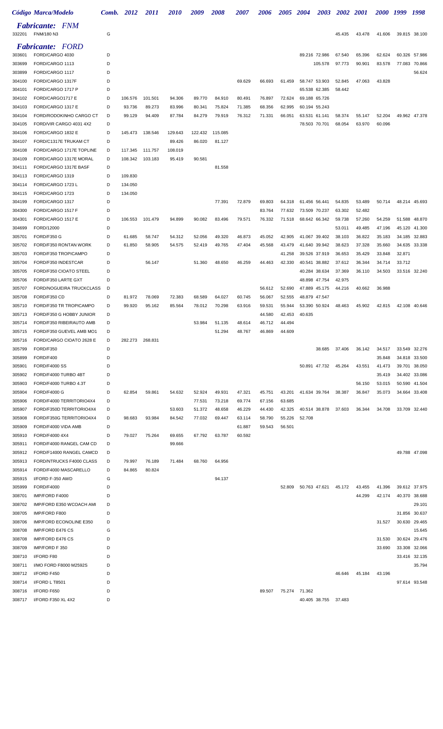| Código | Marca/Modelo | Comb. | 2012 | 2011 | 2010 | 2009 | 2008 | 2007 | 2006 | 2005 | 2004 | 2003 | 2002 | 2001 | 2000 | 1999 | 1998 |
|---|---|---|---|---|---|---|---|---|---|---|---|---|---|---|---|---|---|
| ***Fabricante: FNM*** | | | | | | | | | | | | | | | | | |
| 332201 | FNM/180 N3 | G | | | | | | | | | | | 45.435 | 43.478 | 41.606 | 39.815 | 38.100 |
| ***Fabricante: FORD*** | | | | | | | | | | | | | | | | | |
| 303601 | FORD/CARGO 4030 | D | | | | | | | | | 89.216 | 72.986 | 67.540 | 65.396 | 62.624 | 60.326 | 57.986 |
| 303699 | FORD/CARGO 1113 | D | | | | | | | | | | 105.578 | 97.773 | 90.901 | 83.578 | 77.083 | 70.866 |
| 303899 | FORD/CARGO 1117 | D | | | | | | | | | | | | | | | 56.624 |
| 304100 | FORD/CARGO 1317F | D | | | | | | 69.629 | 66.693 | 61.459 | 58.747 | 53.903 | 52.845 | 47.063 | 43.828 | | |
| 304101 | FORD/CARGO 1717 P | D | | | | | | | | | 65.538 | 62.385 | 58.442 | | | | |
| 304102 | FORD/CARGO1717 E | D | 106.576 | 101.501 | 94.306 | 89.770 | 84.910 | 80.491 | 76.897 | 72.624 | 69.188 | 65.726 | | | | | |
| 304103 | FORD/CARGO 1317 E | D | 93.736 | 89.273 | 83.996 | 80.341 | 75.824 | 71.385 | 68.356 | 62.995 | 60.194 | 55.243 | | | | | |
| 304104 | FORD/RODOKINHO CARGO CT | D | 99.129 | 94.409 | 87.784 | 84.279 | 79.919 | 76.312 | 71.331 | 66.051 | 63.531 | 61.141 | 58.374 | 55.147 | 52.204 | 49.962 | 47.378 |
| 304105 | FORD/VIR CARGO 4031 4X2 | D | | | | | | | | | 78.503 | 70.701 | 68.054 | 63.970 | 60.096 | | |
| 304106 | FORD/CARGO 1832 E | D | 145.473 | 138.546 | 129.643 | 122.432 | 115.085 | | | | | | | | | | |
| 304107 | FORD/C1317E TRUKAM CT | D | | | 89.426 | 86.020 | 81.127 | | | | | | | | | | |
| 304108 | FORD/CARGO 1717E TOPLINE | D | 117.345 | 111.757 | 108.019 | | | | | | | | | | | | |
| 304109 | FORD/CARGO 1317E MORAL | D | 108.342 | 103.183 | 95.419 | 90.581 | | | | | | | | | | | |
| 304111 | FORD/CARGO 1317E BASF | D | | | | | 81.558 | | | | | | | | | | |
| 304113 | FORD/CARGO 1319 | D | 109.830 | | | | | | | | | | | | | | |
| 304114 | FORD/CARGO 1723 L | D | 134.050 | | | | | | | | | | | | | | |
| 304115 | FORD/CARGO 1723 | D | 134.050 | | | | | | | | | | | | | | |
| 304199 | FORD/CARGO 1317 | D | | | | | 77.391 | 72.879 | 69.803 | 64.318 | 61.456 | 56.441 | 54.835 | 53.489 | 50.714 | 48.214 | 45.693 |
| 304300 | FORD/CARGO 1517 F | D | | | | | | | 83.764 | 77.632 | 73.509 | 70.237 | 63.302 | 52.482 | | | |
| 304301 | FORD/CARGO 1517 E | D | 106.553 | 101.479 | 94.899 | 90.082 | 83.496 | 79.571 | 76.332 | 71.518 | 68.642 | 66.342 | 59.738 | 57.260 | 54.259 | 51.588 | 48.870 |
| 304699 | FORD/12000 | D | | | | | | | | | | | 53.011 | 49.485 | 47.196 | 45.120 | 41.300 |
| 305701 | FORD/F350 G | D | 61.685 | 58.747 | 54.312 | 52.056 | 49.320 | 46.873 | 45.052 | 42.905 | 41.067 | 39.402 | 38.103 | 36.822 | 35.183 | 34.185 | 32.883 |
| 305702 | FORD/F350 RONTAN WORK | D | 61.850 | 58.905 | 54.575 | 52.419 | 49.765 | 47.404 | 45.568 | 43.479 | 41.640 | 39.942 | 38.623 | 37.328 | 35.660 | 34.635 | 33.338 |
| 305703 | FORD/F350 TROPICAMPO | D | | | | | | | | 41.258 | 39.526 | 37.919 | 36.653 | 35.429 | 33.848 | 32.871 | |
| 305704 | FORD/F350 INDESTCAR | D | | 56.147 | | 51.360 | 48.650 | 46.259 | 44.463 | 42.330 | 40.541 | 38.882 | 37.612 | 36.344 | 34.714 | 33.712 | |
| 305705 | FORD/F350 CIOATO STEEL | D | | | | | | | | | 40.284 | 38.634 | 37.369 | 36.110 | 34.503 | 33.516 | 32.240 |
| 305706 | FORD/F350 LARTE GXT | D | | | | | | | | | 48.898 | 47.754 | 42.975 | | | | |
| 305707 | FORD/NOGUEIRA TRUCKCLASS | D | | | | | | | 56.612 | 52.690 | 47.889 | 45.175 | 44.216 | 40.662 | 36.988 | | |
| 305708 | FORD/F350 CD | D | 81.972 | 78.069 | 72.383 | 68.589 | 64.027 | 60.745 | 56.067 | 52.555 | 48.879 | 47.547 | | | | | |
| 305710 | FORD/F350 TR TROPICAMPO | D | 99.920 | 95.162 | 85.564 | 78.012 | 70.298 | 63.916 | 59.531 | 55.944 | 53.390 | 50.924 | 48.463 | 45.902 | 42.815 | 42.108 | 40.646 |
| 305713 | FORD/F350 G HOBBY JUNIOR | D | | | | | | | 44.580 | 42.453 | 40.635 | | | | | | |
| 305714 | FORD/F350 RIBEIRAUTO AMB | D | | | | 53.984 | 51.135 | 48.614 | 46.712 | 44.494 | | | | | | | |
| 305715 | FORD/F350 GUEVEL AMB MO1 | D | | | | | 51.294 | 48.767 | 46.869 | 44.609 | | | | | | | |
| 305716 | FORD/CARGO CIOATO 2628 E | D | 282.273 | 268.831 | | | | | | | | | | | | | |
| 305799 | FORD/F350 | D | | | | | | | | | | 38.685 | 37.406 | 36.142 | 34.517 | 33.549 | 32.276 |
| 305899 | FORD/F400 | D | | | | | | | | | | | | | 35.848 | 34.818 | 33.500 |
| 305901 | FORD/F4000 SS | D | | | | | | | | | 50.891 | 47.732 | 45.264 | 43.551 | 41.473 | 39.701 | 38.050 |
| 305902 | FORD/F4000 TURBO 4BT | D | | | | | | | | | | | | | 35.419 | 34.402 | 33.086 |
| 305903 | FORD/F4000 TURBO 4.3T | D | | | | | | | | | | | | 56.150 | 53.015 | 50.590 | 41.504 |
| 305904 | FORD/F4000 G | D | 62.854 | 59.861 | 54.632 | 52.924 | 49.931 | 47.321 | 45.751 | 43.201 | 41.634 | 39.764 | 38.387 | 36.847 | 35.073 | 34.664 | 33.408 |
| 305906 | FORD/F4000 TERRITORIO4X4 | D | | | | 77.531 | 73.218 | 69.774 | 67.156 | 63.685 | | | | | | | |
| 305907 | FORD/F350D TERRITORIO4X4 | D | | | 53.603 | 51.372 | 48.658 | 46.229 | 44.430 | 42.325 | 40.514 | 38.878 | 37.603 | 36.344 | 34.708 | 33.709 | 32.440 |
| 305908 | FORD/F350G TERRITORIO4X4 | D | 98.683 | 93.984 | 84.542 | 77.032 | 69.447 | 63.114 | 58.790 | 55.226 | 52.708 | | | | | | |
| 305909 | FORD/F4000 VIDA AMB | D | | | | | | 61.887 | 59.543 | 56.501 | | | | | | | |
| 305910 | FORD/F4000 4X4 | D | 79.027 | 75.264 | 69.655 | 67.792 | 63.787 | 60.592 | | | | | | | | | |
| 305911 | FORD/F4000 RANGEL CAM CD | D | | | 99.666 | | | | | | | | | | | | |
| 305912 | FORD/F14000 RANGEL CAMCD | D | | | | | | | | | | | | | | 49.788 | 47.098 |
| 305913 | FORD/NTRUCKS F4000 CLASS | D | 79.997 | 76.189 | 71.484 | 68.760 | 64.956 | | | | | | | | | | |
| 305914 | FORD/F4000 MASCARELLO | D | 84.865 | 80.824 | | | | | | | | | | | | | |
| 305915 | I/FORD F-350 AWD | G | | | | | 94.137 | | | | | | | | | | |
| 305999 | FORD/F4000 | D | | | | | | | | 52.809 | 50.763 | 47.621 | 45.172 | 43.455 | 41.396 | 39.612 | 37.975 |
| 308701 | IMP/FORD F4000 | D | | | | | | | | | | | | 44.299 | 42.174 | 40.370 | 38.688 |
| 308702 | IMP/FORD E350 WCOACH AMI | D | | | | | | | | | | | | | | | 29.101 |
| 308705 | IMP/FORD F800 | D | | | | | | | | | | | | | | 31.856 | 30.637 |
| 308706 | IMP/FORD ECONOLINE E350 | D | | | | | | | | | | | | | 31.527 | 30.630 | 29.465 |
| 308708 | IMP/FORD E476 CS | G | | | | | | | | | | | | | | | 15.645 |
| 308708 | IMP/FORD E476 CS | D | | | | | | | | | | | | | 31.530 | 30.624 | 29.476 |
| 308709 | IMP/FORD F 350 | D | | | | | | | | | | | | | 33.690 | 33.308 | 32.066 |
| 308710 | I/FORD F80 | D | | | | | | | | | | | | | | 33.416 | 32.135 |
| 308711 | I/MO FORD F8000 M2592S | D | | | | | | | | | | | | | | | 35.794 |
| 308712 | I/FORD F450 | D | | | | | | | | | | | 46.646 | 45.184 | 43.196 | | |
| 308714 | I/FORD L T8501 | D | | | | | | | | | | | | | | 97.614 | 93.548 |
| 308716 | I/FORD F650 | D | | | | | | | 89.507 | 75.274 | 71.362 | | | | | | |
| 308717 | I/FORD F350 XL 4X2 | D | | | | | | | | | 40.405 | 38.755 | 37.483 | | | | |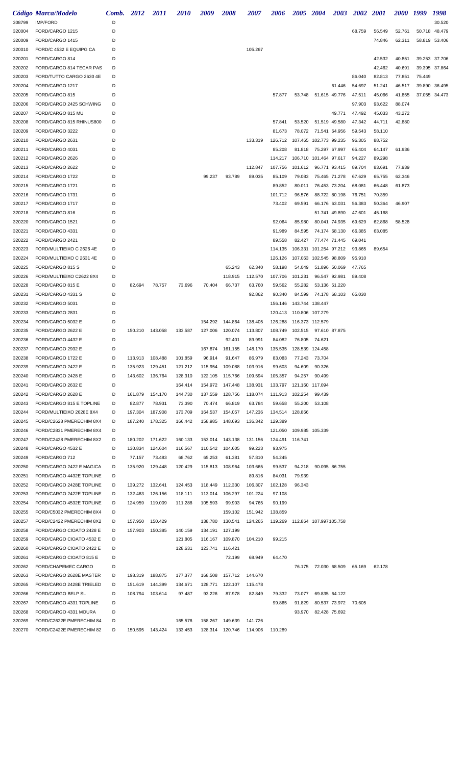| Código | Marca/Modelo | Comb. | 2012 | 2011 | 2010 | 2009 | 2008 | 2007 | 2006 | 2005 | 2004 | 2003 | 2002 | 2001 | 2000 | 1999 | 1998 |
|---|---|---|---|---|---|---|---|---|---|---|---|---|---|---|---|---|---|
| 308799 | IMP/FORD | D | | | | | | | | | | | | | | | 30.520 |
| 320004 | FORD/CARGO 1215 | D | | | | | | | | | | | 68.759 | 56.549 | 52.761 | 50.718 | 48.479 |
| 320009 | FORD/CARGO 1415 | D | | | | | | | | | | | | 74.846 | 62.311 | 58.819 | 53.406 |
| 320010 | FORD/C 4532 E EQUIPG CA | D | | | | | | 105.267 | | | | | | | | | |
| 320201 | FORD/CARGO 814 | D | | | | | | | | | | | | 42.532 | 40.851 | 39.253 | 37.706 |
| 320202 | FORD/CARGO 814 TECAR PAS | D | | | | | | | | | | | | 42.462 | 40.691 | 39.395 | 37.864 |
| 320203 | FORD/TUTTO CARGO 2630 4E | D | | | | | | | | | | | 86.040 | 82.813 | 77.851 | 75.449 | |
| 320204 | FORD/CARGO 1217 | D | | | | | | | | | | 61.446 | 54.697 | 51.241 | 46.517 | 39.890 | 36.495 |
| 320205 | FORD/CARGO 815 | D | | | | | | | 57.877 | 53.748 | 51.615 | 49.776 | 47.511 | 45.066 | 41.855 | 37.055 | 34.473 |
| 320206 | FORD/CARGO 2425 SCHWING | D | | | | | | | | | | | 97.903 | 93.622 | 88.074 | | |
| 320207 | FORD/CARGO 815 MU | D | | | | | | | | | | 49.771 | 47.492 | 45.033 | 43.272 | | |
| 320208 | FORD/CARGO 815 RHINUS800 | D | | | | | | | 57.841 | 53.520 | 51.519 | 49.580 | 47.342 | 44.711 | 42.880 | | |
| 320209 | FORD/CARGO 3222 | D | | | | | | | 81.673 | 78.072 | 71.541 | 64.956 | 59.543 | 58.110 | | | |
| 320210 | FORD/CARGO 2631 | D | | | | | | 133.319 | 126.712 | 117.465 | 102.773 | 99.235 | 96.305 | 88.752 | | | |
| 320211 | FORD/CARGO 4031 | D | | | | | | | 85.208 | 81.818 | 75.297 | 67.997 | 65.404 | 64.147 | 61.936 | | |
| 320212 | FORD/CARGO 2626 | D | | | | | | | 114.217 | 106.710 | 101.464 | 97.617 | 94.227 | 89.298 | | | |
| 320213 | FORD/CARGO 2622 | D | | | | | | 112.847 | 107.756 | 101.612 | 96.771 | 93.415 | 89.704 | 83.691 | 77.939 | | |
| 320214 | FORD/CARGO 1722 | D | | | | 99.237 | 93.789 | 89.035 | 85.109 | 79.083 | 75.465 | 71.278 | 67.629 | 65.755 | 62.346 | | |
| 320215 | FORD/CARGO 1721 | D | | | | | | | 89.852 | 80.011 | 76.453 | 73.204 | 68.081 | 66.448 | 61.873 | | |
| 320216 | FORD/CARGO 1731 | D | | | | | | | 101.712 | 96.576 | 88.722 | 80.198 | 76.751 | 70.359 | | | |
| 320217 | FORD/CARGO 1717 | D | | | | | | | 73.402 | 69.591 | 66.176 | 63.031 | 56.383 | 50.364 | 46.907 | | |
| 320218 | FORD/CARGO 816 | D | | | | | | | | | 51.741 | 49.890 | 47.601 | 45.168 | | | |
| 320220 | FORD/CARGO 1521 | D | | | | | | | 92.064 | 85.980 | 80.041 | 74.935 | 69.629 | 62.868 | 58.528 | | |
| 320221 | FORD/CARGO 4331 | D | | | | | | | 91.989 | 84.595 | 74.174 | 68.130 | 66.385 | 63.085 | | | |
| 320222 | FORD/CARGO 2421 | D | | | | | | | 89.558 | 82.427 | 77.474 | 71.445 | 69.041 | | | | |
| 320223 | FORD/MULTIEIXO C 2626 4E | D | | | | | | | 114.135 | 106.331 | 101.254 | 97.212 | 93.865 | 89.654 | | | |
| 320224 | FORD/MULTIEIXO C 2631 4E | D | | | | | | | 126.126 | 107.063 | 102.545 | 98.809 | 95.910 | | | | |
| 320225 | FORD/CARGO 815 S | D | | | | | 65.243 | 62.340 | 58.198 | 54.049 | 51.896 | 50.069 | 47.765 | | | | |
| 320226 | FORD/MULTIEIXO C2622 8X4 | D | | | | | 118.915 | 112.570 | 107.706 | 101.231 | 96.547 | 92.981 | 89.408 | | | | |
| 320228 | FORD/CARGO 815 E | D | 82.694 | 78.757 | 73.696 | 70.404 | 66.737 | 63.760 | 59.562 | 55.282 | 53.136 | 51.220 | | | | | |
| 320231 | FORD/CARGO 4331 S | D | | | | | | 92.862 | 90.340 | 84.599 | 74.178 | 68.103 | 65.030 | | | | |
| 320232 | FORD/CARGO 5031 | D | | | | | | | 156.146 | 143.744 | 138.447 | | | | | | |
| 320233 | FORD/CARGO 2831 | D | | | | | | | 120.413 | 110.806 | 107.279 | | | | | | |
| 320234 | FORD/CARGO 5032 E | D | | | | 154.292 | 144.864 | 138.405 | 126.288 | 116.373 | 112.579 | | | | | | |
| 320235 | FORD/CARGO 2622 E | D | 150.210 | 143.058 | 133.587 | 127.006 | 120.074 | 113.807 | 108.749 | 102.515 | 97.610 | 87.875 | | | | | |
| 320236 | FORD/CARGO 4432 E | D | | | | | 92.401 | 89.991 | 84.082 | 76.805 | 74.621 | | | | | | |
| 320237 | FORD/CARGO 2932 E | D | | | | 167.874 | 161.155 | 148.170 | 135.535 | 128.539 | 124.458 | | | | | | |
| 320238 | FORD/CARGO 1722 E | D | 113.913 | 108.488 | 101.859 | 96.914 | 91.647 | 86.979 | 83.083 | 77.243 | 73.704 | | | | | | |
| 320239 | FORD/CARGO 2422 E | D | 135.923 | 129.451 | 121.212 | 115.954 | 109.088 | 103.916 | 99.603 | 94.609 | 90.326 | | | | | | |
| 320240 | FORD/CARGO 2428 E | D | 143.602 | 136.764 | 128.310 | 122.105 | 115.766 | 109.594 | 105.357 | 94.257 | 90.499 | | | | | | |
| 320241 | FORD/CARGO 2632 E | D | | | 164.414 | 154.972 | 147.448 | 138.931 | 133.797 | 121.160 | 117.094 | | | | | | |
| 320242 | FORD/CARGO 2628 E | D | 161.879 | 154.170 | 144.730 | 137.559 | 128.756 | 118.074 | 111.913 | 102.254 | 99.439 | | | | | | |
| 320243 | FORD/CARGO 815 E TOPLINE | D | 82.877 | 78.931 | 73.390 | 70.474 | 66.819 | 63.784 | 59.658 | 55.200 | 53.108 | | | | | | |
| 320244 | FORD/MULTIEIXO 2628E 8X4 | D | 197.304 | 187.908 | 173.709 | 164.537 | 154.057 | 147.236 | 134.514 | 128.866 | | | | | | | |
| 320245 | FORD/C2628 PMERECHIM 8X4 | D | 187.240 | 178.325 | 166.442 | 158.985 | 148.693 | 136.342 | 129.389 | | | | | | | | |
| 320246 | FORD/C2831 PMERECHIM 8X4 | D | | | | | | | 121.050 | 109.985 | 105.339 | | | | | | |
| 320247 | FORD/C2428 PMERECHIM 8X2 | D | 180.202 | 171.622 | 160.133 | 153.014 | 143.138 | 131.156 | 124.491 | 116.741 | | | | | | | |
| 320248 | FORD/CARGO 4532 E | D | 130.834 | 124.604 | 116.567 | 110.542 | 104.605 | 99.223 | 93.975 | | | | | | | | |
| 320249 | FORD/CARGO 712 | D | 77.157 | 73.483 | 68.762 | 65.253 | 61.381 | 57.810 | 54.245 | | | | | | | | |
| 320250 | FORD/CARGO 2422 E MAGICA | D | 135.920 | 129.448 | 120.429 | 115.813 | 108.964 | 103.665 | 99.537 | 94.218 | 90.095 | 86.755 | | | | | |
| 320251 | FORD/CARGO 4432E TOPLINE | D | | | | | | 89.816 | 84.031 | 79.939 | | | | | | | |
| 320252 | FORD/CARGO 2428E TOPLINE | D | 139.272 | 132.641 | 124.453 | 118.449 | 112.330 | 106.307 | 102.128 | 96.343 | | | | | | | |
| 320253 | FORD/CARGO 2422E TOPLINE | D | 132.463 | 126.156 | 118.111 | 113.014 | 106.297 | 101.224 | 97.108 | | | | | | | | |
| 320254 | FORD/CARGO 4532E TOPLINE | D | 124.959 | 119.009 | 111.288 | 105.593 | 99.903 | 94.765 | 90.199 | | | | | | | | |
| 320255 | FORD/C5032 PMERECHIM 8X4 | D | | | | | 159.102 | 151.942 | 138.859 | | | | | | | | |
| 320257 | FORD/C2422 PMERECHIM 8X2 | D | 157.950 | 150.429 | | 138.780 | 130.541 | 124.265 | 119.269 | 112.864 | 107.997 | 105.758 | | | | | |
| 320258 | FORD/CARGO CIOATO 2428 E | D | 157.903 | 150.385 | 140.159 | 134.191 | 127.199 | | | | | | | | | | |
| 320259 | FORD/CARGO CIOATO 4532 E | D | | | 121.805 | 116.167 | 109.870 | 104.210 | 99.215 | | | | | | | | |
| 320260 | FORD/CARGO CIOATO 2422 E | D | | | 128.631 | 123.741 | 116.421 | | | | | | | | | | |
| 320261 | FORD/CARGO CIOATO 815 E | D | | | | | 72.199 | 68.949 | 64.470 | | | | | | | | |
| 320262 | FORD/CHAPEMEC CARGO | D | | | | | | | | 76.175 | 72.030 | 68.509 | 65.169 | 62.178 | | | |
| 320263 | FORD/CARGO 2628E MASTER | D | 198.319 | 188.875 | 177.377 | 168.508 | 157.712 | 144.670 | | | | | | | | | |
| 320265 | FORD/CARGO 2428E TRIELED | D | 151.619 | 144.399 | 134.671 | 128.771 | 122.107 | 115.478 | | | | | | | | | |
| 320266 | FORD/CARGO BELP SL | D | 108.794 | 103.614 | 97.487 | 93.226 | 87.978 | 82.849 | 79.332 | 73.077 | 69.835 | 64.122 | | | | | |
| 320267 | FORD/CARGO 4331 TOPLINE | D | | | | | | | 99.865 | 91.829 | 80.537 | 73.972 | 70.605 | | | | |
| 320268 | FORD/CARGO 4331 MOURA | D | | | | | | | | 93.970 | 82.428 | 75.692 | | | | | |
| 320269 | FORD/C2622E PMERECHIM 84 | D | | | 165.576 | 158.267 | 149.639 | 141.726 | | | | | | | | | |
| 320270 | FORD/C2422E PMERECHIM 82 | D | 150.595 | 143.424 | 133.453 | 128.314 | 120.746 | 114.906 | 110.289 | | | | | | | | |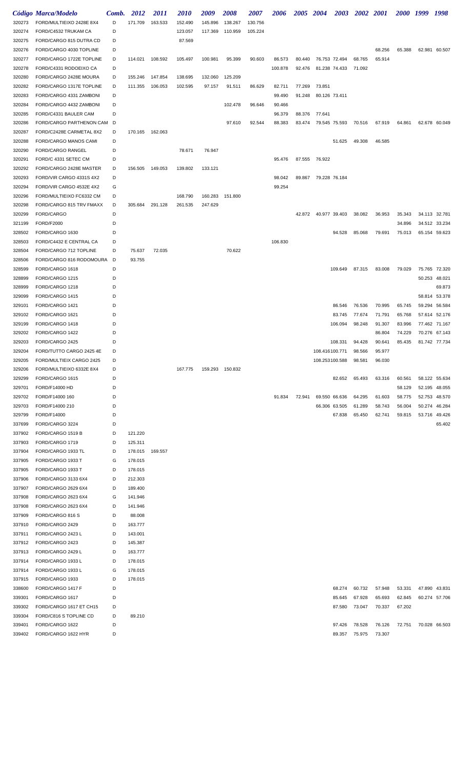| Código | Marca/Modelo | Comb. | 2012 | 2011 | 2010 | 2009 | 2008 | 2007 | 2006 | 2005 | 2004 | 2003 | 2002 | 2001 | 2000 | 1999 | 1998 |
|---|---|---|---|---|---|---|---|---|---|---|---|---|---|---|---|---|---|
| 320273 | FORD/MULTIEIXO 2428E 8X4 | D | 171.709 | 163.533 | 152.490 | 145.896 | 138.267 | 130.756 | | | | | | | | | |
| 320274 | FORD/C4532 TRUKAM CA | D | | | 123.057 | 117.369 | 110.959 | 105.224 | | | | | | | | | |
| 320275 | FORD/CARGO 815 DUTRA CD | D | | | 87.569 | | | | | | | | | | | | |
| 320276 | FORD/CARGO 4030 TOPLINE | D | | | | | | | | | | | | 68.256 | 65.388 | 62.981 | 60.507 |
| 320277 | FORD/CARGO 1722E TOPLINE | D | 114.021 | 108.592 | 105.497 | 100.981 | 95.399 | 90.603 | 86.573 | 80.440 | 76.753 | 72.494 | 68.765 | 65.914 | | | |
| 320278 | FORD/C4331 RODOEIXO CA | D | | | | | | | 100.878 | 92.476 | 81.238 | 74.433 | 71.092 | | | | |
| 320280 | FORD/CARGO 2428E MOURA | D | 155.246 | 147.854 | 138.695 | 132.060 | 125.209 | | | | | | | | | | |
| 320282 | FORD/CARGO 1317E TOPLINE | D | 111.355 | 106.053 | 102.595 | 97.157 | 91.511 | 86.629 | 82.711 | 77.269 | 73.851 | | | | | | |
| 320283 | FORD/CARGO 4331 ZAMBONI | D | | | | | | | 99.490 | 91.248 | 80.126 | 73.411 | | | | | |
| 320284 | FORD/CARGO 4432 ZAMBONI | D | | | | | 102.478 | 96.646 | 90.466 | | | | | | | | |
| 320285 | FORD/C4331 BAULER CAM | D | | | | | | | 96.379 | 88.376 | 77.641 | | | | | | |
| 320286 | FORD/CARGO PARTHENON CAM | D | | | | | 97.610 | 92.544 | 88.383 | 83.474 | 79.545 | 75.593 | 70.516 | 67.919 | 64.861 | 62.678 | 60.049 |
| 320287 | FORD/C2428E CARMETAL 8X2 | D | 170.165 | 162.063 | | | | | | | | | | | | | |
| 320288 | FORD/CARGO MANOS CAMI | D | | | | | | | | | | 51.625 | 49.308 | 46.585 | | | |
| 320290 | FORD/CARGO RANGEL | D | | | 78.671 | 76.947 | | | | | | | | | | | |
| 320291 | FORD/C 4331 SETEC CM | D | | | | | | | 95.476 | 87.555 | 76.922 | | | | | | |
| 320292 | FORD/CARGO 2428E MASTER | D | 156.505 | 149.053 | 139.802 | 133.121 | | | | | | | | | | | |
| 320293 | FORD/VIR CARGO 4331S 4X2 | D | | | | | | | 98.042 | 89.867 | 79.228 | 76.184 | | | | | |
| 320294 | FORD/VIR CARGO 4532E 4X2 | G | | | | | | | 99.254 | | | | | | | | |
| 320296 | FORD/MULTIEIXO FC6332 CM | D | | | 168.790 | 160.283 | 151.800 | | | | | | | | | | |
| 320298 | FORD/CARGO 815 TRV FMAXX | D | 305.684 | 291.128 | 261.535 | 247.629 | | | | | | | | | | | |
| 320299 | FORD/CARGO | D | | | | | | | | 42.872 | 40.977 | 39.403 | 38.082 | 36.953 | 35.343 | 34.113 | 32.781 |
| 321199 | FORD/F2000 | D | | | | | | | | | | | | | 34.896 | 34.512 | 33.234 |
| 328502 | FORD/CARGO 1630 | D | | | | | | | | | | 94.528 | 85.068 | 79.691 | 75.013 | 65.154 | 59.623 |
| 328503 | FORD/C4432 E CENTRAL CA | D | | | | | | | 106.830 | | | | | | | | |
| 328504 | FORD/CARGO 712 TOPLINE | D | 75.637 | 72.035 | | | 70.622 | | | | | | | | | | |
| 328506 | FORD/CARGO 816 RODOMOURA | D | 93.755 | | | | | | | | | | | | | | |
| 328599 | FORD/CARGO 1618 | D | | | | | | | | | | 109.649 | 87.315 | 83.008 | 79.029 | 75.765 | 72.320 |
| 328899 | FORD/CARGO 1215 | D | | | | | | | | | | | | | | 50.253 | 48.021 |
| 328999 | FORD/CARGO 1218 | D | | | | | | | | | | | | | | | 69.873 |
| 329099 | FORD/CARGO 1415 | D | | | | | | | | | | | | | | 58.814 | 53.378 |
| 329101 | FORD/CARGO 1421 | D | | | | | | | | | | 86.546 | 76.536 | 70.995 | 65.745 | 59.294 | 56.584 |
| 329102 | FORD/CARGO 1621 | D | | | | | | | | | | 83.745 | 77.674 | 71.791 | 65.768 | 57.614 | 52.176 |
| 329199 | FORD/CARGO 1418 | D | | | | | | | | | | 106.094 | 98.248 | 91.307 | 83.996 | 77.462 | 71.167 |
| 329202 | FORD/CARGO 1422 | D | | | | | | | | | | | | 86.804 | 74.229 | 70.276 | 67.143 |
| 329203 | FORD/CARGO 2425 | D | | | | | | | | | | 108.331 | 94.428 | 90.641 | 85.435 | 81.742 | 77.734 |
| 329204 | FORD/TUTTO CARGO 2425 4E | D | | | | | | | | | 108.416 | 100.771 | 98.566 | 95.977 | | | |
| 329205 | FORD/MULTIEIX CARGO 2425 | D | | | | | | | | | 108.253 | 100.588 | 98.581 | 96.030 | | | |
| 329206 | FORD/MULTIEIXO 6332E 8X4 | D | | | 167.775 | 159.293 | 150.832 | | | | | | | | | | |
| 329299 | FORD/CARGO 1615 | D | | | | | | | | | | 82.652 | 65.493 | 63.316 | 60.561 | 58.122 | 55.634 |
| 329701 | FORD/F14000 HD | D | | | | | | | | | | | | | 58.129 | 52.195 | 48.055 |
| 329702 | FORD/F14000 160 | D | | | | | | | 91.834 | 72.941 | 69.550 | 66.636 | 64.295 | 61.603 | 58.775 | 52.753 | 48.570 |
| 329703 | FORD/F14000 210 | D | | | | | | | | | 66.306 | 63.505 | 61.289 | 58.743 | 56.004 | 50.274 | 46.284 |
| 329799 | FORD/F14000 | D | | | | | | | | | | 67.838 | 65.450 | 62.741 | 59.815 | 53.716 | 49.426 |
| 337699 | FORD/CARGO 3224 | D | | | | | | | | | | | | | | | 65.402 |
| 337902 | FORD/CARGO 1519 B | D | 121.220 | | | | | | | | | | | | | | |
| 337903 | FORD/CARGO 1719 | D | 125.311 | | | | | | | | | | | | | | |
| 337904 | FORD/CARGO 1933 TL | D | 178.015 | 169.557 | | | | | | | | | | | | | |
| 337905 | FORD/CARGO 1933 T | G | 178.015 | | | | | | | | | | | | | | |
| 337905 | FORD/CARGO 1933 T | D | 178.015 | | | | | | | | | | | | | | |
| 337906 | FORD/CARGO 3133 6X4 | D | 212.303 | | | | | | | | | | | | | | |
| 337907 | FORD/CARGO 2629 6X4 | D | 189.400 | | | | | | | | | | | | | | |
| 337908 | FORD/CARGO 2623 6X4 | G | 141.946 | | | | | | | | | | | | | | |
| 337908 | FORD/CARGO 2623 6X4 | D | 141.946 | | | | | | | | | | | | | | |
| 337909 | FORD/CARGO 816 S | D | 88.008 | | | | | | | | | | | | | | |
| 337910 | FORD/CARGO 2429 | D | 163.777 | | | | | | | | | | | | | | |
| 337911 | FORD/CARGO 2423 L | D | 143.001 | | | | | | | | | | | | | | |
| 337912 | FORD/CARGO 2423 | D | 145.387 | | | | | | | | | | | | | | |
| 337913 | FORD/CARGO 2429 L | D | 163.777 | | | | | | | | | | | | | | |
| 337914 | FORD/CARGO 1933 L | D | 178.015 | | | | | | | | | | | | | | |
| 337914 | FORD/CARGO 1933 L | G | 178.015 | | | | | | | | | | | | | | |
| 337915 | FORD/CARGO 1933 | D | 178.015 | | | | | | | | | | | | | | |
| 338600 | FORD/CARGO 1417 F | D | | | | | | | | | | 68.274 | 60.732 | 57.948 | 53.331 | 47.890 | 43.831 |
| 339301 | FORD/CARGO 1617 | D | | | | | | | | | | 85.645 | 67.928 | 65.693 | 62.845 | 60.274 | 57.706 |
| 339302 | FORD/CARGO 1617 ET CH15 | D | | | | | | | | | | 87.580 | 73.047 | 70.337 | 67.202 | | |
| 339304 | FORD/C816 S TOPLINE CD | D | 89.210 | | | | | | | | | | | | | | |
| 339401 | FORD/CARGO 1622 | D | | | | | | | | | | 97.426 | 78.528 | 76.126 | 72.751 | 70.028 | 66.503 |
| 339402 | FORD/CARGO 1622 HYR | D | | | | | | | | | | 89.357 | 75.975 | 73.307 | | | |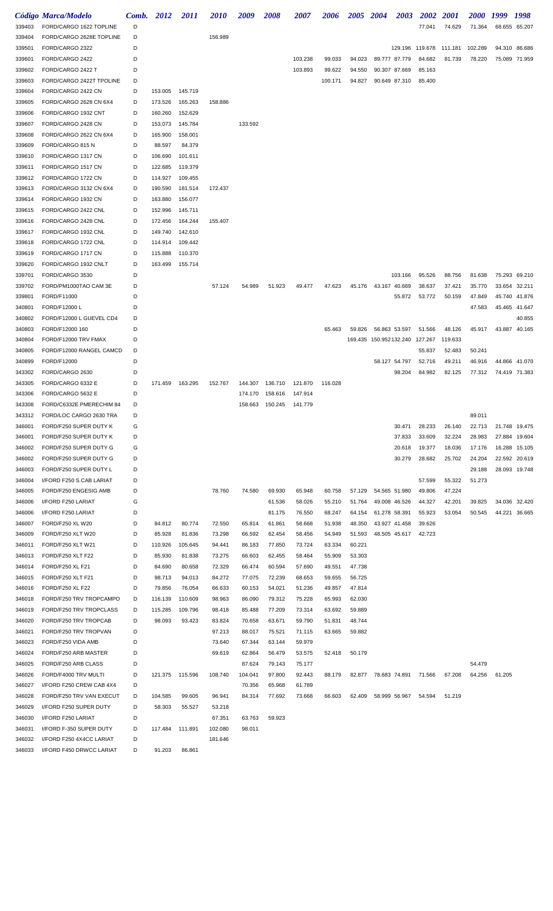| Código | Marca/Modelo | Comb. | 2012 | 2011 | 2010 | 2009 | 2008 | 2007 | 2006 | 2005 | 2004 | 2003 | 2002 | 2001 | 2000 | 1999 | 1998 |
|---|---|---|---|---|---|---|---|---|---|---|---|---|---|---|---|---|---|
| 339403 | FORD/CARGO 1622 TOPLINE | D | | | | | | | | | | | 77.041 | 74.629 | 71.364 | 68.655 | 65.207 |
| 339404 | FORD/CARGO 2628E TOPLINE | D | | | 156.989 | | | | | | | | | | | | |
| 339501 | FORD/CARGO 2322 | D | | | | | | | | | | 129.196 | 119.678 | 111.181 | 102.289 | 94.310 | 86.686 |
| 339601 | FORD/CARGO 2422 | D | | | | | | 103.238 | 99.033 | 94.023 | 89.777 | 87.779 | 84.682 | 81.739 | 78.220 | 75.089 | 71.959 |
| 339602 | FORD/CARGO 2422 T | D | | | | | | 103.893 | 99.622 | 94.550 | 90.307 | 87.669 | 85.163 | | | | |
| 339603 | FORD/CARGO 2422T TPOLINE | D | | | | | | | 100.171 | 94.827 | 90.649 | 87.310 | 85.400 | | | | |
| 339604 | FORD/CARGO 2422 CN | D | 153.005 | 145.719 | | | | | | | | | | | | | |
| 339605 | FORD/CARGO 2628 CN 6X4 | D | 173.526 | 165.263 | 158.886 | | | | | | | | | | | | |
| 339606 | FORD/CARGO 1932 CNT | D | 160.260 | 152.629 | | | | | | | | | | | | | |
| 339607 | FORD/CARGO 2428 CN | D | 153.073 | 145.784 | | 133.592 | | | | | | | | | | | |
| 339608 | FORD/CARGO 2622 CN 6X4 | D | 165.900 | 158.001 | | | | | | | | | | | | | |
| 339609 | FORD/CARGO 815 N | D | 88.597 | 84.379 | | | | | | | | | | | | | |
| 339610 | FORD/CARGO 1317 CN | D | 106.690 | 101.611 | | | | | | | | | | | | | |
| 339611 | FORD/CARGO 1517 CN | D | 122.685 | 119.379 | | | | | | | | | | | | | |
| 339612 | FORD/CARGO 1722 CN | D | 114.927 | 109.455 | | | | | | | | | | | | | |
| 339613 | FORD/CARGO 3132 CN 6X4 | D | 190.590 | 181.514 | 172.437 | | | | | | | | | | | | |
| 339614 | FORD/CARGO 1932 CN | D | 163.880 | 156.077 | | | | | | | | | | | | | |
| 339615 | FORD/CARGO 2422 CNL | D | 152.996 | 145.711 | | | | | | | | | | | | | |
| 339616 | FORD/CARGO 2428 CNL | D | 172.456 | 164.244 | 155.407 | | | | | | | | | | | | |
| 339617 | FORD/CARGO 1932 CNL | D | 149.740 | 142.610 | | | | | | | | | | | | | |
| 339618 | FORD/CARGO 1722 CNL | D | 114.914 | 109.442 | | | | | | | | | | | | | |
| 339619 | FORD/CARGO 1717 CN | D | 115.888 | 110.370 | | | | | | | | | | | | | |
| 339620 | FORD/CARGO 1932 CNLT | D | 163.499 | 155.714 | | | | | | | | | | | | | |
| 339701 | FORD/CARGO 3530 | D | | | | | | | | | | 103.166 | 95.526 | 88.756 | 81.638 | 75.293 | 69.210 |
| 339702 | FORD/PM1000TAO CAM 3E | D | | | 57.124 | 54.989 | 51.923 | 49.477 | 47.623 | 45.176 | 43.167 | 40.669 | 38.637 | 37.421 | 35.770 | 33.654 | 32.211 |
| 339801 | FORD/F11000 | D | | | | | | | | | | 55.872 | 53.772 | 50.159 | 47.849 | 45.740 | 41.876 |
| 340801 | FORD/F12000 L | D | | | | | | | | | | | | | 47.583 | 45.465 | 41.647 |
| 340802 | FORD/F12000 L GUEVEL CD4 | D | | | | | | | | | | | | | | | 40.855 |
| 340803 | FORD/F12000 160 | D | | | | | | | 65.463 | 59.826 | 56.863 | 53.597 | 51.566 | 48.126 | 45.917 | 43.887 | 40.165 |
| 340804 | FORD/F12000 TRV FMAX | D | | | | | | | | 169.435 | 150.952 | 132.240 | 127.267 | 119.633 | | | |
| 340805 | FORD/F12000 RANGEL CAMCD | D | | | | | | | | | | | 55.837 | 52.483 | 50.241 | | |
| 340899 | FORD/F12000 | D | | | | | | | | | 58.127 | 54.797 | 52.716 | 49.211 | 46.916 | 44.866 | 41.070 |
| 343302 | FORD/CARGO 2630 | D | | | | | | | | | | 98.204 | 84.982 | 82.125 | 77.312 | 74.419 | 71.383 |
| 343305 | FORD/CARGO 6332 E | D | 171.459 | 163.295 | 152.767 | 144.307 | 136.710 | 121.870 | 116.028 | | | | | | | | |
| 343306 | FORD/CARGO 5632 E | D | | | | 174.170 | 158.616 | 147.914 | | | | | | | | | |
| 343308 | FORD/C6332E PMERECHIM 84 | D | | | | 158.663 | 150.245 | 141.779 | | | | | | | | | |
| 343312 | FORD/LOC CARGO 2630 TRA | D | | | | | | | | | | | | | 89.011 | | |
| 346001 | FORD/F250 SUPER DUTY K | G | | | | | | | | | | 30.471 | 28.233 | 26.140 | 22.713 | 21.748 | 19.475 |
| 346001 | FORD/F250 SUPER DUTY K | D | | | | | | | | | | 37.833 | 33.609 | 32.224 | 28.983 | 27.884 | 19.604 |
| 346002 | FORD/F250 SUPER DUTY G | G | | | | | | | | | | 20.618 | 19.377 | 18.036 | 17.176 | 16.288 | 15.105 |
| 346002 | FORD/F250 SUPER DUTY G | D | | | | | | | | | | 30.279 | 28.682 | 25.702 | 24.204 | 22.592 | 20.619 |
| 346003 | FORD/F250 SUPER DUTY L | D | | | | | | | | | | | | | 29.188 | 28.093 | 19.748 |
| 346004 | I/FORD F250 S.CAB LARIAT | D | | | | | | | | | | | 57.599 | 55.322 | 51.273 | | |
| 346005 | FORD/F250 ENGESIG AMB | D | | | 78.760 | 74.580 | 69.930 | 65.948 | 60.758 | 57.129 | 54.565 | 51.980 | 49.806 | 47.224 | | | |
| 346006 | I/FORD F250 LARIAT | G | | | | | 61.536 | 58.026 | 55.210 | 51.764 | 49.008 | 46.526 | 44.327 | 42.201 | 39.825 | 34.036 | 32.420 |
| 346006 | I/FORD F250 LARIAT | D | | | | | 81.175 | 76.550 | 68.247 | 64.154 | 61.278 | 58.391 | 55.923 | 53.054 | 50.545 | 44.221 | 36.665 |
| 346007 | FORD/F250 XL W20 | D | 84.812 | 80.774 | 72.550 | 65.814 | 61.861 | 58.668 | 51.938 | 48.350 | 43.927 | 41.458 | 39.626 | | | | |
| 346009 | FORD/F250 XLT W20 | D | 85.928 | 81.836 | 73.298 | 66.592 | 62.454 | 58.456 | 54.949 | 51.593 | 48.505 | 45.617 | 42.723 | | | | |
| 346011 | FORD/F250 XLT W21 | D | 110.926 | 105.645 | 94.441 | 86.183 | 77.850 | 73.724 | 63.334 | 60.221 | | | | | | | |
| 346013 | FORD/F250 XLT F22 | D | 85.930 | 81.838 | 73.275 | 66.603 | 62.455 | 58.464 | 55.909 | 53.303 | | | | | | | |
| 346014 | FORD/F250 XL F21 | D | 84.690 | 80.658 | 72.329 | 66.474 | 60.594 | 57.690 | 49.551 | 47.738 | | | | | | | |
| 346015 | FORD/F250 XLT F21 | D | 98.713 | 94.013 | 84.272 | 77.075 | 72.239 | 68.653 | 59.655 | 56.725 | | | | | | | |
| 346016 | FORD/F250 XL F22 | D | 79.856 | 76.054 | 66.633 | 60.153 | 54.021 | 51.236 | 49.857 | 47.814 | | | | | | | |
| 346018 | FORD/F250 TRV TROPCAMPO | D | 116.139 | 110.609 | 98.963 | 86.090 | 79.312 | 75.228 | 65.993 | 62.030 | | | | | | | |
| 346019 | FORD/F250 TRV TROPCLASS | D | 115.285 | 109.796 | 98.418 | 85.488 | 77.209 | 73.314 | 63.692 | 59.889 | | | | | | | |
| 346020 | FORD/F250 TRV TROPCAB | D | 98.093 | 93.423 | 83.824 | 70.658 | 63.671 | 59.790 | 51.831 | 48.744 | | | | | | | |
| 346021 | FORD/F250 TRV TROPVAN | D | | | 97.213 | 88.017 | 75.521 | 71.115 | 63.665 | 59.882 | | | | | | | |
| 346023 | FORD/F250 VIDA AMB | D | | | 73.640 | 67.344 | 63.144 | 59.979 | | | | | | | | | |
| 346024 | FORD/F250 ARB MASTER | D | | | 69.619 | 62.864 | 56.479 | 53.575 | 52.418 | 50.179 | | | | | | | |
| 346025 | FORD/F250 ARB CLASS | D | | | | 87.624 | 79.143 | 75.177 | | | | | | | 54.479 | | |
| 346026 | FORD/F4000 TRV MULTI | D | 121.375 | 115.596 | 108.740 | 104.041 | 97.800 | 92.443 | 88.179 | 82.877 | 78.683 | 74.891 | 71.566 | 67.208 | 64.256 | 61.205 | |
| 346027 | I/FORD F250 CREW CAB 4X4 | D | | | | 70.356 | 65.968 | 61.789 | | | | | | | | | |
| 346028 | FORD/F250 TRV VAN EXECUT | D | 104.585 | 99.605 | 96.941 | 84.314 | 77.692 | 73.668 | 66.603 | 62.409 | 58.999 | 56.967 | 54.594 | 51.219 | | | |
| 346029 | I/FORD F250 SUPER DUTY | D | 58.303 | 55.527 | 53.218 | | | | | | | | | | | | |
| 346030 | I/FORD F250 LARIAT | D | | | 67.351 | 63.763 | 59.923 | | | | | | | | | | |
| 346031 | I/FORD F-350 SUPER DUTY | D | 117.484 | 111.891 | 102.080 | 98.011 | | | | | | | | | | | |
| 346032 | I/FORD F250 4X4CC LARIAT | D | | | 181.646 | | | | | | | | | | | | |
| 346033 | I/FORD F450 DRWCC LARIAT | D | 91.203 | 86.861 | | | | | | | | | | | | | |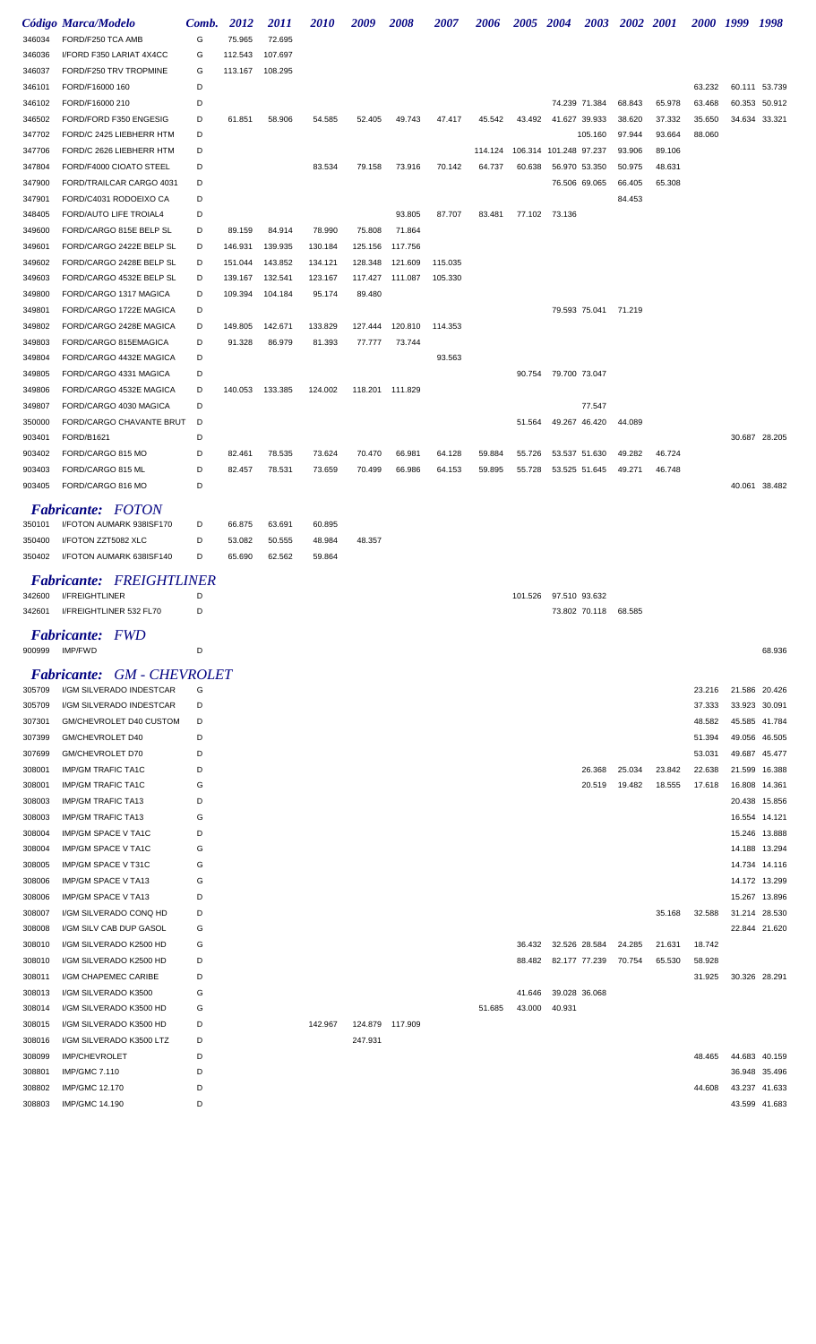| Código | Marca/Modelo | Comb. | 2012 | 2011 | 2010 | 2009 | 2008 | 2007 | 2006 | 2005 | 2004 | 2003 | 2002 | 2001 | 2000 | 1999 | 1998 |
|---|---|---|---|---|---|---|---|---|---|---|---|---|---|---|---|---|---|
| 346034 | FORD/F250 TCA AMB | G | 75.965 | 72.695 | | | | | | | | | | | | | |
| 346036 | I/FORD F350 LARIAT 4X4CC | G | 112.543 | 107.697 | | | | | | | | | | | | | |
| 346037 | FORD/F250 TRV TROPMINE | G | 113.167 | 108.295 | | | | | | | | | | | | | |
| 346101 | FORD/F16000 160 | D | | | | | | | | | | | | | 63.232 | 60.111 | 53.739 |
| 346102 | FORD/F16000 210 | D | | | | | | | | | 74.239 | 71.384 | 68.843 | 65.978 | 63.468 | 60.353 | 50.912 |
| 346502 | FORD/FORD F350 ENGESIG | D | 61.851 | 58.906 | 54.585 | 52.405 | 49.743 | 47.417 | 45.542 | 43.492 | 41.627 | 39.933 | 38.620 | 37.332 | 35.650 | 34.634 | 33.321 |
| 347702 | FORD/C 2425 LIEBHERR HTM | D | | | | | | | | | | 105.160 | 97.944 | 93.664 | 88.060 | | |
| 347706 | FORD/C 2626 LIEBHERR HTM | D | | | | | | | 114.124 | 106.314 | 101.248 | 97.237 | 93.906 | 89.106 | | | |
| 347804 | FORD/F4000 CIOATO STEEL | D | | | 83.534 | 79.158 | 73.916 | 70.142 | 64.737 | 60.638 | 56.970 | 53.350 | 50.975 | 48.631 | | | |
| 347900 | FORD/TRAILCAR CARGO 4031 | D | | | | | | | | | 76.506 | 69.065 | 66.405 | 65.308 | | | |
| 347901 | FORD/C4031 RODOEIXO CA | D | | | | | | | | | | | 84.453 | | | | |
| 348405 | FORD/AUTO LIFE TROIAL4 | D | | | | | 93.805 | 87.707 | 83.481 | 77.102 | 73.136 | | | | | | |
| 349600 | FORD/CARGO 815E BELP SL | D | 89.159 | 84.914 | 78.990 | 75.808 | 71.864 | | | | | | | | | | |
| 349601 | FORD/CARGO 2422E BELP SL | D | 146.931 | 139.935 | 130.184 | 125.156 | 117.756 | | | | | | | | | | |
| 349602 | FORD/CARGO 2428E BELP SL | D | 151.044 | 143.852 | 134.121 | 128.348 | 121.609 | 115.035 | | | | | | | | | |
| 349603 | FORD/CARGO 4532E BELP SL | D | 139.167 | 132.541 | 123.167 | 117.427 | 111.087 | 105.330 | | | | | | | | | |
| 349800 | FORD/CARGO 1317 MAGICA | D | 109.394 | 104.184 | 95.174 | 89.480 | | | | | | | | | | | |
| 349801 | FORD/CARGO 1722E MAGICA | D | | | | | | | | | 79.593 | 75.041 | 71.219 | | | | |
| 349802 | FORD/CARGO 2428E MAGICA | D | 149.805 | 142.671 | 133.829 | 127.444 | 120.810 | 114.353 | | | | | | | | | |
| 349803 | FORD/CARGO 815EMAGICA | D | 91.328 | 86.979 | 81.393 | 77.777 | 73.744 | | | | | | | | | | |
| 349804 | FORD/CARGO 4432E MAGICA | D | | | | | | 93.563 | | | | | | | | | |
| 349805 | FORD/CARGO 4331 MAGICA | D | | | | | | | | 90.754 | 79.700 | 73.047 | | | | | |
| 349806 | FORD/CARGO 4532E MAGICA | D | 140.053 | 133.385 | 124.002 | 118.201 | 111.829 | | | | | | | | | | |
| 349807 | FORD/CARGO 4030 MAGICA | D | | | | | | | | | | 77.547 | | | | | |
| 350000 | FORD/CARGO CHAVANTE BRUT | D | | | | | | | | 51.564 | 49.267 | 46.420 | 44.089 | | | | |
| 903401 | FORD/B1621 | D | | | | | | | | | | | | | | 30.687 | 28.205 |
| 903402 | FORD/CARGO 815 MO | D | 82.461 | 78.535 | 73.624 | 70.470 | 66.981 | 64.128 | 59.884 | 55.726 | 53.537 | 51.630 | 49.282 | 46.724 | | | |
| 903403 | FORD/CARGO 815 ML | D | 82.457 | 78.531 | 73.659 | 70.499 | 66.986 | 64.153 | 59.895 | 55.728 | 53.525 | 51.645 | 49.271 | 46.748 | | | |
| 903405 | FORD/CARGO 816 MO | D | | | | | | | | | | | | | | 40.061 | 38.482 |

***Fabricante: FOTON***

| Código | Marca/Modelo | Comb. | 2012 | 2011 | 2010 | 2009 | 2008 | 2007 | 2006 | 2005 | 2004 | 2003 | 2002 | 2001 | 2000 | 1999 | 1998 |
|---|---|---|---|---|---|---|---|---|---|---|---|---|---|---|---|---|---|
| 350101 | I/FOTON AUMARK 938ISF170 | D | 66.875 | 63.691 | 60.895 | | | | | | | | | | | | |
| 350400 | I/FOTON ZZT5082 XLC | D | 53.082 | 50.555 | 48.984 | 48.357 | | | | | | | | | | | |
| 350402 | I/FOTON AUMARK 638ISF140 | D | 65.690 | 62.562 | 59.864 | | | | | | | | | | | | |

***Fabricante: FREIGHTLINER***

| Código | Marca/Modelo | Comb. | 2012 | 2011 | 2010 | 2009 | 2008 | 2007 | 2006 | 2005 | 2004 | 2003 | 2002 | 2001 | 2000 | 1999 | 1998 |
|---|---|---|---|---|---|---|---|---|---|---|---|---|---|---|---|---|---|
| 342600 | I/FREIGHTLINER | D | | | | | | | | 101.526 | 97.510 | 93.632 | | | | | |
| 342601 | I/FREIGHTLINER 532 FL70 | D | | | | | | | | | 73.802 | 70.118 | 68.585 | | | | |

***Fabricante: FWD***

| Código | Marca/Modelo | Comb. | 2012 | 2011 | 2010 | 2009 | 2008 | 2007 | 2006 | 2005 | 2004 | 2003 | 2002 | 2001 | 2000 | 1999 | 1998 |
|---|---|---|---|---|---|---|---|---|---|---|---|---|---|---|---|---|---|
| 900999 | IMP/FWD | D | | | | | | | | | | | | | | | 68.936 |

***Fabricante: GM - CHEVROLET***

| Código | Marca/Modelo | Comb. | 2012 | 2011 | 2010 | 2009 | 2008 | 2007 | 2006 | 2005 | 2004 | 2003 | 2002 | 2001 | 2000 | 1999 | 1998 |
|---|---|---|---|---|---|---|---|---|---|---|---|---|---|---|---|---|---|
| 305709 | I/GM SILVERADO INDESTCAR | G | | | | | | | | | | | | | 23.216 | 21.586 | 20.426 |
| 305709 | I/GM SILVERADO INDESTCAR | D | | | | | | | | | | | | | 37.333 | 33.923 | 30.091 |
| 307301 | GM/CHEVROLET D40 CUSTOM | D | | | | | | | | | | | | | 48.582 | 45.585 | 41.784 |
| 307399 | GM/CHEVROLET D40 | D | | | | | | | | | | | | | 51.394 | 49.056 | 46.505 |
| 307699 | GM/CHEVROLET D70 | D | | | | | | | | | | | | | 53.031 | 49.687 | 45.477 |
| 308001 | IMP/GM TRAFIC TA1C | D | | | | | | | | | | 26.368 | 25.034 | 23.842 | 22.638 | 21.599 | 16.388 |
| 308001 | IMP/GM TRAFIC TA1C | G | | | | | | | | | | 20.519 | 19.482 | 18.555 | 17.618 | 16.808 | 14.361 |
| 308003 | IMP/GM TRAFIC TA13 | D | | | | | | | | | | | | | | 20.438 | 15.856 |
| 308003 | IMP/GM TRAFIC TA13 | G | | | | | | | | | | | | | | 16.554 | 14.121 |
| 308004 | IMP/GM SPACE V TA1C | D | | | | | | | | | | | | | | 15.246 | 13.888 |
| 308004 | IMP/GM SPACE V TA1C | G | | | | | | | | | | | | | | 14.188 | 13.294 |
| 308005 | IMP/GM SPACE V T31C | G | | | | | | | | | | | | | | 14.734 | 14.116 |
| 308006 | IMP/GM SPACE V TA13 | G | | | | | | | | | | | | | | 14.172 | 13.299 |
| 308006 | IMP/GM SPACE V TA13 | D | | | | | | | | | | | | | | 15.267 | 13.896 |
| 308007 | I/GM SILVERADO CONQ HD | D | | | | | | | | | | | | 35.168 | 32.588 | 31.214 | 28.530 |
| 308008 | I/GM SILV CAB DUP GASOL | G | | | | | | | | | | | | | | 22.844 | 21.620 |
| 308010 | I/GM SILVERADO K2500 HD | G | | | | | | | | 36.432 | 32.526 | 28.584 | 24.285 | 21.631 | 18.742 | | |
| 308010 | I/GM SILVERADO K2500 HD | D | | | | | | | | 88.482 | 82.177 | 77.239 | 70.754 | 65.530 | 58.928 | | |
| 308011 | I/GM CHAPEMEC CARIBE | D | | | | | | | | | | | | | 31.925 | 30.326 | 28.291 |
| 308013 | I/GM SILVERADO K3500 | G | | | | | | | | 41.646 | 39.028 | 36.068 | | | | | |
| 308014 | I/GM SILVERADO K3500 HD | G | | | | | | | 51.685 | 43.000 | 40.931 | | | | | | |
| 308015 | I/GM SILVERADO K3500 HD | D | | | 142.967 | 124.879 | 117.909 | | | | | | | | | | |
| 308016 | I/GM SILVERADO K3500 LTZ | D | | | | 247.931 | | | | | | | | | | | |
| 308099 | IMP/CHEVROLET | D | | | | | | | | | | | | | 48.465 | 44.683 | 40.159 |
| 308801 | IMP/GMC 7.110 | D | | | | | | | | | | | | | | 36.948 | 35.496 |
| 308802 | IMP/GMC 12.170 | D | | | | | | | | | | | | | 44.608 | 43.237 | 41.633 |
| 308803 | IMP/GMC 14.190 | D | | | | | | | | | | | | | | 43.599 | 41.683 |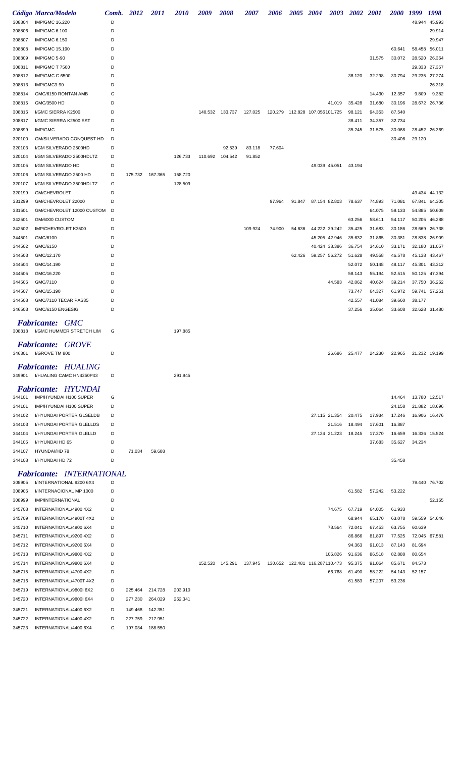| Código | Marca/Modelo | Comb. | 2012 | 2011 | 2010 | 2009 | 2008 | 2007 | 2006 | 2005 | 2004 | 2003 | 2002 | 2001 | 2000 | 1999 | 1998 |
|---|---|---|---|---|---|---|---|---|---|---|---|---|---|---|---|---|---|
| 308804 | IMP/GMC 16.220 | D | | | | | | | | | | | | | | 48.944 | 45.993 |
| 308806 | IMP/GMC 6.100 | D | | | | | | | | | | | | | | | 29.914 |
| 308807 | IMP/GMC 6.150 | D | | | | | | | | | | | | | | | 29.947 |
| 308808 | IMP/GMC 15.190 | D | | | | | | | | | | | | | 60.641 | 58.458 | 56.011 |
| 308809 | IMP/GMC 5-90 | D | | | | | | | | | | | | 31.575 | 30.072 | 28.520 | 26.364 |
| 308811 | IMP/GMC T 7500 | D | | | | | | | | | | | | | | 29.333 | 27.357 |
| 308812 | IMP/GMC C 6500 | D | | | | | | | | | | | 36.120 | 32.298 | 30.794 | 29.235 | 27.274 |
| 308813 | IMP/GMC3-90 | D | | | | | | | | | | | | | | | 26.318 |
| 308814 | GMC/6150 RONTAN AMB | G | | | | | | | | | | | | 14.430 | 12.357 | 9.809 | 9.382 |
| 308815 | GMC/3500 HD | D | | | | | | | | | | 41.019 | 35.428 | 31.680 | 30.196 | 28.672 | 26.736 |
| 308816 | I/GMC SIERRA K2500 | D | | | | 140.532 | 133.737 | 127.025 | 120.279 | 112.828 | 107.056 | 101.725 | 98.121 | 94.353 | 87.540 | | |
| 308817 | I/GMC SIERRA K2500 EST | D | | | | | | | | | | | 38.411 | 34.357 | 32.734 | | |
| 308899 | IMP/GMC | D | | | | | | | | | | | 35.245 | 31.575 | 30.068 | 28.452 | 26.369 |
| 320100 | GM/SILVERADO CONQUEST HD | D | | | | | | | | | | | | | 30.406 | 29.120 | |
| 320103 | I/GM SILVERADO 2500HD | D | | | | | 92.539 | 83.118 | 77.604 | | | | | | | | |
| 320104 | I/GM SILVERADO 2500HDLTZ | D | | | 126.733 | 110.692 | 104.542 | 91.852 | | | | | | | | | |
| 320105 | I/GM SILVERADO HD | D | | | | | | | | | 49.039 | 45.051 | 43.194 | | | | |
| 320106 | I/GM SILVERADO 2500 HD | D | 175.732 | 167.365 | 158.720 | | | | | | | | | | | | |
| 320107 | I/GM SILVERADO 3500HDLTZ | G | | | 128.509 | | | | | | | | | | | | |
| 320199 | GM/CHEVROLET | D | | | | | | | | | | | | | | 49.434 | 44.132 |
| 331299 | GM/CHEVROLET 22000 | D | | | | | | | 97.964 | 91.847 | 87.154 | 82.803 | 78.637 | 74.893 | 71.081 | 67.841 | 64.305 |
| 331501 | GM/CHEVROLET 12000 CUSTOM | D | | | | | | | | | | | | 64.075 | 59.133 | 54.885 | 50.609 |
| 342501 | GM/6000 CUSTOM | D | | | | | | | | | | | 63.256 | 58.611 | 54.117 | 50.205 | 46.288 |
| 342502 | IMP/CHEVROLET K3500 | D | | | | | | 109.924 | 74.900 | 54.636 | 44.222 | 39.242 | 35.425 | 31.683 | 30.186 | 28.669 | 26.738 |
| 344501 | GMC/6100 | D | | | | | | | | | 45.205 | 42.946 | 35.632 | 31.865 | 30.381 | 28.838 | 26.909 |
| 344502 | GMC/6150 | D | | | | | | | | | 40.424 | 38.386 | 36.754 | 34.610 | 33.171 | 32.180 | 31.057 |
| 344503 | GMC/12.170 | D | | | | | | | | 62.426 | 59.257 | 56.272 | 51.628 | 49.558 | 46.578 | 45.138 | 43.467 |
| 344504 | GMC/14.190 | D | | | | | | | | | | | 52.072 | 50.148 | 48.117 | 45.301 | 43.312 |
| 344505 | GMC/16.220 | D | | | | | | | | | | | 58.143 | 55.194 | 52.515 | 50.125 | 47.394 |
| 344506 | GMC/7110 | D | | | | | | | | | | 44.583 | 42.062 | 40.624 | 39.214 | 37.750 | 36.262 |
| 344507 | GMC/15.190 | D | | | | | | | | | | | 73.747 | 64.327 | 61.972 | 59.741 | 57.251 |
| 344508 | GMC/7110 TECAR PAS35 | D | | | | | | | | | | | 42.557 | 41.084 | 39.660 | 38.177 | |
| 346503 | GMC/6150 ENGESIG | D | | | | | | | | | | | 37.256 | 35.064 | 33.608 | 32.628 | 31.480 |

***Fabricante: GMC***

| Código | Marca/Modelo | Comb. | 2012 | 2011 | 2010 | 2009 | 2008 | 2007 | 2006 | 2005 | 2004 | 2003 | 2002 | 2001 | 2000 | 1999 | 1998 |
|---|---|---|---|---|---|---|---|---|---|---|---|---|---|---|---|---|---|
| 308818 | I/GMC HUMMER STRETCH LIM | G | | | 197.885 | | | | | | | | | | | | |

***Fabricante: GROVE***

| Código | Marca/Modelo | Comb. | 2012 | 2011 | 2010 | 2009 | 2008 | 2007 | 2006 | 2005 | 2004 | 2003 | 2002 | 2001 | 2000 | 1999 | 1998 |
|---|---|---|---|---|---|---|---|---|---|---|---|---|---|---|---|---|---|
| 346301 | I/GROVE TM 800 | D | | | | | | | | | | 26.686 | 25.477 | 24.230 | 22.965 | 21.232 | 19.199 |

***Fabricante: HUALING***

| Código | Marca/Modelo | Comb. | 2012 | 2011 | 2010 | 2009 | 2008 | 2007 | 2006 | 2005 | 2004 | 2003 | 2002 | 2001 | 2000 | 1999 | 1998 |
|---|---|---|---|---|---|---|---|---|---|---|---|---|---|---|---|---|---|
| 349901 | I/HUALING CAMC HN4250P43 | D | | | 291.945 | | | | | | | | | | | | |

***Fabricante: HYUNDAI***

| Código | Marca/Modelo | Comb. | 2012 | 2011 | 2010 | 2009 | 2008 | 2007 | 2006 | 2005 | 2004 | 2003 | 2002 | 2001 | 2000 | 1999 | 1998 |
|---|---|---|---|---|---|---|---|---|---|---|---|---|---|---|---|---|---|
| 344101 | IMP/HYUNDAI H100 SUPER | G | | | | | | | | | | | | | 14.464 | 13.780 | 12.517 |
| 344101 | IMP/HYUNDAI H100 SUPER | D | | | | | | | | | | | | | 24.158 | 21.882 | 18.696 |
| 344102 | I/HYUNDAI PORTER GLSELDB | D | | | | | | | | | 27.115 | 21.354 | 20.475 | 17.934 | 17.246 | 16.906 | 16.476 |
| 344103 | I/HYUNDAI PORTER GLELLDS | D | | | | | | | | | | 21.516 | 18.494 | 17.601 | 16.887 | | |
| 344104 | I/HYUNDAI PORTER GLELLD | D | | | | | | | | | 27.124 | 21.223 | 18.245 | 17.370 | 16.659 | 16.336 | 15.524 |
| 344105 | I/HYUNDAI HD 65 | D | | | | | | | | | | | | 37.683 | 35.627 | 34.234 | |
| 344107 | HYUNDAI/HD 78 | D | 71.034 | 59.688 | | | | | | | | | | | | | |
| 344108 | I/HYUNDAI HD 72 | D | | | | | | | | | | | | | 35.458 | | |

***Fabricante: INTERNATIONAL***

| Código | Marca/Modelo | Comb. | 2012 | 2011 | 2010 | 2009 | 2008 | 2007 | 2006 | 2005 | 2004 | 2003 | 2002 | 2001 | 2000 | 1999 | 1998 |
|---|---|---|---|---|---|---|---|---|---|---|---|---|---|---|---|---|---|
| 308905 | I/INTERNATIONAL 9200 6X4 | D | | | | | | | | | | | | | | 79.440 | 76.702 |
| 308906 | I/INTERNACIONAL MP 1000 | D | | | | | | | | | | | 61.582 | 57.242 | 53.222 | | |
| 308999 | IMP/INTERNATIONAL | D | | | | | | | | | | | | | | | 52.165 |
| 345708 | INTERNATIONAL/4900 4X2 | D | | | | | | | | | | 74.675 | 67.719 | 64.005 | 61.933 | | |
| 345709 | INTERNATIONAL/4900T 4X2 | D | | | | | | | | | | | 68.944 | 65.170 | 63.078 | 59.559 | 54.646 |
| 345710 | INTERNATIONAL/4900 6X4 | D | | | | | | | | | | 78.564 | 72.041 | 67.453 | 63.755 | 60.639 | |
| 345711 | INTERNATIONAL/9200 4X2 | D | | | | | | | | | | | 86.866 | 81.897 | 77.525 | 72.045 | 67.581 |
| 345712 | INTERNATIONAL/9200 6X4 | D | | | | | | | | | | | 94.363 | 91.013 | 87.143 | 81.694 | |
| 345713 | INTERNATIONAL/9800 4X2 | D | | | | | | | | | | 106.826 | 91.636 | 86.518 | 82.888 | 80.654 | |
| 345714 | INTERNATIONAL/9800 6X4 | D | | | | 152.520 | 145.291 | 137.945 | 130.652 | 122.481 | 116.287 | 110.473 | 95.375 | 91.064 | 85.671 | 84.573 | |
| 345715 | INTERNATIONAL/4700 4X2 | D | | | | | | | | | | 66.768 | 61.490 | 58.222 | 54.143 | 52.157 | |
| 345716 | INTERNATIONAL/4700T 4X2 | D | | | | | | | | | | | 61.583 | 57.207 | 53.236 | | |
| 345719 | INTERNATIONAL/9800I 6X2 | D | 225.464 | 214.728 | 203.910 | | | | | | | | | | | | |
| 345720 | INTERNATIONAL/9800I 6X4 | D | 277.230 | 264.029 | 262.341 | | | | | | | | | | | | |
| 345721 | INTERNATIONAL/4400 6X2 | D | 149.468 | 142.351 | | | | | | | | | | | | | |
| 345722 | INTERNATIONAL/4400 4X2 | D | 227.759 | 217.951 | | | | | | | | | | | | | |
| 345723 | INTERNATIONAL/4400 6X4 | G | 197.034 | 188.550 | | | | | | | | | | | | | |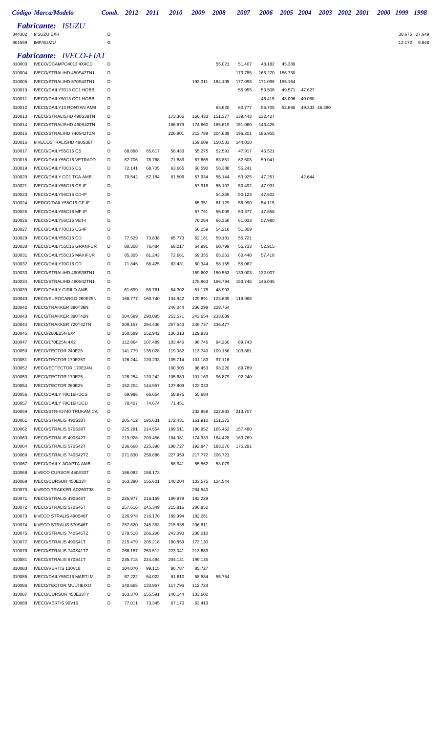| Código | Marca/Modelo | Comb. | 2012 | 2011 | 2010 | 2009 | 2008 | 2007 | 2006 | 2005 | 2004 | 2003 | 2002 | 2001 | 2000 | 1999 | 1998 |
|---|---|---|---|---|---|---|---|---|---|---|---|---|---|---|---|---|---|
| ***Fabricante: ISUZU*** | | | | | | | | | | | | | | | | | |
| 344302 | I/ISUZU EXR | D | | | | | | | | | | | | | | 30.675 | 27.649 |
| 901599 | IMP/ISUZU | G | | | | | | | | | | | | | | 12.172 | 9.848 |
| ***Fabricante: IVECO-FIAT*** | | | | | | | | | | | | | | | | | |
| 310003 | IVECO/DCAMPO4013 4X4CD | D | | | | | 55.021 | 51.407 | 48.182 | 45.389 | | | | | | | |
| 310004 | IVECO/STRALIHD 450S42TN1 | D | | | | | | 173.785 | 166.270 | 156.730 | | | | | | | |
| 310005 | IVECO/STRALIHD 570S42TN1 | D | | | | 192.011 | 184.105 | 177.098 | 171.098 | 155.164 | | | | | | | |
| 310010 | IVECO/DAILY7013 CC1 HOBB | D | | | | | | 55.955 | 53.506 | 49.571 | 47.627 | | | | | | |
| 310011 | IVECO/DAILY5013 CC1 HOBB | D | | | | | | | 46.415 | 43.096 | 40.050 | | | | | | |
| 310012 | IVECO/DAILY13 RONTAN AMB | D | | | | | 63.620 | 60.777 | 56.705 | 52.660 | 49.333 | 46.390 | | | | | |
| 310013 | IVECO/STRALISHD 490S38TN | D | | | 173.366 | 160.433 | 151.377 | 139.443 | 132.427 | | | | | | | | |
| 310014 | IVECO/STRALISHD 490S42TN | D | | | 186.679 | 174.660 | 165.619 | 151.060 | 143.425 | | | | | | | | |
| 310015 | IVECO/STRALIHD 740S42TZN | D | | | 226.901 | 213.789 | 204.639 | 196.201 | 186.955 | | | | | | | | |
| 310016 | I/IVECOSTRALISHD 490S38T | D | | | | 159.609 | 150.583 | 144.010 | | | | | | | | | |
| 310017 | IVECO/DAILY55C16 CS | D | 68.898 | 65.617 | 58.433 | 55.275 | 52.591 | 47.917 | 45.521 | | | | | | | | |
| 310018 | IVECO/DAILY55C16 VETRATO | D | 82.706 | 78.768 | 71.889 | 67.665 | 63.851 | 62.608 | 59.041 | | | | | | | | |
| 310019 | IVECO/DAILY70C16 CS | D | 72.141 | 68.705 | 63.665 | 60.590 | 58.388 | 55.241 | | | | | | | | | |
| 310020 | IVECO/DAILY CC1 TCA AMB | D | 70.542 | 67.184 | 61.509 | 57.934 | 55.144 | 53.925 | 47.251 | | 42.644 | | | | | | |
| 310021 | IVECO/DAILY55C16 CS-IF | D | | | | 57.918 | 55.107 | 50.492 | 47.931 | | | | | | | | |
| 310023 | IVECO/DAILY55C16 CD-IF | D | | | | | 54.369 | 50.123 | 47.602 | | | | | | | | |
| 310024 | IVERCO/DAILY55C16 GF-IF | D | | | | 65.351 | 61.129 | 56.990 | 54.115 | | | | | | | | |
| 310025 | IVECO/DAILY55C16 MF-IF | D | | | | 57.791 | 55.009 | 50.377 | 47.858 | | | | | | | | |
| 310026 | IVECO/DAILY55C16 VET-I | D | | | | 70.284 | 66.356 | 61.033 | 57.980 | | | | | | | | |
| 310027 | IVECO/DAILY70C16 CS-IF | D | | | | 56.259 | 54.216 | 51.309 | | | | | | | | | |
| 310029 | IVECO/DAILY55C16 CD | D | 77.529 | 73.838 | 65.773 | 62.181 | 59.181 | 56.721 | | | | | | | | | |
| 310030 | IVECO/DAILY55C16 GRANFUR | D | 80.308 | 76.484 | 68.217 | 64.991 | 60.799 | 55.733 | 52.915 | | | | | | | | |
| 310031 | IVECO/DAILY55C16 MAXIFUR | D | 85.305 | 81.243 | 72.661 | 69.355 | 65.351 | 60.440 | 57.418 | | | | | | | | |
| 310032 | IVECO/DAILY70C16 CD | D | 71.845 | 68.425 | 63.431 | 60.344 | 58.155 | 55.062 | | | | | | | | | |
| 310033 | IVECO/STRALIHD 490S38TN1 | D | | | | 159.602 | 150.553 | 139.003 | 132.007 | | | | | | | | |
| 310034 | IVECO/STRALIHD 490S42TN1 | D | | | | 175.963 | 166.794 | 153.746 | 146.045 | | | | | | | | |
| 310039 | IVECO/DAILY CIRILO AMB | D | 61.699 | 58.761 | 54.302 | 51.178 | 48.903 | | | | | | | | | | |
| 310040 | IVECO/EUROCARGO 260E25N | D | 168.777 | 160.740 | 134.942 | 129.891 | 123.639 | 116.968 | | | | | | | | | |
| 310042 | IVECO/TRAKKER 380T38N | D | | | 246.044 | 236.298 | 228.764 | | | | | | | | | | |
| 310043 | IVECO/TRAKKER 380T42N | D | 304.589 | 290.085 | 253.571 | 243.654 | 233.089 | | | | | | | | | | |
| 310044 | IVECO/TRAKKER 720T42TN | D | 309.157 | 294.436 | 257.540 | 246.737 | 236.477 | | | | | | | | | | |
| 310045 | IVECO/260E25N 6X4 | D | 160.589 | 152.942 | 136.013 | 129.833 | | | | | | | | | | | |
| 310047 | IVECO/170E25N 4X2 | D | 112.864 | 107.489 | 103.446 | 98.746 | 94.260 | 89.743 | | | | | | | | | |
| 310050 | IVECO/TECTOR 240E25 | D | 141.779 | 135.028 | 119.082 | 113.740 | 109.156 | 103.881 | | | | | | | | | |
| 310051 | IVECO/TECTOR 170E25T | D | 126.244 | 120.233 | 105.714 | 101.183 | 97.116 | | | | | | | | | | |
| 310052 | IVECO/ECTECTOR 170E24N | D | | | 100.505 | 96.453 | 93.220 | 89.789 | | | | | | | | | |
| 310053 | IVECO/TECTOR 170E25 | D | 126.254 | 120.242 | 105.689 | 101.163 | 96.879 | 92.240 | | | | | | | | | |
| 310054 | IVECO/TECTOR 260E25 | D | 152.204 | 144.957 | 127.809 | 122.033 | | | | | | | | | | | |
| 310056 | IVECO/DAILY 70C16HDCS | D | 69.986 | 66.654 | 58.975 | 55.684 | | | | | | | | | | | |
| 310057 | IVECO/DAILY 70C16HDCD | D | 78.407 | 74.674 | 71.451 | | | | | | | | | | | | |
| 310059 | IVECO/STRHD740 TRUKAM CA | D | | | | 232.859 | 222.983 | 213.707 | | | | | | | | | |
| 310061 | IVECO/STRALIS 490S38T | D | 205.412 | 195.631 | 172.431 | 161.910 | 151.372 | | | | | | | | | | |
| 310062 | IVECO/STRALIS 570S38T | D | 225.281 | 214.554 | 189.511 | 180.952 | 165.452 | 157.480 | | | | | | | | | |
| 310063 | IVECO/STRALIS 490S42T | D | 219.928 | 209.456 | 184.381 | 174.933 | 164.428 | 163.769 | | | | | | | | | |
| 310064 | IVECO/STRALIS 570S42T | D | 236.668 | 225.398 | 198.727 | 192.847 | 183.370 | 175.291 | | | | | | | | | |
| 310066 | IVECO/STRALIS 740S42TZ | D | 271.830 | 258.886 | 227.959 | 217.772 | 206.721 | | | | | | | | | | |
| 310067 | IVECO/DAILY ADAPTA AMB | D | | | 58.941 | 55.562 | 53.079 | | | | | | | | | | |
| 310068 | I/IVECO CURSOR 450E33T | D | 166.082 | 158.173 | | | | | | | | | | | | | |
| 310069 | IVECO/CURSOR 450E33T | D | 163.380 | 155.601 | 140.204 | 133.575 | 124.544 | | | | | | | | | | |
| 310070 | I/IVECO TRAKKER AD260T38 | D | | | | 234.540 | | | | | | | | | | | |
| 310071 | IVECO/STRALIS 490S46T | D | 226.977 | 216.169 | 189.979 | 182.229 | | | | | | | | | | | |
| 310072 | IVECO/STRALIS 570S46T | D | 257.616 | 245.349 | 215.816 | 206.852 | | | | | | | | | | | |
| 310073 | I/IVECO STRALIS 490S46T | D | 226.978 | 216.170 | 189.994 | 182.281 | | | | | | | | | | | |
| 310074 | I/IVECO STRALIS 570S46T | D | 257.620 | 245.353 | 215.838 | 206.811 | | | | | | | | | | | |
| 310075 | IVECO/STRALIS 740S46TZ | D | 279.518 | 266.208 | 243.090 | 238.010 | | | | | | | | | | | |
| 310077 | IVECO/STRALIS 490S41T | D | 215.479 | 205.218 | 180.859 | 173.130 | | | | | | | | | | | |
| 310078 | IVECO/STRALIS 740S41TZ | D | 266.187 | 253.512 | 223.041 | 213.683 | | | | | | | | | | | |
| 310081 | IVECO/STRALIS 570S41T | D | 235.718 | 224.494 | 204.131 | 199.135 | | | | | | | | | | | |
| 310083 | IVECO/VERTIS 130V18 | D | 104.070 | 99.115 | 90.787 | 85.727 | | | | | | | | | | | |
| 310085 | IVECO/DAILY55C16 MARTI M | D | 67.222 | 64.022 | 61.610 | 58.584 | 55.754 | | | | | | | | | | |
| 310086 | IVECO/TECTOR MULTIEIXO | D | 140.665 | 133.967 | 117.796 | 112.724 | | | | | | | | | | | |
| 310087 | IVECO/CURSOR 450E33TY | D | 163.370 | 155.591 | 140.144 | 133.602 | | | | | | | | | | | |
| 310088 | IVECO/VERTIS 90V16 | D | 77.011 | 73.345 | 67.170 | 63.413 | | | | | | | | | | | |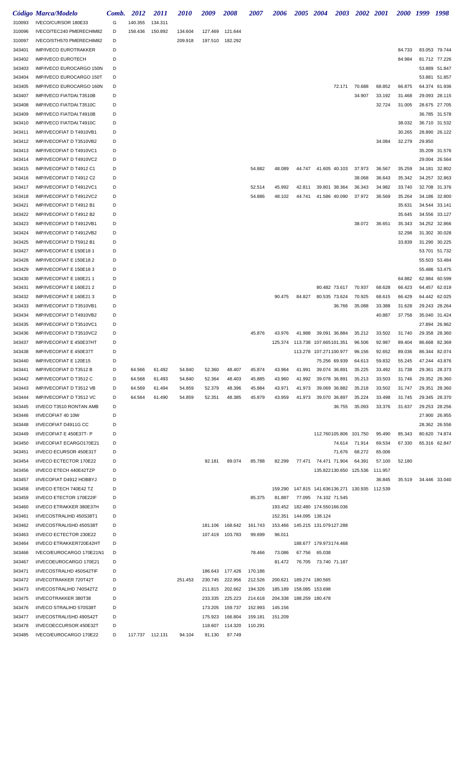| Código | Marca/Modelo | Comb. | 2012 | 2011 | 2010 | 2009 | 2008 | 2007 | 2006 | 2005 | 2004 | 2003 | 2002 | 2001 | 2000 | 1999 | 1998 |
|---|---|---|---|---|---|---|---|---|---|---|---|---|---|---|---|---|---|
| 310093 | IVECO/CURSOR 180E33 | G | 140.355 | 134.311 | | | | | | | | | | | | | |
| 310096 | IVECO/TEC240 PMERECHIM82 | D | 158.436 | 150.892 | 134.604 | 127.469 | 121.644 | | | | | | | | | | |
| 310097 | IVECO/STH570 PMERECHIM82 | D | | | 209.918 | 197.510 | 182.292 | | | | | | | | | | |
| 343401 | IMP/IVECO EUROTRAKKER | D | | | | | | | | | | | | | 84.733 | 83.053 | 79.744 |
| 343402 | IMP/IVECO EUROTECH | D | | | | | | | | | | | | | 84.984 | 81.712 | 77.226 |
| 343403 | IMP/IVECO EUROCARGO 150N | D | | | | | | | | | | | | | | 53.889 | 51.847 |
| 343404 | IMP/IVECO EUROCARGO 150T | D | | | | | | | | | | | | | | 53.881 | 51.857 |
| 343405 | IMP/IVECO EUROCARGO 160N | D | | | | | | | | | | 72.171 | 70.688 | 68.852 | 66.875 | 64.374 | 61.936 |
| 343407 | IMP/IVECO FIATDAI.T3510B | D | | | | | | | | | | | 34.907 | 33.192 | 31.468 | 29.093 | 28.115 |
| 343408 | IMP/IVECO FIATDAI.T3510C | D | | | | | | | | | | | | 32.724 | 31.005 | 28.675 | 27.705 |
| 343409 | IMP/IVECO FIATDAI.T4910B | D | | | | | | | | | | | | | | 36.785 | 31.578 |
| 343410 | IMP/IVECO FIATDAI.T4910C | D | | | | | | | | | | | | | 38.032 | 36.710 | 31.532 |
| 343411 | IMP/IVECOFIAT D T4910VB1 | D | | | | | | | | | | | | | 30.265 | 28.890 | 26.122 |
| 343412 | IMP/IVECOFIAT D T3510VB2 | D | | | | | | | | | | | | 34.084 | 32.279 | 29.850 | |
| 343413 | IMP/IVECOFIAT D T4910VC1 | D | | | | | | | | | | | | | | 35.209 | 31.576 |
| 343414 | IMP/IVECOFIAT D T4910VC2 | D | | | | | | | | | | | | | | 29.004 | 26.564 |
| 343415 | IMP/IVECOFIAT D T4912 C1 | D | | | | | | 54.882 | 48.089 | 44.747 | 41.605 | 40.103 | 37.973 | 36.567 | 35.259 | 34.181 | 32.802 |
| 343416 | IMP/IVECOFIAT D T4912 C2 | D | | | | | | | | | | | 38.068 | 36.643 | 35.342 | 34.257 | 32.863 |
| 343417 | IMP/IVECOFIAT D T4912VC1 | D | | | | | | 52.514 | 45.992 | 42.811 | 39.801 | 38.364 | 36.343 | 34.982 | 33.740 | 32.708 | 31.376 |
| 343418 | IMP/IVECOFIAT D T4912VC2 | D | | | | | | 54.886 | 48.102 | 44.741 | 41.586 | 40.090 | 37.972 | 36.569 | 35.264 | 34.186 | 32.800 |
| 343421 | IMP/IVECOFIAT D T4912 B1 | D | | | | | | | | | | | | | 35.631 | 34.544 | 33.141 |
| 343422 | IMP/IVECOFIAT D T4912 B2 | D | | | | | | | | | | | | | 35.645 | 34.556 | 33.127 |
| 343423 | IMP/IVECOFIAT D T4912VB1 | D | | | | | | | | | | | 38.072 | 36.651 | 35.343 | 34.252 | 32.866 |
| 343424 | IMP/IVECOFIAT D T4912VB2 | D | | | | | | | | | | | | | 32.298 | 31.302 | 30.028 |
| 343425 | IMP/IVECOFIAT D T5912 B1 | D | | | | | | | | | | | | | 33.839 | 31.290 | 30.225 |
| 343427 | IMP/IVECOFIAT E 150E18 1 | D | | | | | | | | | | | | | | 53.701 | 51.732 |
| 343428 | IMP/IVECOFIAT E 150E18 2 | D | | | | | | | | | | | | | | 55.503 | 53.484 |
| 343429 | IMP/IVECOFIAT E 150E18 3 | D | | | | | | | | | | | | | | 55.486 | 53.475 |
| 343430 | IMP/IVECOFIAT E 160E21 1 | D | | | | | | | | | | | | | 64.882 | 62.984 | 60.599 |
| 343431 | IMP/IVECOFIAT E 160E21 2 | D | | | | | | | | | 80.482 | 73.617 | 70.937 | 68.628 | 66.423 | 64.457 | 62.019 |
| 343432 | IMP/IVECOFIAT E 160E21 3 | D | | | | | | | 90.475 | 84.827 | 80.535 | 73.624 | 70.925 | 68.615 | 66.429 | 64.442 | 62.025 |
| 343433 | IMP/IVECOFIAT D T3510VB1 | D | | | | | | | | | | 36.766 | 35.088 | 33.388 | 31.628 | 29.243 | 28.264 |
| 343434 | IMP/IVECOFIAT D T4910VB2 | D | | | | | | | | | | | | 40.887 | 37.758 | 35.040 | 31.424 |
| 343435 | IMP/IVECOFIAT D T3510VC1 | D | | | | | | | | | | | | | | 27.894 | 26.962 |
| 343436 | IMP/IVECOFIAT D T3510VC2 | D | | | | | | 45.876 | 43.976 | 41.988 | 39.091 | 36.884 | 35.212 | 33.502 | 31.740 | 29.358 | 28.360 |
| 343437 | IMP/IVECOFIAT E 450E37HT | D | | | | | | | 125.374 | 113.738 | 107.665 | 101.351 | 96.506 | 92.987 | 89.404 | 86.668 | 82.369 |
| 343438 | IMP/IVECOFIAT E 450E37T | D | | | | | | | | 113.278 | 107.271 | 100.977 | 96.156 | 92.652 | 89.036 | 86.344 | 82.074 |
| 343440 | IMP/IVECOFIAT E 120E15 | D | | | | | | | | | 75.256 | 69.939 | 64.613 | 59.832 | 55.245 | 47.244 | 43.876 |
| 343441 | IMP/IVECOFIAT D T3512 B | D | 64.566 | 61.492 | 54.840 | 52.360 | 48.407 | 45.874 | 43.964 | 41.991 | 39.074 | 36.891 | 35.225 | 33.492 | 31.738 | 29.361 | 28.373 |
| 343442 | IMP/IVECOFIAT D T3512 C | D | 64.568 | 61.493 | 54.840 | 52.364 | 48.403 | 45.885 | 43.960 | 41.992 | 39.078 | 36.891 | 35.213 | 33.503 | 31.746 | 29.352 | 28.360 |
| 343443 | IMP/IVECOFIAT D T3512 VB | D | 64.569 | 61.494 | 54.859 | 52.379 | 48.396 | 45.884 | 43.971 | 41.973 | 39.069 | 36.882 | 35.218 | 33.502 | 31.747 | 29.351 | 28.360 |
| 343444 | IMP/IVECOFIAT D T3512 VC | D | 64.564 | 61.490 | 54.859 | 52.351 | 48.385 | 45.879 | 43.959 | 41.973 | 39.070 | 36.897 | 35.224 | 33.498 | 31.745 | 29.345 | 28.370 |
| 343445 | I/IVECO T3510 RONTAN AMB | D | | | | | | | | | | 36.755 | 35.093 | 33.376 | 31.637 | 29.253 | 28.256 |
| 343446 | I/IVECOFIAT 40 10W | D | | | | | | | | | | | | | | 27.900 | 26.955 |
| 343448 | I/IVECOFIAT D4911G CC | D | | | | | | | | | | | | | | 28.362 | 26.556 |
| 343449 | I/IVECOFIAT E 450E37T- P | D | | | | | | | | | 112.760 | 105.806 | 101.750 | 95.490 | 85.343 | 80.620 | 74.874 |
| 343450 | I/IVECOFIAT ECARGO170E21 | D | | | | | | | | | | 74.614 | 71.914 | 69.534 | 67.330 | 65.316 | 62.847 |
| 343451 | I/IVECO ECURSOR 450E31T | D | | | | | | | | | | 71.676 | 68.272 | 65.006 | | | |
| 343454 | I/IVECO ECTECTOR 170E22 | D | | | | 92.181 | 89.074 | 85.788 | 82.299 | 77.471 | 74.471 | 71.904 | 64.391 | 57.100 | 52.180 | | |
| 343456 | I/IVECO ETECH 440E42TZP | D | | | | | | | | | 135.822 | 130.650 | 125.536 | 111.957 | | | |
| 343457 | I/IVECOFIAT D4912 HOBBYJ | D | | | | | | | | | | | | 36.845 | 35.519 | 34.446 | 33.040 |
| 343458 | I/IVECO ETECH 740E42 TZ | D | | | | | | | 159.290 | 147.815 | 141.636 | 136.271 | 130.935 | 112.539 | | | |
| 343459 | I/IVECO ETECTOR 170E22IF | D | | | | | | 85.375 | 81.887 | 77.095 | 74.102 | 71.545 | | | | | |
| 343460 | I/IVECO ETRAKKER 380E37H | D | | | | | | | 193.452 | 182.480 | 174.550 | 166.036 | | | | | |
| 343461 | I/IVECOSTRALIHD 450S38T1 | D | | | | | | | 152.351 | 144.095 | 138.124 | | | | | | |
| 343462 | I/IVECOSTRALISHD 450S38T | D | | | | 181.106 | 168.642 | 161.743 | 153.466 | 145.215 | 131.079 | 127.288 | | | | | |
| 343463 | I/IVECO ECTECTOR 230E22 | D | | | | 107.419 | 103.783 | 99.699 | 96.011 | | | | | | | | |
| 343464 | I/IVECO ETRAKKER720E42HT | D | | | | | | | | 188.677 | 179.973 | 174.468 | | | | | |
| 343466 | IVECO/EUROCARGO 170E21N1 | D | | | | | | 78.466 | 73.086 | 67.756 | 65.038 | | | | | | |
| 343467 | I/IVECOEUROCARGO 170E21 | D | | | | | | | 81.472 | 76.705 | 73.740 | 71.187 | | | | | |
| 343471 | I/IVECOSTRALHD 450S42TIF | D | | | | 186.643 | 177.426 | 170.186 | | | | | | | | | |
| 343472 | I/IVECOTRAKKER 720T42T | D | | | 251.453 | 230.745 | 222.956 | 212.526 | 200.621 | 189.274 | 180.565 | | | | | | |
| 343473 | I/IVECOSTRALIHD 740S42TZ | D | | | | 211.815 | 202.662 | 194.326 | 185.189 | 158.085 | 153.698 | | | | | | |
| 343475 | I/IVECOTRAKKER 380T38 | D | | | | 233.335 | 225.223 | 214.618 | 204.338 | 188.259 | 180.478 | | | | | | |
| 343476 | I/IVECO STRALIHD 570S38T | D | | | | 173.205 | 159.737 | 152.993 | 145.156 | | | | | | | | |
| 343477 | I/IVECOSTRALISHD 490S42T | D | | | | 175.923 | 166.804 | 159.181 | 151.209 | | | | | | | | |
| 343478 | I/IVECOECCURSOR 450E32T | D | | | | 118.607 | 114.320 | 110.291 | | | | | | | | | |
| 343485 | IVECO/EUROCARGO 170E22 | D | 117.737 | 112.131 | 94.104 | 91.130 | 87.749 | | | | | | | | | | |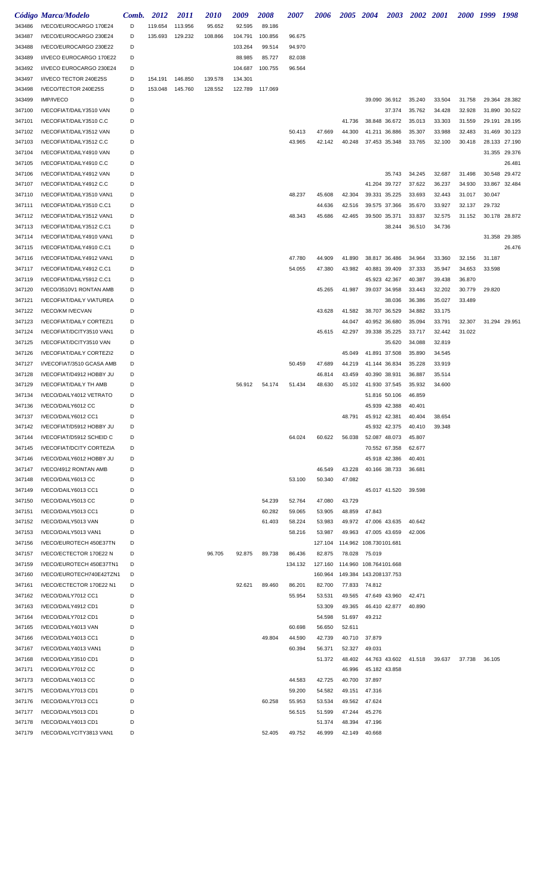| Código | Marca/Modelo | Comb. | 2012 | 2011 | 2010 | 2009 | 2008 | 2007 | 2006 | 2005 | 2004 | 2003 | 2002 | 2001 | 2000 | 1999 | 1998 |
|---|---|---|---|---|---|---|---|---|---|---|---|---|---|---|---|---|---|
| 343486 | IVECO/EUROCARGO 170E24 | D | 119.654 | 113.956 | 95.652 | 92.595 | 89.186 | | | | | | | | | | |
| 343487 | IVECO/EUROCARGO 230E24 | D | 135.693 | 129.232 | 108.866 | 104.791 | 100.856 | 96.675 | | | | | | | | | |
| 343488 | IVECO/EUROCARGO 230E22 | D | | | | 103.264 | 99.514 | 94.970 | | | | | | | | | |
| 343489 | I/IVECO EUROCARGO 170E22 | D | | | | 88.985 | 85.727 | 82.038 | | | | | | | | | |
| 343492 | I/IVECO EUROCARGO 230E24 | D | | | | 104.687 | 100.755 | 96.564 | | | | | | | | | |
| 343497 | I/IVECO TECTOR 240E25S | D | 154.191 | 146.850 | 139.578 | 134.301 | | | | | | | | | | | |
| 343498 | IVECO/TECTOR 240E25S | D | 153.048 | 145.760 | 128.552 | 122.789 | 117.069 | | | | | | | | | | |
| 343499 | IMP/IVECO | D | | | | | | | | | 39.090 | 36.912 | 35.240 | 33.504 | 31.758 | 29.364 | 28.382 |
| 347100 | IVECOFIAT/DAILY3510 VAN | D | | | | | | | | | | 37.374 | 35.762 | 34.428 | 32.928 | 31.890 | 30.522 |
| 347101 | IVECOFIAT/DAILY3510 C.C | D | | | | | | | | 41.736 | 38.848 | 36.672 | 35.013 | 33.303 | 31.559 | 29.191 | 28.195 |
| 347102 | IVECOFIAT/DAILY3512 VAN | D | | | | | | 50.413 | 47.669 | 44.300 | 41.211 | 36.886 | 35.307 | 33.988 | 32.483 | 31.469 | 30.123 |
| 347103 | IVECOFIAT/DAILY3512 C.C | D | | | | | | 43.965 | 42.142 | 40.248 | 37.453 | 35.348 | 33.765 | 32.100 | 30.418 | 28.133 | 27.190 |
| 347104 | IVECOFIAT/DAILY4910 VAN | D | | | | | | | | | | | | | | 31.355 | 29.376 |
| 347105 | IVECOFIAT/DAILY4910 C.C | D | | | | | | | | | | | | | | | 26.481 |
| 347106 | IVECOFIAT/DAILY4912 VAN | D | | | | | | | | | | 35.743 | 34.245 | 32.687 | 31.498 | 30.548 | 29.472 |
| 347107 | IVECOFIAT/DAILY4912 C.C | D | | | | | | | | | 41.204 | 39.727 | 37.622 | 36.237 | 34.930 | 33.867 | 32.484 |
| 347110 | IVECOFIAT/DAILY3510 VAN1 | D | | | | | | 48.237 | 45.608 | 42.304 | 39.331 | 35.225 | 33.693 | 32.443 | 31.017 | 30.047 | |
| 347111 | IVECOFIAT/DAILY3510 C.C1 | D | | | | | | | 44.636 | 42.516 | 39.575 | 37.366 | 35.670 | 33.927 | 32.137 | 29.732 | |
| 347112 | IVECOFIAT/DAILY3512 VAN1 | D | | | | | | 48.343 | 45.686 | 42.465 | 39.500 | 35.371 | 33.837 | 32.575 | 31.152 | 30.178 | 28.872 |
| 347113 | IVECOFIAT/DAILY3512 C.C1 | D | | | | | | | | | | 38.244 | 36.510 | 34.736 | | | |
| 347114 | IVECOFIAT/DAILY4910 VAN1 | D | | | | | | | | | | | | | | 31.358 | 29.385 |
| 347115 | IVECOFIAT/DAILY4910 C.C1 | D | | | | | | | | | | | | | | | 26.476 |
| 347116 | IVECOFIAT/DAILY4912 VAN1 | D | | | | | | 47.780 | 44.909 | 41.890 | 38.817 | 36.486 | 34.964 | 33.360 | 32.156 | 31.187 | |
| 347117 | IVECOFIAT/DAILY4912 C.C1 | D | | | | | | 54.055 | 47.380 | 43.982 | 40.881 | 39.409 | 37.333 | 35.947 | 34.653 | 33.598 | |
| 347119 | IVECOFIAT/DAILY5912 C.C1 | D | | | | | | | | | 45.923 | 42.367 | 40.387 | 39.438 | 36.870 | | |
| 347120 | IVECO/3510V1 RONTAN AMB | D | | | | | | | 45.265 | 41.987 | 39.037 | 34.958 | 33.443 | 32.202 | 30.779 | 29.820 | |
| 347121 | IVECOFIAT/DAILY VIATUREA | D | | | | | | | | | | 38.036 | 36.386 | 35.027 | 33.489 | | |
| 347122 | IVECO/KM IVECVAN | D | | | | | | | 43.628 | 41.582 | 38.707 | 36.529 | 34.882 | 33.175 | | | |
| 347123 | IVECOFIAT/DAILY CORTEZI1 | D | | | | | | | | 44.047 | 40.952 | 36.680 | 35.094 | 33.791 | 32.307 | 31.294 | 29.951 |
| 347124 | IVECOFIAT/DCITY3510 VAN1 | D | | | | | | | 45.615 | 42.297 | 39.338 | 35.225 | 33.717 | 32.442 | 31.022 | | |
| 347125 | IVECOFIAT/DCITY3510 VAN | D | | | | | | | | | | 35.620 | 34.088 | 32.819 | | | |
| 347126 | IVECOFIAT/DAILY CORTEZI2 | D | | | | | | | | 45.049 | 41.891 | 37.508 | 35.890 | 34.545 | | | |
| 347127 | I/VECOFIAT/3510 GCASA AMB | D | | | | | | 50.459 | 47.689 | 44.219 | 41.144 | 36.834 | 35.228 | 33.919 | | | |
| 347128 | IVECOFIAT/D4912 HOBBY JU | D | | | | | | | 46.814 | 43.459 | 40.390 | 38.931 | 36.887 | 35.514 | | | |
| 347129 | IVECOFIAT/DAILY TH AMB | D | | | | 56.912 | 54.174 | 51.434 | 48.630 | 45.102 | 41.930 | 37.545 | 35.932 | 34.600 | | | |
| 347134 | IVECO/DAILY4012 VETRATO | D | | | | | | | | | 51.816 | 50.106 | 46.859 | | | | |
| 347136 | IVECO/DAILY6012 CC | D | | | | | | | | | 45.939 | 42.388 | 40.401 | | | | |
| 347137 | IVECO/DAILY6012 CC1 | D | | | | | | | | 48.791 | 45.912 | 42.381 | 40.404 | 38.654 | | | |
| 347142 | IVECOFIAT/D5912 HOBBY JU | D | | | | | | | | | 45.932 | 42.375 | 40.410 | 39.348 | | | |
| 347144 | IVECOFIAT/D5912 SCHEID C | D | | | | | | 64.024 | 60.622 | 56.038 | 52.087 | 48.073 | 45.807 | | | | |
| 347145 | IVECOFIAT/DCITY CORTEZIA | D | | | | | | | | | 70.552 | 67.358 | 62.677 | | | | |
| 347146 | IVECO/DAILY6012 HOBBY JU | D | | | | | | | | | 45.918 | 42.386 | 40.401 | | | | |
| 347147 | IVECO/4912 RONTAN AMB | D | | | | | | | 46.549 | 43.228 | 40.166 | 38.733 | 36.681 | | | | |
| 347148 | IVECO/DAILY6013 CC | D | | | | | | 53.100 | 50.340 | 47.082 | | | | | | | |
| 347149 | IVECO/DAILY6013 CC1 | D | | | | | | | | | 45.017 | 41.520 | 39.598 | | | | |
| 347150 | IVECO/DAILY5013 CC | D | | | | | 54.239 | 52.764 | 47.080 | 43.729 | | | | | | | |
| 347151 | IVECO/DAILY5013 CC1 | D | | | | | 60.282 | 59.065 | 53.905 | 48.859 | 47.843 | | | | | | |
| 347152 | IVECO/DAILY5013 VAN | D | | | | | 61.403 | 58.224 | 53.983 | 49.972 | 47.006 | 43.635 | 40.642 | | | | |
| 347153 | IVECO/DAILY5013 VAN1 | D | | | | | | 58.216 | 53.987 | 49.963 | 47.005 | 43.659 | 42.006 | | | | |
| 347156 | IVECO/EUROTECH 450E37TN | D | | | | | | | 127.104 | 114.962 | 108.730 | 101.681 | | | | | |
| 347157 | IVECO/ECTECTOR 170E22 N | D | | | 96.705 | 92.875 | 89.738 | 86.436 | 82.875 | 78.028 | 75.019 | | | | | | |
| 347159 | IVECO/EUROTECH 450E37TN1 | D | | | | | | 134.132 | 127.160 | 114.960 | 108.764 | 101.668 | | | | | |
| 347160 | IVECO/EUROTECH740E42TZN1 | D | | | | | | | 160.964 | 149.384 | 143.208 | 137.753 | | | | | |
| 347161 | IVECO/ECTECTOR 170E22 N1 | D | | | | 92.621 | 89.460 | 86.201 | 82.700 | 77.833 | 74.812 | | | | | | |
| 347162 | IVECO/DAILY7012 CC1 | D | | | | | | 55.954 | 53.531 | 49.565 | 47.649 | 43.960 | 42.471 | | | | |
| 347163 | IVECO/DAILY4912 CD1 | D | | | | | | | 53.309 | 49.365 | 46.410 | 42.877 | 40.890 | | | | |
| 347164 | IVECO/DAILY7012 CD1 | D | | | | | | | 54.598 | 51.697 | 49.212 | | | | | | |
| 347165 | IVECO/DAILY4013 VAN | D | | | | | | 60.698 | 56.650 | 52.611 | | | | | | | |
| 347166 | IVECO/DAILY4013 CC1 | D | | | | | 49.804 | 44.590 | 42.739 | 40.710 | 37.879 | | | | | | |
| 347167 | IVECO/DAILY4013 VAN1 | D | | | | | | 60.394 | 56.371 | 52.327 | 49.031 | | | | | | |
| 347168 | IVECO/DAILY3510 CD1 | D | | | | | | | 51.372 | 48.402 | 44.763 | 43.602 | 41.518 | 39.637 | 37.738 | 36.105 | |
| 347171 | IVECO/DAILY7012 CC | D | | | | | | | | 46.996 | 45.182 | 43.858 | | | | | |
| 347173 | IVECO/DAILY4013 CC | D | | | | | | 44.583 | 42.725 | 40.700 | 37.897 | | | | | | |
| 347175 | IVECO/DAILY7013 CD1 | D | | | | | | 59.200 | 54.582 | 49.151 | 47.316 | | | | | | |
| 347176 | IVECO/DAILY7013 CC1 | D | | | | | 60.258 | 55.953 | 53.534 | 49.562 | 47.624 | | | | | | |
| 347177 | IVECO/DAILY5013 CD1 | D | | | | | | 56.515 | 51.599 | 47.244 | 45.276 | | | | | | |
| 347178 | IVECO/DAILY4013 CD1 | D | | | | | | | 51.374 | 48.394 | 47.196 | | | | | | |
| 347179 | IVECO/DAILYCITY3813 VAN1 | D | | | | | 52.405 | 49.752 | 46.999 | 42.149 | 40.668 | | | | | | |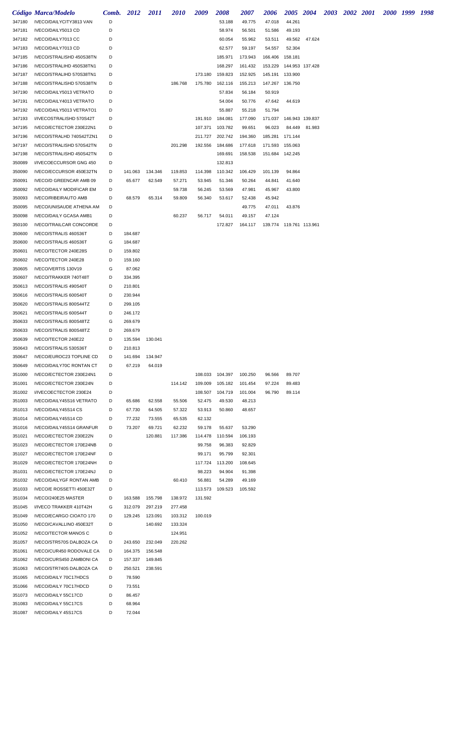| Código | Marca/Modelo | Comb. | 2012 | 2011 | 2010 | 2009 | 2008 | 2007 | 2006 | 2005 | 2004 | 2003 | 2002 | 2001 | 2000 | 1999 | 1998 |
|---|---|---|---|---|---|---|---|---|---|---|---|---|---|---|---|---|---|
| 347180 | IVECO/DAILYCITY3813 VAN | D | | | | | 53.188 | 49.775 | 47.018 | 44.261 | | | | | | | |
| 347181 | IVECO/DAILY5013 CD | D | | | | | 58.974 | 56.501 | 51.586 | 49.193 | | | | | | | |
| 347182 | IVECO/DAILY7013 CC | D | | | | | 60.054 | 55.962 | 53.511 | 49.562 | 47.624 | | | | | | |
| 347183 | IVECO/DAILY7013 CD | D | | | | | 62.577 | 59.197 | 54.557 | 52.304 | | | | | | | |
| 347185 | IVECO/STRALISHD 450S38TN | D | | | | | 185.971 | 173.943 | 166.406 | 158.181 | | | | | | | |
| 347186 | IVECO/STRALIHD 450S38TN1 | D | | | | | 168.297 | 161.432 | 153.229 | 144.953 | 137.428 | | | | | | |
| 347187 | IVECO/STRALIHD 570S38TN1 | D | | | | 173.180 | 159.823 | 152.925 | 145.191 | 133.900 | | | | | | | |
| 347188 | IVECO/STRALISHD 570S38TN | D | | | 186.768 | 175.780 | 162.116 | 155.213 | 147.267 | 136.750 | | | | | | | |
| 347190 | IVECO/DAILY5013 VETRATO | D | | | | | 57.834 | 56.184 | 50.919 | | | | | | | | |
| 347191 | IVECO/DAILY4013 VETRATO | D | | | | | 54.004 | 50.776 | 47.642 | 44.619 | | | | | | | |
| 347192 | IVECO/DAILY5013 VETRATO1 | D | | | | | 55.887 | 55.218 | 51.794 | | | | | | | | |
| 347193 | I/IVECOSTRALISHD 570S42T | D | | | | 191.910 | 184.081 | 177.090 | 171.037 | 146.943 | 139.837 | | | | | | |
| 347195 | IVECO/ECTECTOR 230E22N1 | D | | | | 107.371 | 103.782 | 99.651 | 96.023 | 84.449 | 81.983 | | | | | | |
| 347196 | IVECO/STRALHD 740S42TZN1 | D | | | | 211.727 | 202.742 | 194.360 | 185.281 | 171.144 | | | | | | | |
| 347197 | IVECO/STRALISHD 570S42TN | D | | | 201.298 | 192.556 | 184.686 | 177.618 | 171.593 | 155.063 | | | | | | | |
| 347198 | IVECO/STRALISHD 450S42TN | D | | | | | 169.691 | 158.538 | 151.684 | 142.245 | | | | | | | |
| 350089 | I/IVECOECCURSOR GNG 450 | D | | | | | 132.813 | | | | | | | | | | |
| 350090 | IVECO/ECCURSOR 450E32TN | D | 141.063 | 134.346 | 119.853 | 114.398 | 110.342 | 106.429 | 101.139 | 94.864 | | | | | | | |
| 350091 | IVECO/D GREENCAR AMB 09 | D | 65.677 | 62.549 | 57.271 | 53.945 | 51.346 | 50.264 | 44.841 | 41.640 | | | | | | | |
| 350092 | IVECO/DAILY MODIFICAR EM | D | | | 59.738 | 56.245 | 53.569 | 47.981 | 45.967 | 43.800 | | | | | | | |
| 350093 | IVECO/RIBEIRAUTO AMB | D | 68.579 | 65.314 | 59.809 | 56.340 | 53.617 | 52.438 | 45.942 | | | | | | | | |
| 350095 | IVECO/UNISAUDE ATHENA AM | D | | | | | | 49.775 | 47.011 | 43.876 | | | | | | | |
| 350098 | IVECO/DAILY GCASA AMB1 | D | | | 60.237 | 56.717 | 54.011 | 49.157 | 47.124 | | | | | | | | |
| 350100 | IVECO/TRAILCAR CONCORDE | D | | | | | 172.827 | 164.117 | 139.774 | 119.761 | 113.961 | | | | | | |
| 350600 | IVECO/STRALIS 460S36T | D | 184.687 | | | | | | | | | | | | | | |
| 350600 | IVECO/STRALIS 460S36T | G | 184.687 | | | | | | | | | | | | | | |
| 350601 | IVECO/TECTOR 240E28S | D | 159.802 | | | | | | | | | | | | | | |
| 350602 | IVECO/TECTOR 240E28 | D | 159.160 | | | | | | | | | | | | | | |
| 350605 | IVECO/VERTIS 130V19 | G | 87.062 | | | | | | | | | | | | | | |
| 350607 | IVECO/TRAKKER 740T48T | D | 334.395 | | | | | | | | | | | | | | |
| 350613 | IVECO/STRALIS 490S40T | D | 210.801 | | | | | | | | | | | | | | |
| 350616 | IVECO/STRALIS 600S40T | D | 230.944 | | | | | | | | | | | | | | |
| 350620 | IVECO/STRALIS 800S44TZ | D | 299.105 | | | | | | | | | | | | | | |
| 350621 | IVECO/STRALIS 600S44T | D | 246.172 | | | | | | | | | | | | | | |
| 350633 | IVECO/STRALIS 800S48TZ | G | 269.679 | | | | | | | | | | | | | | |
| 350633 | IVECO/STRALIS 800S48TZ | D | 269.679 | | | | | | | | | | | | | | |
| 350639 | IVECO/TECTOR 240E22 | D | 135.594 | 130.041 | | | | | | | | | | | | | |
| 350643 | IVECO/STRALIS 530S36T | D | 210.813 | | | | | | | | | | | | | | |
| 350647 | IVECO/EUROC23 TOPLINE CD | D | 141.694 | 134.947 | | | | | | | | | | | | | |
| 350649 | IVECO/DAILY70C RONTAN CT | D | 67.219 | 64.019 | | | | | | | | | | | | | |
| 351000 | IVECO/ECTECTOR 230E24N1 | D | | | | 108.033 | 104.397 | 100.250 | 96.566 | 89.707 | | | | | | | |
| 351001 | IVECO/ECTECTOR 230E24N | D | | | 114.142 | 109.009 | 105.182 | 101.454 | 97.224 | 89.483 | | | | | | | |
| 351002 | I/IVECOECTECTOR 230E24 | D | | | | 108.507 | 104.719 | 101.004 | 96.790 | 89.114 | | | | | | | |
| 351003 | IVECO/DAILY45S16 VETRATO | D | 65.686 | 62.558 | 55.506 | 52.475 | 49.530 | 48.213 | | | | | | | | | |
| 351013 | IVECO/DAILY45S14 CS | D | 67.730 | 64.505 | 57.322 | 53.913 | 50.860 | 48.657 | | | | | | | | | |
| 351014 | IVECO/DAILY45S14 CD | D | 77.232 | 73.555 | 65.535 | 62.132 | | | | | | | | | | | |
| 351016 | IVECO/DAILY45S14 GRANFUR | D | 73.207 | 69.721 | 62.232 | 59.178 | 55.637 | 53.290 | | | | | | | | | |
| 351021 | IVECO/ECTECTOR 230E22N | D | | 120.881 | 117.386 | 114.478 | 110.594 | 106.193 | | | | | | | | | |
| 351023 | IVECO/ECTECTOR 170E24NB | D | | | | 99.758 | 96.383 | 92.829 | | | | | | | | | |
| 351027 | IVECO/ECTECTOR 170E24NF | D | | | | 99.171 | 95.799 | 92.301 | | | | | | | | | |
| 351029 | IVECO/ECTECTOR 170E24NH | D | | | | 117.724 | 113.200 | 108.645 | | | | | | | | | |
| 351031 | IVECO/ECTECTOR 170E24NJ | D | | | | 98.223 | 94.904 | 91.398 | | | | | | | | | |
| 351032 | IVECO/DAILYGF RONTAN AMB | D | | | 60.410 | 56.881 | 54.289 | 49.169 | | | | | | | | | |
| 351033 | IVECO/E ROSSETTI 450E32T | D | | | | 113.573 | 109.523 | 105.592 | | | | | | | | | |
| 351034 | IVECO/240E25 MASTER | D | 163.588 | 155.798 | 138.972 | 131.592 | | | | | | | | | | | |
| 351045 | I/IVECO TRAKKER 410T42H | G | 312.079 | 297.219 | 277.458 | | | | | | | | | | | | |
| 351049 | IVECO/ECARGO CIOATO 170 | D | 129.245 | 123.091 | 103.312 | 100.019 | | | | | | | | | | | |
| 351050 | IVECO/CAVALLINO 450E32T | D | | 140.692 | 133.324 | | | | | | | | | | | | |
| 351052 | IVECO/TECTOR MANOS C | D | | | 124.951 | | | | | | | | | | | | |
| 351057 | IVECO/STR570S DALBOZA CA | D | 243.650 | 232.049 | 220.262 | | | | | | | | | | | | |
| 351061 | IVECO/CUR450 RODOVALE CA | D | 164.375 | 156.548 | | | | | | | | | | | | | |
| 351062 | IVECO/CURS450 ZAMBONI CA | D | 157.337 | 149.845 | | | | | | | | | | | | | |
| 351063 | IVECO/STR740S DALBOZA CA | D | 250.521 | 238.591 | | | | | | | | | | | | | |
| 351065 | IVECO/DAILY 70C17HDCS | D | 78.590 | | | | | | | | | | | | | | |
| 351066 | IVECO/DAILY 70C17HDCD | D | 73.551 | | | | | | | | | | | | | | |
| 351073 | IVECO/DAILY 55C17CD | D | 86.457 | | | | | | | | | | | | | | |
| 351083 | IVECO/DAILY 55C17CS | D | 68.964 | | | | | | | | | | | | | | |
| 351087 | IVECO/DAILY 45S17CS | D | 72.044 | | | | | | | | | | | | | | |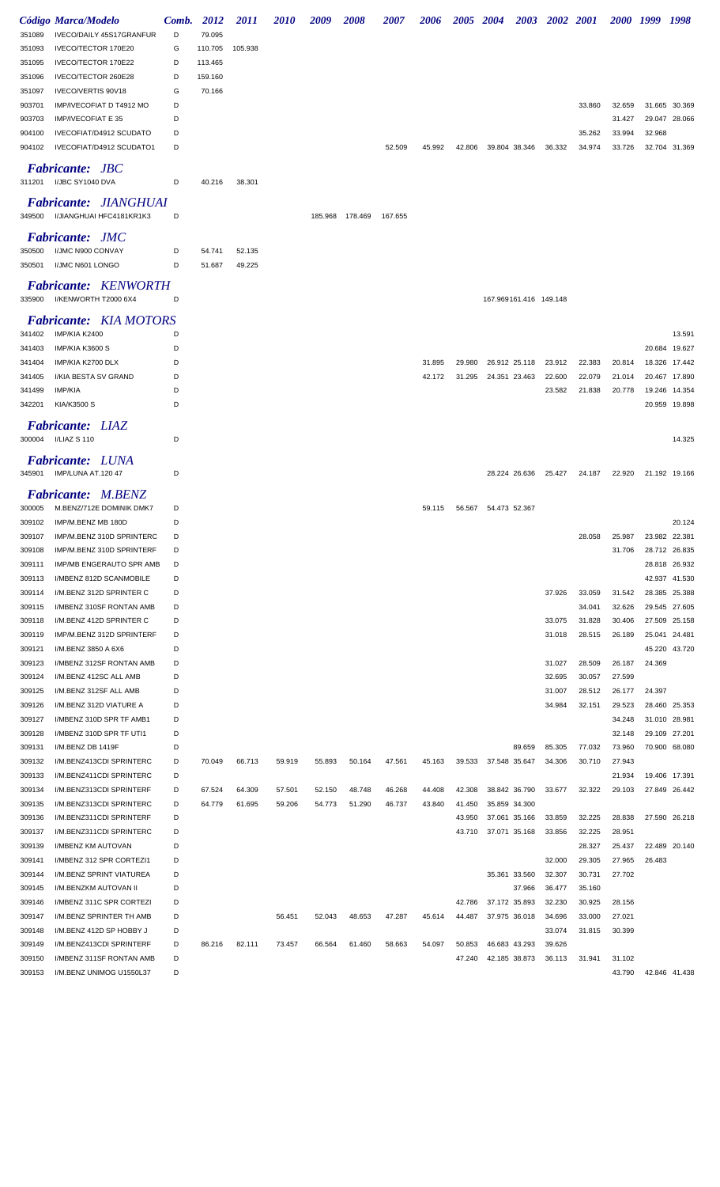| Código | Marca/Modelo | Comb. | 2012 | 2011 | 2010 | 2009 | 2008 | 2007 | 2006 | 2005 | 2004 | 2003 | 2002 | 2001 | 2000 | 1999 | 1998 |
|---|---|---|---|---|---|---|---|---|---|---|---|---|---|---|---|---|---|
| 351089 | IVECO/DAILY 45S17GRANFUR | D | 79.095 | | | | | | | | | | | | | | |
| 351093 | IVECO/TECTOR 170E20 | G | 110.705 | 105.938 | | | | | | | | | | | | | |
| 351095 | IVECO/TECTOR 170E22 | D | 113.465 | | | | | | | | | | | | | | |
| 351096 | IVECO/TECTOR 260E28 | D | 159.160 | | | | | | | | | | | | | | |
| 351097 | IVECO/VERTIS 90V18 | G | 70.166 | | | | | | | | | | | | | | |
| 903701 | IMP/IVECOFIAT D T4912 MO | D | | | | | | | | | | | | 33.860 | 32.659 | 31.665 | 30.369 |
| 903703 | IMP/IVECOFIAT E 35 | D | | | | | | | | | | | | | 31.427 | 29.047 | 28.066 |
| 904100 | IVECOFIAT/D4912 SCUDATO | D | | | | | | | | | | | | 35.262 | 33.994 | 32.968 | |
| 904102 | IVECOFIAT/D4912 SCUDATO1 | D | | | | | | 52.509 | 45.992 | 42.806 | 39.804 | 38.346 | 36.332 | 34.974 | 33.726 | 32.704 | 31.369 |

## *Fabricante: JBC*

| Código | Marca/Modelo | Comb. | 2012 | 2011 | 2010 | 2009 | 2008 | 2007 | 2006 | 2005 | 2004 | 2003 | 2002 | 2001 | 2000 | 1999 | 1998 |
|---|---|---|---|---|---|---|---|---|---|---|---|---|---|---|---|---|---|
| 311201 | I/JBC SY1040 DVA | D | 40.216 | 38.301 | | | | | | | | | | | | | |

## *Fabricante: JIANGHUAI*

| Código | Marca/Modelo | Comb. | 2012 | 2011 | 2010 | 2009 | 2008 | 2007 | 2006 | 2005 | 2004 | 2003 | 2002 | 2001 | 2000 | 1999 | 1998 |
|---|---|---|---|---|---|---|---|---|---|---|---|---|---|---|---|---|---|
| 349500 | I/JIANGHUAI HFC4181KR1K3 | D | | | | 185.968 | 178.469 | 167.655 | | | | | | | | | |

## *Fabricante: JMC*

| Código | Marca/Modelo | Comb. | 2012 | 2011 | 2010 | 2009 | 2008 | 2007 | 2006 | 2005 | 2004 | 2003 | 2002 | 2001 | 2000 | 1999 | 1998 |
|---|---|---|---|---|---|---|---|---|---|---|---|---|---|---|---|---|---|
| 350500 | I/JMC N900 CONVAY | D | 54.741 | 52.135 | | | | | | | | | | | | | |
| 350501 | I/JMC N601 LONGO | D | 51.687 | 49.225 | | | | | | | | | | | | | |

## *Fabricante: KENWORTH*

| Código | Marca/Modelo | Comb. | 2012 | 2011 | 2010 | 2009 | 2008 | 2007 | 2006 | 2005 | 2004 | 2003 | 2002 | 2001 | 2000 | 1999 | 1998 |
|---|---|---|---|---|---|---|---|---|---|---|---|---|---|---|---|---|---|
| 335900 | I/KENWORTH T2000 6X4 | D | | | | | | | | | 167.969 | 161.416 | 149.148 | | | | |

## *Fabricante: KIA MOTORS*

| Código | Marca/Modelo | Comb. | 2012 | 2011 | 2010 | 2009 | 2008 | 2007 | 2006 | 2005 | 2004 | 2003 | 2002 | 2001 | 2000 | 1999 | 1998 |
|---|---|---|---|---|---|---|---|---|---|---|---|---|---|---|---|---|---|
| 341402 | IMP/KIA K2400 | D | | | | | | | | | | | | | | | 13.591 |
| 341403 | IMP/KIA K3600 S | D | | | | | | | | | | | | | | 20.684 | 19.627 |
| 341404 | IMP/KIA K2700 DLX | D | | | | | | | 31.895 | 29.980 | 26.912 | 25.118 | 23.912 | 22.383 | 20.814 | 18.326 | 17.442 |
| 341405 | I/KIA BESTA SV GRAND | D | | | | | | | 42.172 | 31.295 | 24.351 | 23.463 | 22.600 | 22.079 | 21.014 | 20.467 | 17.890 |
| 341499 | IMP/KIA | D | | | | | | | | | | | 23.582 | 21.838 | 20.778 | 19.246 | 14.354 |
| 342201 | KIA/K3500 S | D | | | | | | | | | | | | | | 20.959 | 19.898 |

## *Fabricante: LIAZ*

| Código | Marca/Modelo | Comb. | 2012 | 2011 | 2010 | 2009 | 2008 | 2007 | 2006 | 2005 | 2004 | 2003 | 2002 | 2001 | 2000 | 1999 | 1998 |
|---|---|---|---|---|---|---|---|---|---|---|---|---|---|---|---|---|---|
| 300004 | I/LIAZ S 110 | D | | | | | | | | | | | | | | | 14.325 |

## *Fabricante: LUNA*

| Código | Marca/Modelo | Comb. | 2012 | 2011 | 2010 | 2009 | 2008 | 2007 | 2006 | 2005 | 2004 | 2003 | 2002 | 2001 | 2000 | 1999 | 1998 |
|---|---|---|---|---|---|---|---|---|---|---|---|---|---|---|---|---|---|
| 345901 | IMP/LUNA AT.120 47 | D | | | | | | | | | 28.224 | 26.636 | 25.427 | 24.187 | 22.920 | 21.192 | 19.166 |

## *Fabricante: M.BENZ*

| Código | Marca/Modelo | Comb. | 2012 | 2011 | 2010 | 2009 | 2008 | 2007 | 2006 | 2005 | 2004 | 2003 | 2002 | 2001 | 2000 | 1999 | 1998 |
|---|---|---|---|---|---|---|---|---|---|---|---|---|---|---|---|---|---|
| 300005 | M.BENZ/712E DOMINIK DMK7 | D | | | | | | | 59.115 | 56.567 | 54.473 | 52.367 | | | | | |
| 309102 | IMP/M.BENZ MB 180D | D | | | | | | | | | | | | | | | 20.124 |
| 309107 | IMP/M.BENZ 310D SPRINTERC | D | | | | | | | | | | | | 28.058 | 25.987 | 23.982 | 22.381 |
| 309108 | IMP/M.BENZ 310D SPRINTERF | D | | | | | | | | | | | | | 31.706 | 28.712 | 26.835 |
| 309111 | IMP/MB ENGERAUTO SPR AMB | D | | | | | | | | | | | | | | 28.818 | 26.932 |
| 309113 | I/MBENZ 812D SCANMOBILE | D | | | | | | | | | | | | | | 42.937 | 41.530 |
| 309114 | I/M.BENZ 312D SPRINTER C | D | | | | | | | | | | | 37.926 | 33.059 | 31.542 | 28.385 | 25.388 |
| 309115 | I/MBENZ 310SF RONTAN AMB | D | | | | | | | | | | | | 34.041 | 32.626 | 29.545 | 27.605 |
| 309118 | I/M.BENZ 412D SPRINTER C | D | | | | | | | | | | | 33.075 | 31.828 | 30.406 | 27.509 | 25.158 |
| 309119 | IMP/M.BENZ 312D SPRINTERF | D | | | | | | | | | | | 31.018 | 28.515 | 26.189 | 25.041 | 24.481 |
| 309121 | I/M.BENZ 3850 A 6X6 | D | | | | | | | | | | | | | | 45.220 | 43.720 |
| 309123 | I/MBENZ 312SF RONTAN AMB | D | | | | | | | | | | | 31.027 | 28.509 | 26.187 | 24.369 | |
| 309124 | I/M.BENZ 412SC ALL AMB | D | | | | | | | | | | | 32.695 | 30.057 | 27.599 | | |
| 309125 | I/M.BENZ 312SF ALL AMB | D | | | | | | | | | | | 31.007 | 28.512 | 26.177 | 24.397 | |
| 309126 | I/M.BENZ 312D VIATURE A | D | | | | | | | | | | | 34.984 | 32.151 | 29.523 | 28.460 | 25.353 |
| 309127 | I/MBENZ 310D SPR TF AMB1 | D | | | | | | | | | | | | | 34.248 | 31.010 | 28.981 |
| 309128 | I/MBENZ 310D SPR TF UTI1 | D | | | | | | | | | | | | | 32.148 | 29.109 | 27.201 |
| 309131 | I/M.BENZ DB 1419F | D | | | | | | | | | | 89.659 | 85.305 | 77.032 | 73.960 | 70.900 | 68.080 |
| 309132 | I/M.BENZ413CDI SPRINTERC | D | 70.049 | 66.713 | 59.919 | 55.893 | 50.164 | 47.561 | 45.163 | 39.533 | 37.548 | 35.647 | 34.306 | 30.710 | 27.943 | | |
| 309133 | I/M.BENZ411CDI SPRINTERC | D | | | | | | | | | | | | | 21.934 | 19.406 | 17.391 |
| 309134 | I/M.BENZ313CDI SPRINTERF | D | 67.524 | 64.309 | 57.501 | 52.150 | 48.748 | 46.268 | 44.408 | 42.308 | 38.842 | 36.790 | 33.677 | 32.322 | 29.103 | 27.849 | 26.442 |
| 309135 | I/M.BENZ313CDI SPRINTERC | D | 64.779 | 61.695 | 59.206 | 54.773 | 51.290 | 46.737 | 43.840 | 41.450 | 35.859 | 34.300 | | | | | |
| 309136 | I/M.BENZ311CDI SPRINTERF | D | | | | | | | | 43.950 | 37.061 | 35.166 | 33.859 | 32.225 | 28.838 | 27.590 | 26.218 |
| 309137 | I/M.BENZ311CDI SPRINTERC | D | | | | | | | | 43.710 | 37.071 | 35.168 | 33.856 | 32.225 | 28.951 | | |
| 309139 | I/MBENZ KM AUTOVAN | D | | | | | | | | | | | | 28.327 | 25.437 | 22.489 | 20.140 |
| 309141 | I/MBENZ 312 SPR CORTEZI1 | D | | | | | | | | | | | 32.000 | 29.305 | 27.965 | 26.483 | |
| 309144 | I/M.BENZ SPRINT VIATUREA | D | | | | | | | | | 35.361 | 33.560 | 32.307 | 30.731 | 27.702 | | |
| 309145 | I/M.BENZKM AUTOVAN II | D | | | | | | | | | | 37.966 | 36.477 | 35.160 | | | |
| 309146 | I/MBENZ 311C SPR CORTEZI | D | | | | | | | | 42.786 | 37.172 | 35.893 | 32.230 | 30.925 | 28.156 | | |
| 309147 | I/M.BENZ SPRINTER TH AMB | D | | | 56.451 | 52.043 | 48.653 | 47.287 | 45.614 | 44.487 | 37.975 | 36.018 | 34.696 | 33.000 | 27.021 | | |
| 309148 | I/M.BENZ 412D SP HOBBY J | D | | | | | | | | | | | 33.074 | 31.815 | 30.399 | | |
| 309149 | I/M.BENZ413CDI SPRINTERF | D | 86.216 | 82.111 | 73.457 | 66.564 | 61.460 | 58.663 | 54.097 | 50.853 | 46.683 | 43.293 | 39.626 | | | | |
| 309150 | I/MBENZ 311SF RONTAN AMB | D | | | | | | | | 47.240 | 42.185 | 38.873 | 36.113 | 31.941 | 31.102 | | |
| 309153 | I/M.BENZ UNIMOG U1550L37 | D | | | | | | | | | | | | | 43.790 | 42.846 | 41.438 |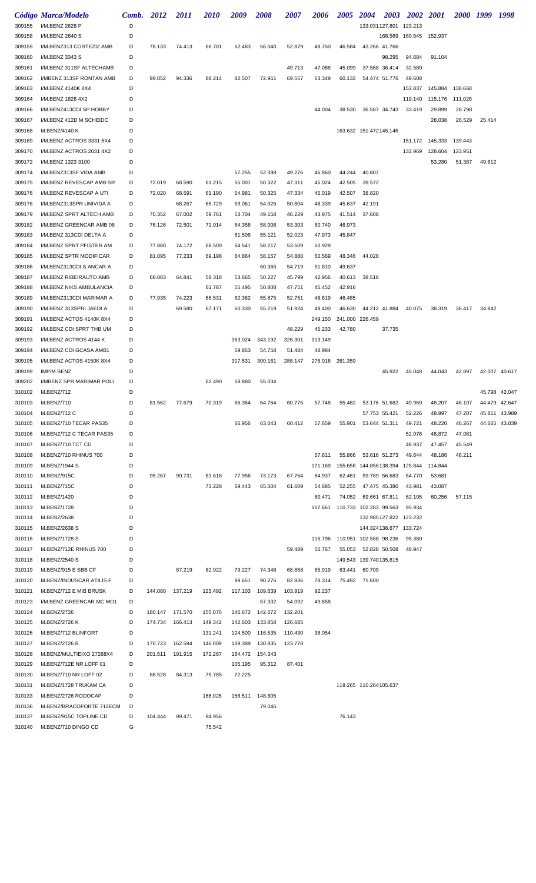| Código | Marca/Modelo | Comb. | 2012 | 2011 | 2010 | 2009 | 2008 | 2007 | 2006 | 2005 | 2004 | 2003 | 2002 | 2001 | 2000 | 1999 | 1998 |
|---|---|---|---|---|---|---|---|---|---|---|---|---|---|---|---|---|---|
| 309155 | I/M.BENZ 2628 P | D | | | | | | | | | 133.031 | 127.801 | 123.213 | | | | |
| 309158 | I/M.BENZ 2640 S | D | | | | | | | | | | 168.569 | 160.545 | 152.937 | | | |
| 309159 | I/M.BENZ313 CORTEZI2 AMB | D | 78.133 | 74.413 | 66.701 | 62.483 | 56.040 | 52.879 | 48.750 | 46.584 | 43.266 | 41.766 | | | | | |
| 309160 | I/M.BENZ 3343 S | D | | | | | | | | | | 98.295 | 94.684 | 91.104 | | | |
| 309161 | I/M.BENZ 311SF ALTECHAMB | D | | | | | | 49.713 | 47.088 | 45.099 | 37.568 | 36.414 | 32.580 | | | | |
| 309162 | I/MBENZ 313SF RONTAN AMB | D | 99.052 | 94.336 | 88.214 | 82.507 | 72.961 | 69.557 | 63.349 | 60.132 | 54.474 | 51.776 | 49.608 | | | | |
| 309163 | I/M.BENZ 4140K 8X4 | D | | | | | | | | | | | 152.837 | 145.884 | 138.668 | | |
| 309164 | I/M.BENZ 1828 4X2 | D | | | | | | | | | | | 119.140 | 115.176 | 111.028 | | |
| 309166 | I/M.BENZ413CDI SP HOBBY | D | | | | | | | 44.004 | 38.530 | 36.587 | 34.743 | 33.419 | 29.899 | 28.798 | | |
| 309167 | I/M.BENZ 412D M SCHEIDC | D | | | | | | | | | | | | 28.038 | 26.529 | 25.414 | |
| 309168 | M.BENZ/4140 K | D | | | | | | | | | 163.632 | 151.472 | 145.146 | | | | |
| 309169 | I/M.BENZ ACTROS 3331 6X4 | D | | | | | | | | | | | 151.172 | 145.333 | 139.443 | | |
| 309170 | I/M.BENZ ACTROS 2031 4X2 | D | | | | | | | | | | | 132.969 | 128.604 | 123.951 | | |
| 309172 | I/M.BENZ 1323 3100 | D | | | | | | | | | | | | 53.280 | 51.387 | 49.812 | |
| 309174 | I/M.BENZ313SF VIDA AMB | D | | | | 57.255 | 52.398 | 49.276 | 46.860 | 44.244 | 40.807 | | | | | | |
| 309175 | I/M.BENZ REVESCAP AMB SR | D | 72.019 | 68.590 | 61.215 | 55.001 | 50.322 | 47.311 | 45.024 | 42.505 | 39.572 | | | | | | |
| 309176 | I/M.BENZ REVESCAP A UTI | D | 72.020 | 68.591 | 61.190 | 54.981 | 50.325 | 47.334 | 45.019 | 42.507 | 38.820 | | | | | | |
| 309178 | I/M.BENZ313SPR UNIVIDA A | D | | 68.267 | 65.729 | 59.061 | 54.026 | 50.804 | 48.339 | 45.637 | 42.191 | | | | | | |
| 309179 | I/M.BENZ SPRT ALTECH AMB | D | 70.352 | 67.002 | 59.761 | 53.704 | 49.158 | 46.229 | 43.975 | 41.514 | 37.608 | | | | | | |
| 309182 | I/M.BENZ GREENCAR AMB 08 | D | 76.126 | 72.501 | 71.014 | 64.358 | 58.008 | 53.303 | 50.740 | 46.973 | | | | | | | |
| 309183 | I/M.BENZ 313CDI DELTA A | D | | | | 61.506 | 55.121 | 52.023 | 47.973 | 45.847 | | | | | | | |
| 309184 | I/M.BENZ SPRT PFISTER AM | D | 77.880 | 74.172 | 68.500 | 64.541 | 58.217 | 53.509 | 50.929 | | | | | | | | |
| 309185 | I/M.BENZ SPTR MODIFICAR | D | 81.095 | 77.233 | 69.198 | 64.864 | 58.157 | 54.880 | 50.569 | 48.346 | 44.028 | | | | | | |
| 309186 | I/M.BENZ313CDI S ANCAR A | D | | | | | 60.365 | 54.719 | 51.810 | 49.637 | | | | | | | |
| 309187 | I/M.BENZ RIBEIRAUTO AMB | D | 68.083 | 64.841 | 58.318 | 53.665 | 50.227 | 45.799 | 42.956 | 40.613 | 38.518 | | | | | | |
| 309188 | I/M.BENZ NIKS AMBULANCIA | D | | | 61.787 | 55.495 | 50.808 | 47.751 | 45.452 | 42.916 | | | | | | | |
| 309189 | I/M.BENZ313CDI MARIMAR A | D | 77.935 | 74.223 | 66.531 | 62.362 | 55.875 | 52.751 | 48.619 | 46.485 | | | | | | | |
| 309190 | I/M.BENZ 313SPRI JAEDI A | D | | 69.580 | 67.171 | 60.330 | 55.219 | 51.924 | 49.400 | 46.630 | 44.212 | 41.884 | 40.075 | 38.319 | 36.417 | 34.842 | |
| 309191 | I/M.BENZ ACTOS 4140K 8X4 | D | | | | | | | 249.150 | 241.000 | 226.459 | | | | | | |
| 309192 | I/M.BENZ CDI SPRT THB UM | D | | | | | | 48.229 | 45.233 | 42.780 | | 37.735 | | | | | |
| 309193 | I/M.BENZ ACTROS 4144 K | D | | | | 363.024 | 343.192 | 326.301 | 313.149 | | | | | | | | |
| 309194 | I/M.BENZ CDI GCASA AMB1 | D | | | | 59.853 | 54.758 | 51.484 | 48.984 | | | | | | | | |
| 309195 | I/M.BENZ ACTOS 4150K 8X4 | D | | | | 317.531 | 300.161 | 288.147 | 276.016 | 261.359 | | | | | | | |
| 309199 | IMP/M.BENZ | D | | | | | | | | | | 45.922 | 45.048 | 44.043 | 42.897 | 42.007 | 40.617 |
| 309202 | I/MBENZ SPR MARIMAR POLI | D | | | 62.490 | 58.880 | 55.034 | | | | | | | | | | |
| 310102 | M.BENZ/712 | D | | | | | | | | | | | | | | 45.798 | 42.047 |
| 310103 | M.BENZ/710 | D | 81.562 | 77.679 | 70.319 | 66.364 | 64.764 | 60.775 | 57.748 | 55.482 | 53.176 | 51.682 | 49.969 | 48.207 | 46.107 | 44.479 | 42.647 |
| 310104 | M.BENZ/712 C | D | | | | | | | | | 57.753 | 55.421 | 52.226 | 48.997 | 47.207 | 45.811 | 43.989 |
| 310105 | M.BENZ/710 TECAR PAS35 | D | | | | 66.956 | 63.043 | 60.412 | 57.659 | 55.901 | 53.644 | 51.311 | 49.721 | 48.220 | 46.267 | 44.665 | 43.039 |
| 310106 | M.BENZ/712 C TECAR PAS35 | D | | | | | | | | | | | 52.076 | 48.872 | 47.081 | | |
| 310107 | M.BENZ/710 TCT CD | D | | | | | | | | | | | 48.937 | 47.457 | 45.549 | | |
| 310108 | M.BENZ/710 RHINUS 700 | D | | | | | | | 57.611 | 55.866 | 53.616 | 51.273 | 49.644 | 48.186 | 46.211 | | |
| 310109 | M.BENZ/1944 S | D | | | | | | | 171.169 | 155.658 | 144.856 | 138.394 | 125.844 | 114.844 | | | |
| 310110 | M.BENZ/915C | D | 95.267 | 90.731 | 81.618 | 77.956 | 73.173 | 67.764 | 64.937 | 62.461 | 59.789 | 56.683 | 54.770 | 53.681 | | | |
| 310111 | M.BENZ/715C | D | | | 73.228 | 69.443 | 65.004 | 61.609 | 54.685 | 52.255 | 47.475 | 45.380 | 43.981 | 43.087 | | | |
| 310112 | M.BENZ/1420 | D | | | | | | | 80.471 | 74.052 | 69.661 | 67.811 | 62.105 | 60.256 | 57.115 | | |
| 310113 | M.BENZ/1728 | D | | | | | | | 117.661 | 110.733 | 102.283 | 99.563 | 95.934 | | | | |
| 310114 | M.BENZ/2638 | D | | | | | | | | | 132.985 | 127.822 | 123.232 | | | | |
| 310115 | M.BENZ/2638 S | D | | | | | | | | | 144.324 | 138.677 | 133.724 | | | | |
| 310116 | M.BENZ/1728 S | D | | | | | | | 116.796 | 110.951 | 102.588 | 98.236 | 95.380 | | | | |
| 310117 | M.BENZ/712E RHINUS 700 | D | | | | | | 59.489 | 56.767 | 55.053 | 52.828 | 50.508 | 48.947 | | | | |
| 310118 | M.BENZ/2540 S | D | | | | | | | | | 149.543 | 139.740 | 135.815 | | | | |
| 310119 | M.BENZ/915 E SBB CF | D | | 87.219 | 82.922 | 79.227 | 74.348 | 68.858 | 65.919 | 63.441 | 60.709 | | | | | | |
| 310120 | M.BENZ/INDUSCAR ATILIS F | D | | | | 99.651 | 90.276 | 82.836 | 78.314 | 75.492 | 71.600 | | | | | | |
| 310121 | M.BENZ/712 E MIB BRUSK | D | 144.080 | 137.219 | 123.492 | 117.103 | 109.639 | 103.919 | 92.237 | | | | | | | | |
| 310123 | I/M.BENZ GREENCAR MC MO1 | D | | | | | 57.332 | 54.092 | 49.858 | | | | | | | | |
| 310124 | M.BENZ/2726 | D | 180.147 | 171.570 | 155.070 | 146.672 | 142.672 | 132.201 | | | | | | | | | |
| 310125 | M.BENZ/2726 K | D | 174.734 | 166.413 | 149.342 | 142.603 | 133.858 | 126.685 | | | | | | | | | |
| 310126 | M.BENZ/712 BLINFORT | D | | | 131.241 | 124.500 | 116.535 | 110.430 | 98.054 | | | | | | | | |
| 310127 | M.BENZ/2726 B | D | 170.723 | 162.594 | 146.009 | 139.389 | 130.835 | 123.778 | | | | | | | | | |
| 310128 | M.BENZ/MULTIEIXO 27268X4 | D | 201.511 | 191.915 | 172.267 | 164.472 | 154.343 | | | | | | | | | | |
| 310129 | M.BENZ/712E NR LOFF 01 | D | | | | 105.195 | 95.312 | 87.401 | | | | | | | | | |
| 310130 | M.BENZ/710 NR LOFF 02 | D | 88.528 | 84.313 | 75.785 | 72.225 | | | | | | | | | | | |
| 310131 | M.BENZ/1728 TRUKAM CA | D | | | | | | | | | 119.265 | 110.264 | 105.637 | | | | |
| 310133 | M.BENZ/2726 RODOCAP | D | | | 166.026 | 158.511 | 148.805 | | | | | | | | | | |
| 310136 | M.BENZ/BRACOFORTE 712ECM | D | | | | | 79.046 | | | | | | | | | | |
| 310137 | M.BENZ/915C TOPLINE CD | D | 104.444 | 99.471 | 94.956 | | | | | 76.143 | | | | | | | |
| 310140 | M.BENZ/710 DINGO CD | G | | | 75.542 | | | | | | | | | | | | |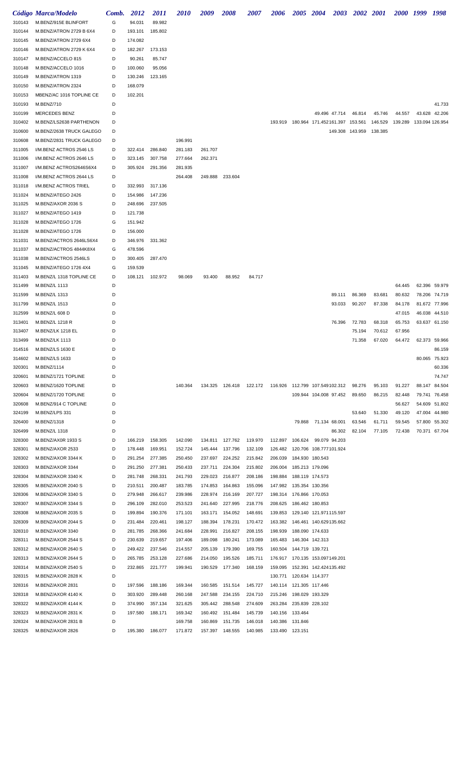| Código | Marca/Modelo | Comb. | 2012 | 2011 | 2010 | 2009 | 2008 | 2007 | 2006 | 2005 | 2004 | 2003 | 2002 | 2001 | 2000 | 1999 | 1998 |
|---|---|---|---|---|---|---|---|---|---|---|---|---|---|---|---|---|---|
| 310143 | M.BENZ/915E BLINFORT | G | 94.031 | 89.982 | | | | | | | | | | | | | |
| 310144 | M.BENZ/ATRON 2729 B 6X4 | D | 193.101 | 185.802 | | | | | | | | | | | | | |
| 310145 | M.BENZ/ATRON 2729 6X4 | D | 174.082 | | | | | | | | | | | | | | |
| 310146 | M.BENZ/ATRON 2729 K 6X4 | D | 182.267 | 173.153 | | | | | | | | | | | | | |
| 310147 | M.BENZ/ACCELO 815 | D | 90.261 | 85.747 | | | | | | | | | | | | | |
| 310148 | M.BENZ/ACCELO 1016 | D | 100.060 | 95.056 | | | | | | | | | | | | | |
| 310149 | M.BENZ/ATRON 1319 | D | 130.246 | 123.165 | | | | | | | | | | | | | |
| 310150 | M.BENZ/ATRON 2324 | D | 168.079 | | | | | | | | | | | | | | |
| 310153 | MBENZ/AC 1016 TOPLINE CE | D | 102.201 | | | | | | | | | | | | | | |
| 310193 | M.BENZ/710 | D | | | | | | | | | | | | | | | 41.733 |
| 310199 | MERCEDES BENZ | D | | | | | | | | | 49.496 | 47.714 | 46.814 | 45.746 | 44.557 | 43.628 | 42.206 |
| 310402 | M.BENZ/LS2638 PARTHENON | D | | | | | | | 193.919 | 180.964 | 171.452 | 161.397 | 153.561 | 146.529 | 139.289 | 133.094 | 126.954 |
| 310600 | M.BENZ/2638 TRUCK GALEGO | D | | | | | | | | | | 149.308 | 143.959 | 138.385 | | | |
| 310608 | M.BENZ/2831 TRUCK GALEGO | D | | | 196.991 | | | | | | | | | | | | |
| 311005 | I/M.BENZ ACTROS 2546 LS | D | 322.414 | 286.840 | 281.183 | 261.707 | | | | | | | | | | | |
| 311006 | I/M.BENZ ACTROS 2646 LS | D | 323.145 | 307.758 | 277.664 | 262.371 | | | | | | | | | | | |
| 311007 | I/M.BENZ ACTROS2646S6X4 | D | 305.924 | 291.356 | 281.935 | | | | | | | | | | | | |
| 311008 | I/M.BENZ ACTROS 2644 LS | D | | | 264.408 | 249.888 | 233.604 | | | | | | | | | | |
| 311018 | I/M.BENZ ACTROS TRIEL | D | 332.993 | 317.136 | | | | | | | | | | | | | |
| 311024 | M.BENZ/ATEGO 2426 | D | 154.986 | 147.236 | | | | | | | | | | | | | |
| 311025 | M.BENZ/AXOR 2036 S | D | 248.696 | 237.505 | | | | | | | | | | | | | |
| 311027 | M.BENZ/ATEGO 1419 | D | 121.738 | | | | | | | | | | | | | | |
| 311028 | M.BENZ/ATEGO 1726 | G | 151.942 | | | | | | | | | | | | | | |
| 311028 | M.BENZ/ATEGO 1726 | D | 156.000 | | | | | | | | | | | | | | |
| 311031 | M.BENZ/ACTROS 2646LS6X4 | D | 346.976 | 331.362 | | | | | | | | | | | | | |
| 311037 | M.BENZ/ACTROS 4844K8X4 | G | 478.596 | | | | | | | | | | | | | | |
| 311038 | M.BENZ/ACTROS 2546LS | D | 300.405 | 287.470 | | | | | | | | | | | | | |
| 311045 | M.BENZ/ATEGO 1726 4X4 | G | 159.539 | | | | | | | | | | | | | | |
| 311403 | M.BENZ/L 1318 TOPLINE CE | D | 108.121 | 102.972 | 98.069 | 93.400 | 88.952 | 84.717 | | | | | | | | | |
| 311499 | M.BENZ/L 1113 | D | | | | | | | | | | | | | 64.445 | 62.396 | 59.979 |
| 311599 | M.BENZ/L 1313 | D | | | | | | | | | | 89.111 | 86.369 | 83.681 | 80.632 | 78.206 | 74.719 |
| 311799 | M.BENZ/L 1513 | D | | | | | | | | | | 93.033 | 90.207 | 87.338 | 84.178 | 81.672 | 77.996 |
| 312599 | M.BENZ/L 608 D | D | | | | | | | | | | | | | 47.015 | 46.038 | 44.510 |
| 313401 | M.BENZ/L 1218 R | D | | | | | | | | | | 76.396 | 72.783 | 68.318 | 65.753 | 63.637 | 61.150 |
| 313407 | M.BENZ/LK 1218 EL | D | | | | | | | | | | | 75.194 | 70.612 | 67.956 | | |
| 313499 | M.BENZ/LK 1113 | D | | | | | | | | | | | 71.358 | 67.020 | 64.472 | 62.373 | 59.966 |
| 314516 | M.BENZ/LS 1630 E | D | | | | | | | | | | | | | | | 86.159 |
| 314602 | M.BENZ/LS 1633 | D | | | | | | | | | | | | | | 80.065 | 75.923 |
| 320301 | M.BENZ/1114 | D | | | | | | | | | | | | | | | 60.336 |
| 320601 | M.BENZ/1721 TOPLINE | D | | | | | | | | | | | | | | | 74.747 |
| 320603 | M.BENZ/1620 TOPLINE | D | | | 140.364 | 134.325 | 126.418 | 122.172 | 116.926 | 112.799 | 107.549 | 102.312 | 98.276 | 95.103 | 91.227 | 88.147 | 84.504 |
| 320604 | M.BENZ/1720 TOPLINE | D | | | | | | | | 109.944 | 104.008 | 97.452 | 89.650 | 86.215 | 82.448 | 79.741 | 76.458 |
| 320608 | M.BENZ/914 C TOPLINE | D | | | | | | | | | | | | | 56.627 | 54.609 | 51.802 |
| 324199 | M.BENZ/LPS 331 | D | | | | | | | | | | | 53.640 | 51.330 | 49.120 | 47.004 | 44.980 |
| 326400 | M.BENZ/1318 | D | | | | | | | | 79.868 | 71.134 | 68.001 | 63.546 | 61.711 | 59.545 | 57.800 | 55.302 |
| 326499 | M.BENZ/L 1318 | D | | | | | | | | | | 86.302 | 82.104 | 77.105 | 72.438 | 70.371 | 67.704 |
| 328300 | M.BENZ/AX0R 1933 S | D | 166.219 | 158.305 | 142.090 | 134.811 | 127.762 | 119.970 | 112.897 | 106.624 | 99.079 | 94.203 | | | | | |
| 328301 | M.BENZ/AXOR 2533 | D | 178.448 | 169.951 | 152.724 | 145.444 | 137.796 | 132.109 | 126.482 | 120.706 | 108.777 | 101.924 | | | | | |
| 328302 | M.BENZ/AXOR 3344 K | D | 291.254 | 277.385 | 250.450 | 237.697 | 224.252 | 215.842 | 206.039 | 184.930 | 180.543 | | | | | | |
| 328303 | M.BENZ/AXOR 3344 | D | 291.250 | 277.381 | 250.433 | 237.711 | 224.304 | 215.802 | 206.004 | 185.213 | 179.096 | | | | | | |
| 328304 | M.BENZ/AXOR 3340 K | D | 281.748 | 268.331 | 241.793 | 229.023 | 216.877 | 208.186 | 198.884 | 188.119 | 174.573 | | | | | | |
| 328305 | M.BENZ/AXOR 2040 S | D | 210.511 | 200.487 | 183.785 | 174.853 | 164.863 | 155.096 | 147.982 | 135.354 | 130.356 | | | | | | |
| 328306 | M.BENZ/AXOR 3340 S | D | 279.948 | 266.617 | 239.986 | 228.974 | 216.169 | 207.727 | 198.314 | 176.866 | 170.053 | | | | | | |
| 328307 | M.BENZ/AXOR 3344 S | D | 296.109 | 282.010 | 253.523 | 241.640 | 227.995 | 218.776 | 208.625 | 186.462 | 180.853 | | | | | | |
| 328308 | M.BENZ/AXOR 2035 S | D | 199.894 | 190.376 | 171.101 | 163.171 | 154.052 | 148.691 | 139.853 | 129.140 | 121.971 | 115.597 | | | | | |
| 328309 | M.BENZ/AXOR 2044 S | D | 231.484 | 220.461 | 198.127 | 188.394 | 178.231 | 170.472 | 163.382 | 146.461 | 140.629 | 135.662 | | | | | |
| 328310 | M.BENZ/AXOR 3340 | D | 281.785 | 268.366 | 241.684 | 228.991 | 216.827 | 208.155 | 198.939 | 188.090 | 174.633 | | | | | | |
| 328311 | M.BENZ/AXOR 2544 S | D | 230.639 | 219.657 | 197.406 | 189.098 | 180.241 | 173.089 | 165.483 | 146.304 | 142.313 | | | | | | |
| 328312 | M.BENZ/AXOR 2640 S | D | 249.422 | 237.546 | 214.557 | 205.139 | 179.390 | 169.755 | 160.504 | 144.719 | 139.721 | | | | | | |
| 328313 | M.BENZ/AXOR 2644 S | D | 265.785 | 253.128 | 227.686 | 214.050 | 195.526 | 185.711 | 176.917 | 170.135 | 153.097 | 149.201 | | | | | |
| 328314 | M.BENZ/AXOR 2540 S | D | 232.865 | 221.777 | 199.941 | 190.529 | 177.340 | 168.159 | 159.095 | 152.391 | 142.424 | 135.492 | | | | | |
| 328315 | M.BENZ/AXOR 2828 K | D | | | | | | | 130.771 | 120.634 | 114.377 | | | | | | |
| 328316 | M.BENZ/AXOR 2831 | D | 197.596 | 188.186 | 169.344 | 160.585 | 151.514 | 145.727 | 140.114 | 121.305 | 117.446 | | | | | | |
| 328318 | M.BENZ/AXOR 4140 K | D | 303.920 | 289.448 | 260.168 | 247.588 | 234.155 | 224.710 | 215.246 | 198.029 | 193.329 | | | | | | |
| 328322 | M.BENZ/AXOR 4144 K | D | 374.990 | 357.134 | 321.625 | 305.442 | 288.548 | 274.609 | 263.284 | 235.839 | 228.102 | | | | | | |
| 328323 | M.BENZ/AXOR 2831 K | D | 197.580 | 188.171 | 169.342 | 160.492 | 151.484 | 145.739 | 140.156 | 133.464 | | | | | | | |
| 328324 | M.BENZ/AXOR 2831 B | D | | | 169.758 | 160.869 | 151.735 | 146.018 | 140.386 | 131.846 | | | | | | | |
| 328325 | M.BENZ/AXOR 2826 | D | 195.380 | 186.077 | 171.872 | 157.397 | 148.555 | 140.985 | 133.490 | 123.151 | | | | | | | |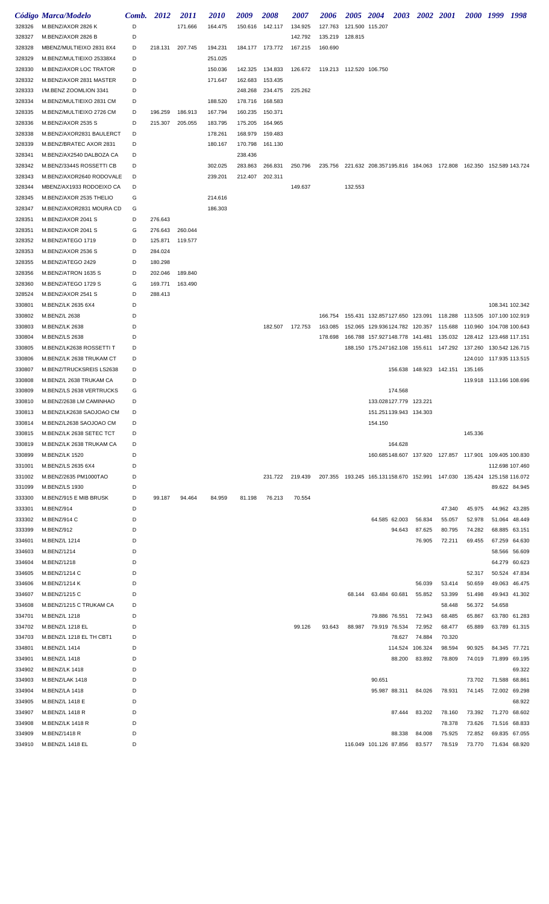| Código | Marca/Modelo | Comb. | 2012 | 2011 | 2010 | 2009 | 2008 | 2007 | 2006 | 2005 | 2004 | 2003 | 2002 | 2001 | 2000 | 1999 | 1998 |
|---|---|---|---|---|---|---|---|---|---|---|---|---|---|---|---|---|---|
| 328326 | M.BENZ/AXOR 2826 K | D | | 171.666 | 164.475 | 150.616 | 142.117 | 134.925 | 127.763 | 121.500 | 115.207 | | | | | | |
| 328327 | M.BENZ/AXOR 2826 B | D | | | | | | 142.792 | 135.219 | 128.815 | | | | | | | |
| 328328 | MBENZ/MULTIEIXO 2831 8X4 | D | 218.131 | 207.745 | 194.231 | 184.177 | 173.772 | 167.215 | 160.690 | | | | | | | | |
| 328329 | M.BENZ/MULTIEIXO 25338X4 | D | | | 251.025 | | | | | | | | | | | | |
| 328330 | M.BENZ/AXOR LOC TRATOR | D | | | 150.036 | 142.325 | 134.833 | 126.672 | 119.213 | 112.520 | 106.750 | | | | | | |
| 328332 | M.BENZ/AXOR 2831 MASTER | D | | | 171.647 | 162.683 | 153.435 | | | | | | | | | | |
| 328333 | I/M.BENZ ZOOMLION 3341 | D | | | | 248.268 | 234.475 | 225.262 | | | | | | | | | |
| 328334 | M.BENZ/MULTIEIXO 2831 CM | D | | | 188.520 | 178.716 | 168.583 | | | | | | | | | | |
| 328335 | M.BENZ/MULTIEIXO 2726 CM | D | 196.259 | 186.913 | 167.794 | 160.235 | 150.371 | | | | | | | | | | |
| 328336 | M.BENZ/AXOR 2535 S | D | 215.307 | 205.055 | 183.795 | 175.205 | 164.965 | | | | | | | | | | |
| 328338 | M.BENZ/AXOR2831 BAULERCT | D | | | 178.261 | 168.979 | 159.483 | | | | | | | | | | |
| 328339 | M.BENZ/BRATEC AXOR 2831 | D | | | 180.167 | 170.798 | 161.130 | | | | | | | | | | |
| 328341 | M.BENZ/AX2540 DALBOZA CA | D | | | | 238.436 | | | | | | | | | | | |
| 328342 | M.BENZ/3344S ROSSETTI CB | D | | | 302.025 | 283.863 | 266.831 | 250.796 | 235.756 | 221.632 | 208.357 | 195.816 | 184.063 | 172.808 | 162.350 | 152.589 | 143.724 |
| 328343 | M.BENZ/AXOR2640 RODOVALE | D | | | 239.201 | 212.407 | 202.311 | | | | | | | | | | |
| 328344 | MBENZ/AX1933 RODOEIXO CA | D | | | | | | 149.637 | | 132.553 | | | | | | | |
| 328345 | M.BENZ/AXOR 2535 THELIO | G | | | 214.616 | | | | | | | | | | | | |
| 328347 | M.BENZ/AXOR2831 MOURA CD | G | | | 186.303 | | | | | | | | | | | | |
| 328351 | M.BENZ/AXOR 2041 S | D | 276.643 | | | | | | | | | | | | | | |
| 328351 | M.BENZ/AXOR 2041 S | G | 276.643 | 260.044 | | | | | | | | | | | | | |
| 328352 | M.BENZ/ATEGO 1719 | D | 125.871 | 119.577 | | | | | | | | | | | | | |
| 328353 | M.BENZ/AXOR 2536 S | D | 284.024 | | | | | | | | | | | | | | |
| 328355 | M.BENZ/ATEGO 2429 | D | 180.298 | | | | | | | | | | | | | | |
| 328356 | M.BENZ/ATRON 1635 S | D | 202.046 | 189.840 | | | | | | | | | | | | | |
| 328360 | M.BENZ/ATEGO 1729 S | G | 169.771 | 163.490 | | | | | | | | | | | | | |
| 328524 | M.BENZ/AXOR 2541 S | D | 288.413 | | | | | | | | | | | | | | |
| 330801 | M.BENZ/LK 2635 6X4 | D | | | | | | | | | | | | | | 108.341 | 102.342 |
| 330802 | M.BENZ/L 2638 | D | | | | | | | 166.754 | 155.431 | 132.857 | 127.650 | 123.091 | 118.288 | 113.505 | 107.100 | 102.919 |
| 330803 | M.BENZ/LK 2638 | D | | | | | 182.507 | 172.753 | 163.085 | 152.065 | 129.936 | 124.782 | 120.357 | 115.688 | 110.960 | 104.708 | 100.643 |
| 330804 | M.BENZ/LS 2638 | D | | | | | | | 178.698 | 166.788 | 157.927 | 148.778 | 141.481 | 135.032 | 128.412 | 123.468 | 117.151 |
| 330805 | M.BENZ/LK2638 ROSSETTI T | D | | | | | | | | 188.150 | 175.247 | 162.108 | 155.611 | 147.292 | 137.260 | 130.542 | 126.715 |
| 330806 | M.BENZ/LK 2638 TRUKAM CT | D | | | | | | | | | | | | | 124.010 | 117.935 | 113.515 |
| 330807 | M.BENZ/TRUCKSREIS LS2638 | D | | | | | | | | | | 156.638 | 148.923 | 142.151 | 135.165 | | |
| 330808 | M.BENZ/L 2638 TRUKAM CA | D | | | | | | | | | | | | | 119.918 | 113.166 | 108.696 |
| 330809 | M.BENZ/LS 2638 VERTRUCKS | G | | | | | | | | | | 174.568 | | | | | |
| 330810 | M.BENZ/2638 LM CAMINHAO | D | | | | | | | | | 133.028 | 127.779 | 123.221 | | | | |
| 330813 | M.BENZ/LK2638 SAOJOAO CM | D | | | | | | | | | 151.251 | 139.943 | 134.303 | | | | |
| 330814 | M.BENZ/L2638 SAOJOAO CM | D | | | | | | | | | 154.150 | | | | | | |
| 330815 | M.BENZ/LK 2638 SETEC TCT | D | | | | | | | | | | | | | 145.336 | | |
| 330819 | M.BENZ/LK 2638 TRUKAM CA | D | | | | | | | | | | 164.628 | | | | | |
| 330899 | M.BENZ/LK 1520 | D | | | | | | | | | 160.685 | 148.607 | 137.920 | 127.857 | 117.901 | 109.405 | 100.830 |
| 331001 | M.BENZ/LS 2635 6X4 | D | | | | | | | | | | | | | | 112.698 | 107.460 |
| 331002 | M.BENZ/2635 PM1000TAO | D | | | | | 231.722 | 219.439 | 207.355 | 193.245 | 165.131 | 158.670 | 152.991 | 147.030 | 135.424 | 125.158 | 116.072 |
| 331099 | M.BENZ/LS 1930 | D | | | | | | | | | | | | | | 89.622 | 84.945 |
| 333300 | M.BENZ/915 E MIB BRUSK | D | 99.187 | 94.464 | 84.959 | 81.198 | 76.213 | 70.554 | | | | | | | | | |
| 333301 | M.BENZ/914 | D | | | | | | | | | | | | 47.340 | 45.975 | 44.962 | 43.285 |
| 333302 | M.BENZ/914 C | D | | | | | | | | | 64.585 | 62.003 | 56.834 | 55.057 | 52.978 | 51.064 | 48.449 |
| 333399 | M.BENZ/912 | D | | | | | | | | | | 94.643 | 87.625 | 80.795 | 74.282 | 68.885 | 63.151 |
| 334601 | M.BENZ/L 1214 | D | | | | | | | | | | | 76.905 | 72.211 | 69.455 | 67.259 | 64.630 |
| 334603 | M.BENZ/1214 | D | | | | | | | | | | | | | | 58.566 | 56.609 |
| 334604 | M.BENZ/1218 | D | | | | | | | | | | | | | | 64.279 | 60.623 |
| 334605 | M.BENZ/1214 C | D | | | | | | | | | | | | | 52.317 | 50.524 | 47.834 |
| 334606 | M.BENZ/1214 K | D | | | | | | | | | | | 56.039 | 53.414 | 50.659 | 49.063 | 46.475 |
| 334607 | M.BENZ/1215 C | D | | | | | | | | 68.144 | 63.484 | 60.681 | 55.852 | 53.399 | 51.498 | 49.943 | 41.302 |
| 334608 | M.BENZ/1215 C TRUKAM CA | D | | | | | | | | | | | | 58.448 | 56.372 | 54.658 | |
| 334701 | M.BENZ/L 1218 | D | | | | | | | | | 79.886 | 76.551 | 72.943 | 68.485 | 65.867 | 63.780 | 61.283 |
| 334702 | M.BENZ/L 1218 EL | D | | | | | | 99.126 | 93.643 | 88.987 | 79.919 | 76.534 | 72.952 | 68.477 | 65.889 | 63.789 | 61.315 |
| 334703 | M.BENZ/L 1218 EL TH CBT1 | D | | | | | | | | | | 78.627 | 74.884 | 70.320 | | | |
| 334801 | M.BENZ/L 1414 | D | | | | | | | | | | 114.524 | 106.324 | 98.594 | 90.925 | 84.345 | 77.721 |
| 334901 | M.BENZ/L 1418 | D | | | | | | | | | | 88.200 | 83.892 | 78.809 | 74.019 | 71.899 | 69.195 |
| 334902 | M.BENZ/LK 1418 | D | | | | | | | | | | | | | | | 69.322 |
| 334903 | M.BENZ/LAK 1418 | D | | | | | | | | | 90.651 | | | | 73.702 | 71.588 | 68.861 |
| 334904 | M.BENZ/LA 1418 | D | | | | | | | | | 95.987 | 88.311 | 84.026 | 78.931 | 74.145 | 72.002 | 69.298 |
| 334905 | M.BENZ/L 1418 E | D | | | | | | | | | | | | | | | 68.922 |
| 334907 | M.BENZ/L 1418 R | D | | | | | | | | | | 87.444 | 83.202 | 78.160 | 73.392 | 71.270 | 68.602 |
| 334908 | M.BENZ/LK 1418 R | D | | | | | | | | | | | | 78.378 | 73.626 | 71.516 | 68.833 |
| 334909 | M.BENZ/1418 R | D | | | | | | | | | | 88.338 | 84.008 | 75.925 | 72.852 | 69.835 | 67.055 |
| 334910 | M.BENZ/L 1418 EL | D | | | | | | | | 116.049 | 101.126 | 87.856 | 83.577 | 78.519 | 73.770 | 71.634 | 68.920 |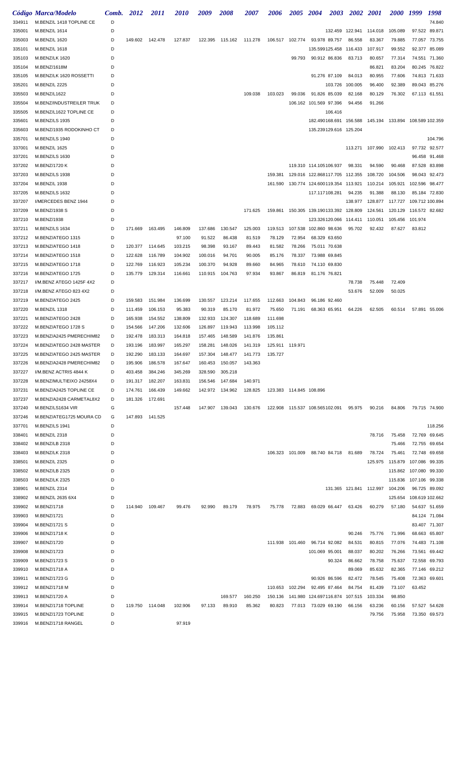| Código | Marca/Modelo | Comb. | 2012 | 2011 | 2010 | 2009 | 2008 | 2007 | 2006 | 2005 | 2004 | 2003 | 2002 | 2001 | 2000 | 1999 | 1998 |
|---|---|---|---|---|---|---|---|---|---|---|---|---|---|---|---|---|---|
| 334911 | M.BENZ/L 1418 TOPLINE CE | D | | | | | | | | | | | | | | | 74.840 |
| 335001 | M.BENZ/L 1614 | D | | | | | | | | | | 132.459 | 122.941 | 114.018 | 105.089 | 97.522 | 89.871 |
| 335003 | M.BENZ/L 1620 | D | 149.602 | 142.478 | 127.837 | 122.395 | 115.162 | 111.278 | 106.517 | 102.774 | 93.978 | 89.757 | 86.558 | 83.367 | 79.885 | 77.057 | 73.755 |
| 335101 | M.BENZ/L 1618 | D | | | | | | | | | 135.599 | 125.458 | 116.433 | 107.917 | 99.552 | 92.377 | 85.089 |
| 335103 | M.BENZ/LK 1620 | D | | | | | | | | 99.793 | 90.912 | 86.836 | 83.713 | 80.657 | 77.314 | 74.551 | 71.360 |
| 335104 | M.BENZ/1618M | D | | | | | | | | | | | | 86.821 | 83.204 | 80.245 | 76.822 |
| 335105 | M.BENZ/LK 1620 ROSSETTI | D | | | | | | | | | 91.276 | 87.109 | 84.013 | 80.955 | 77.606 | 74.813 | 71.633 |
| 335201 | M.BENZ/L 2225 | D | | | | | | | | | | 103.726 | 100.005 | 96.400 | 92.389 | 89.043 | 85.276 |
| 335503 | M.BENZ/L1622 | D | | | | | | 109.038 | 103.023 | 99.036 | 91.826 | 85.039 | 82.168 | 80.129 | 76.302 | 67.113 | 61.551 |
| 335504 | M.BENZ/INDUSTREILER TRUK | D | | | | | | | | 106.162 | 101.569 | 97.396 | 94.456 | 91.266 | | | |
| 335505 | M.BENZ/L1622 TOPLINE CE | D | | | | | | | | | | 106.416 | | | | | |
| 335601 | M.BENZ/LS 1935 | D | | | | | | | | | 182.490 | 168.691 | 156.588 | 145.194 | 133.894 | 108.589 | 102.359 |
| 335603 | M.BENZ/1935 RODOKINHO CT | D | | | | | | | | | 135.239 | 129.616 | 125.204 | | | | |
| 335701 | M.BENZ/LS 1940 | D | | | | | | | | | | | | | | | 104.796 |
| 337001 | M.BENZ/L 1625 | D | | | | | | | | | | | 113.271 | 107.990 | 102.413 | 97.732 | 92.577 |
| 337201 | M.BENZ/LS 1630 | D | | | | | | | | | | | | | | 96.458 | 91.468 |
| 337202 | M.BENZ/1720 K | D | | | | | | | | 119.310 | 114.105 | 106.937 | 98.331 | 94.590 | 90.468 | 87.528 | 83.898 |
| 337203 | M.BENZ/LS 1938 | D | | | | | | | 159.381 | 129.016 | 122.868 | 117.705 | 112.355 | 108.720 | 104.506 | 98.043 | 92.473 |
| 337204 | M.BENZ/L 1938 | D | | | | | | | 161.590 | 130.774 | 124.600 | 119.354 | 113.921 | 110.214 | 105.921 | 102.596 | 98.477 |
| 337205 | M.BENZ/LS 1632 | D | | | | | | | | | 117.117 | 108.281 | 94.235 | 91.388 | 88.130 | 85.184 | 72.830 |
| 337207 | I/MERCEDES BENZ 1944 | D | | | | | | | | | | | 138.977 | 128.877 | 117.727 | 109.712 | 100.894 |
| 337209 | M.BENZ/1938 S | D | | | | | | 171.625 | 159.861 | 150.305 | 139.190 | 133.392 | 128.809 | 124.561 | 120.129 | 116.572 | 82.682 |
| 337210 | M.BENZ/1938 | D | | | | | | | | | 123.326 | 120.066 | 114.411 | 110.051 | 105.456 | 101.974 | |
| 337211 | M.BENZ/LS 1634 | D | 171.669 | 163.495 | 146.809 | 137.686 | 130.547 | 125.003 | 119.513 | 107.538 | 102.860 | 98.636 | 95.702 | 92.432 | 87.627 | 83.812 | |
| 337212 | M.BENZ/ATEGO 1315 | D | | | 97.100 | 91.522 | 86.438 | 81.519 | 78.129 | 72.954 | 68.329 | 63.650 | | | | | |
| 337213 | M.BENZ/ATEGO 1418 | D | 120.377 | 114.645 | 103.215 | 98.398 | 93.167 | 89.443 | 81.582 | 78.266 | 75.011 | 70.638 | | | | | |
| 337214 | M.BENZ/ATEGO 1518 | D | 122.628 | 116.789 | 104.902 | 100.016 | 94.701 | 90.005 | 85.176 | 78.337 | 73.988 | 69.845 | | | | | |
| 337215 | M.BENZ/ATEGO 1718 | D | 122.769 | 116.923 | 105.234 | 100.370 | 94.928 | 89.660 | 84.965 | 78.610 | 74.110 | 69.830 | | | | | |
| 337216 | M.BENZ/ATEGO 1725 | D | 135.779 | 129.314 | 116.661 | 110.915 | 104.763 | 97.934 | 93.867 | 86.819 | 81.176 | 76.821 | | | | | |
| 337217 | I/M.BENZ ATEGO 1425F 4X2 | D | | | | | | | | | | | 78.738 | 75.448 | 72.409 | | |
| 337218 | I/M.BENZ ATEGO 823 4X2 | D | | | | | | | | | | | 53.676 | 52.009 | 50.025 | | |
| 337219 | M.BENZ/ATEGO 2425 | D | 159.583 | 151.984 | 136.699 | 130.557 | 123.214 | 117.655 | 112.663 | 104.843 | 96.186 | 92.460 | | | | | |
| 337220 | M.BENZ/L 1318 | D | 111.459 | 106.153 | 95.383 | 90.319 | 85.170 | 81.972 | 75.650 | 71.191 | 68.363 | 65.951 | 64.226 | 62.505 | 60.514 | 57.891 | 55.006 |
| 337221 | M.BENZ/ATEGO 2428 | D | 165.938 | 154.552 | 138.809 | 132.933 | 124.307 | 118.689 | 111.698 | | | | | | | | |
| 337222 | M.BENZ/ATEGO 1728 S | D | 154.566 | 147.206 | 132.606 | 126.897 | 119.943 | 113.998 | 105.112 | | | | | | | | |
| 337223 | M.BENZ/A2425 PMERECHIM82 | D | 192.478 | 183.313 | 164.818 | 157.465 | 148.589 | 141.876 | 135.861 | | | | | | | | |
| 337224 | M.BENZ/ATEGO 2428 MASTER | D | 193.196 | 183.997 | 165.297 | 158.281 | 148.026 | 141.319 | 125.911 | 119.971 | | | | | | | |
| 337225 | M.BENZ/ATEGO 2425 MASTER | D | 192.290 | 183.133 | 164.697 | 157.304 | 148.477 | 141.773 | 135.727 | | | | | | | | |
| 337226 | M.BENZ/A2428 PMERECHIM82 | D | 195.906 | 186.578 | 167.647 | 160.453 | 150.057 | 143.363 | | | | | | | | | |
| 337227 | I/M.BENZ ACTRIS 4844 K | D | 403.458 | 384.246 | 345.269 | 328.590 | 305.218 | | | | | | | | | | |
| 337228 | M.BENZ/MULTIEIXO 24258X4 | D | 191.317 | 182.207 | 163.831 | 156.546 | 147.684 | 140.971 | | | | | | | | | |
| 337231 | M.BENZ/A2425 TOPLINE CE | D | 174.761 | 166.439 | 149.662 | 142.972 | 134.962 | 128.825 | 123.383 | 114.845 | 108.896 | | | | | | |
| 337237 | M.BENZ/A2428 CARMETAL8X2 | D | 181.326 | 172.691 | | | | | | | | | | | | | |
| 337240 | M.BENZ/LS1634 VIR | G | | | 157.448 | 147.907 | 139.043 | 130.676 | 122.908 | 115.537 | 108.565 | 102.091 | 95.975 | 90.216 | 84.806 | 79.715 | 74.900 |
| 337246 | M.BENZ/ATEG1725 MOURA CD | G | 147.893 | 141.525 | | | | | | | | | | | | | |
| 337701 | M.BENZ/LS 1941 | D | | | | | | | | | | | | | | | 118.256 |
| 338401 | M.BENZ/L 2318 | D | | | | | | | | | | | | 78.716 | 75.458 | 72.769 | 69.645 |
| 338402 | M.BENZ/LB 2318 | D | | | | | | | | | | | | | 75.466 | 72.755 | 69.654 |
| 338403 | M.BENZ/LK 2318 | D | | | | | | | 106.323 | 101.009 | 88.740 | 84.718 | 81.689 | 78.724 | 75.461 | 72.748 | 69.658 |
| 338501 | M.BENZ/L 2325 | D | | | | | | | | | | | | 125.975 | 115.879 | 107.086 | 99.335 |
| 338502 | M.BENZ/LB 2325 | D | | | | | | | | | | | | | 115.862 | 107.080 | 99.330 |
| 338503 | M.BENZ/LK 2325 | D | | | | | | | | | | | | | 115.836 | 107.106 | 99.338 |
| 338901 | M.BENZ/L 2314 | D | | | | | | | | | | 131.365 | 121.841 | 112.997 | 104.206 | 96.725 | 89.092 |
| 338902 | M.BENZ/L 2635 6X4 | D | | | | | | | | | | | | | 125.654 | 108.619 | 102.662 |
| 339902 | M.BENZ/1718 | D | 114.940 | 109.467 | 99.476 | 92.990 | 89.179 | 78.975 | 75.778 | 72.883 | 69.029 | 66.447 | 63.426 | 60.279 | 57.180 | 54.637 | 51.659 |
| 339903 | M.BENZ/1721 | D | | | | | | | | | | | | | | 84.124 | 71.084 |
| 339904 | M.BENZ/1721 S | D | | | | | | | | | | | | | | 83.407 | 71.307 |
| 339906 | M.BENZ/1718 K | D | | | | | | | | | | | 90.246 | 75.776 | 71.996 | 68.663 | 65.807 |
| 339907 | M.BENZ/1720 | D | | | | | | | 111.938 | 101.460 | 96.714 | 92.082 | 84.531 | 80.815 | 77.076 | 74.483 | 71.108 |
| 339908 | M.BENZ/1723 | D | | | | | | | | | 101.069 | 95.001 | 88.037 | 80.202 | 76.266 | 73.561 | 69.442 |
| 339909 | M.BENZ/1723 S | D | | | | | | | | | | 90.324 | 86.662 | 78.758 | 75.637 | 72.558 | 69.793 |
| 339910 | M.BENZ/1718 A | D | | | | | | | | | | | 89.069 | 85.632 | 82.365 | 77.146 | 69.212 |
| 339911 | M.BENZ/1723 G | D | | | | | | | | | 90.926 | 86.596 | 82.472 | 78.545 | 75.408 | 72.363 | 69.601 |
| 339912 | M.BENZ/1718 M | D | | | | | | | 110.653 | 102.294 | 92.495 | 87.464 | 84.754 | 81.439 | 73.107 | 63.452 | |
| 339913 | M.BENZ/1720 A | D | | | | | 169.577 | 160.250 | 150.136 | 141.980 | 124.697 | 116.874 | 107.515 | 103.334 | 98.850 | | |
| 339914 | M.BENZ/1718 TOPLINE | D | 119.750 | 114.048 | 102.906 | 97.133 | 89.910 | 85.362 | 80.823 | 77.013 | 73.029 | 69.190 | 66.156 | 63.236 | 60.156 | 57.527 | 54.628 |
| 339915 | M.BENZ/1723 TOPLINE | D | | | | | | | | | | | | 79.756 | 75.958 | 73.350 | 69.573 |
| 339916 | M.BENZ/1718 RANGEL | D | | | 97.919 | | | | | | | | | | | | |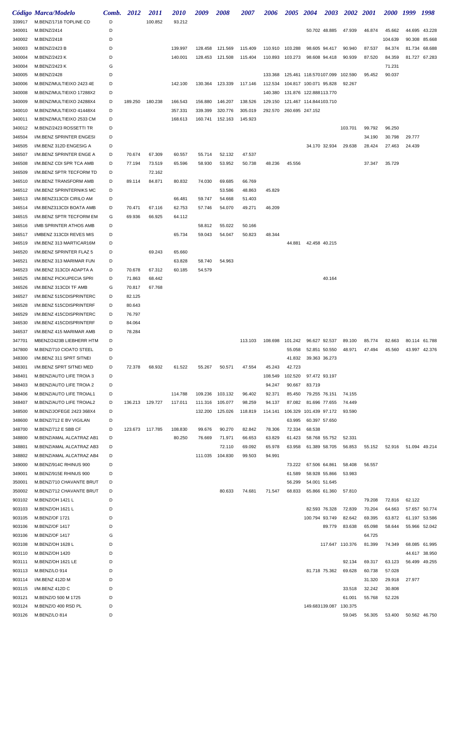| Código | Marca/Modelo | Comb. | 2012 | 2011 | 2010 | 2009 | 2008 | 2007 | 2006 | 2005 | 2004 | 2003 | 2002 | 2001 | 2000 | 1999 | 1998 |
|---|---|---|---|---|---|---|---|---|---|---|---|---|---|---|---|---|---|
| 339917 | M.BENZ/1718 TOPLINE CD | D | | 100.852 | 93.212 | | | | | | | | | | | | |
| 340001 | M.BENZ/2414 | D | | | | | | | | | 50.702 | 48.885 | 47.939 | 46.874 | 45.662 | 44.695 | 43.228 |
| 340002 | M.BENZ/2418 | D | | | | | | | | | | | | | 104.639 | 90.308 | 85.668 |
| 340003 | M.BENZ/2423 B | D | | | 139.997 | 128.458 | 121.569 | 115.409 | 110.910 | 103.288 | 98.605 | 94.417 | 90.940 | 87.537 | 84.374 | 81.734 | 68.688 |
| 340004 | M.BENZ/2423 K | D | | | 140.001 | 128.453 | 121.508 | 115.404 | 110.893 | 103.273 | 98.608 | 94.418 | 90.939 | 87.520 | 84.359 | 81.727 | 67.283 |
| 340004 | M.BENZ/2423 K | G | | | | | | | | | | | | | 71.231 | | |
| 340005 | M.BENZ/2428 | D | | | | | | | 133.368 | 125.461 | 118.570 | 107.099 | 102.590 | 95.452 | 90.037 | | |
| 340006 | M.BENZ/MULTIEIXO 2423 4E | D | | | 142.100 | 130.364 | 123.339 | 117.146 | 112.534 | 104.817 | 100.071 | 95.828 | 92.267 | | | | |
| 340008 | M.BENZ/MULTIEIXO 17288X2 | D | | | | | | | 140.380 | 131.876 | 122.888 | 113.770 | | | | | |
| 340009 | M.BENZ/MULTIEIXO 24288X4 | D | 189.250 | 180.238 | 166.543 | 156.880 | 146.207 | 138.526 | 129.150 | 121.467 | 114.844 | 103.710 | | | | | |
| 340010 | M.BENZ/MULTIEIXO 41448X4 | D | | | 357.331 | 339.399 | 320.776 | 305.019 | 292.570 | 260.695 | 247.152 | | | | | | |
| 340011 | M.BENZ/MULTIEIXO 2533 CM | D | | | 168.613 | 160.741 | 152.163 | 145.923 | | | | | | | | | |
| 340012 | M.BENZ/2423 ROSSETTI TR | D | | | | | | | | | | | 103.701 | 99.792 | 96.250 | | |
| 346504 | I/M.BENZ SPRINTER ENGESI | D | | | | | | | | | | | | 34.190 | 30.798 | 29.777 | |
| 346505 | I/M.BENZ 312D ENGESIG A | D | | | | | | | | | 34.170 | 32.934 | 29.638 | 28.424 | 27.463 | 24.439 | |
| 346507 | I/M.BENZ SPRINTER ENGE A | D | 70.674 | 67.309 | 60.557 | 55.714 | 52.132 | 47.537 | | | | | | | | | |
| 346508 | I/M.BENZ CDI SPR TCA AMB | D | 77.194 | 73.519 | 65.596 | 58.930 | 53.952 | 50.738 | 48.236 | 45.556 | | | | 37.347 | 35.729 | | |
| 346509 | I/M.BENZ SPTR TECFORM TD | D | | 72.162 | | | | | | | | | | | | | |
| 346510 | I/M.BENZ TRANSFORM AMB | D | 89.114 | 84.871 | 80.832 | 74.030 | 69.685 | 66.769 | | | | | | | | | |
| 346512 | I/M.BENZ SPRINTERNIKS MC | D | | | | | 53.586 | 48.863 | 45.829 | | | | | | | | |
| 346513 | I/M.BENZ313CDI CIRILO AM | D | | | 66.481 | 59.747 | 54.668 | 51.403 | | | | | | | | | |
| 346514 | I/M.BENZ313CDI BOATA AMB | D | 70.471 | 67.116 | 62.753 | 57.746 | 54.070 | 49.271 | 46.209 | | | | | | | | |
| 346515 | I/M.BENZ SPTR TECFORM EM | G | 69.936 | 66.925 | 64.112 | | | | | | | | | | | | |
| 346516 | I/MB SPRINTER ATHOS AMB | D | | | | 58.812 | 55.022 | 50.166 | | | | | | | | | |
| 346517 | I/MBENZ 313CDI REVES MIS | D | | | 65.734 | 59.043 | 54.047 | 50.823 | 48.344 | | | | | | | | |
| 346519 | I/M.BENZ 313 MARTICAR16M | D | | | | | | | | 44.881 | 42.458 | 40.215 | | | | | |
| 346520 | I/M.BENZ SPRINTER FLAZ 5 | D | | 69.243 | 65.660 | | | | | | | | | | | | |
| 346521 | I/M.BENZ 313 MARIMAR FUN | D | | | 63.828 | 58.740 | 54.963 | | | | | | | | | | |
| 346523 | I/M.BENZ 313CDI ADAPTA A | D | 70.678 | 67.312 | 60.185 | 54.579 | | | | | | | | | | | |
| 346525 | I/M.BENZ PICKUPECIA SPRI | D | 71.863 | 68.442 | | | | | | | | 40.164 | | | | | |
| 346526 | I/M.BENZ 313CDI TF AMB | G | 70.817 | 67.768 | | | | | | | | | | | | | |
| 346527 | I/M.BENZ 515CDISPRINTERC | D | 82.125 | | | | | | | | | | | | | | |
| 346528 | I/M.BENZ 515CDISPRINTERF | D | 80.643 | | | | | | | | | | | | | | |
| 346529 | I/M.BENZ 415CDISPRINTERC | D | 76.797 | | | | | | | | | | | | | | |
| 346530 | I/M.BENZ 415CDISPRINTERF | D | 84.064 | | | | | | | | | | | | | | |
| 346537 | I/M.BENZ 415 MARIMAR AMB | D | 78.284 | | | | | | | | | | | | | | |
| 347701 | MBENZ/2423B LIEBHERR HTM | D | | | | | | 113.103 | 108.698 | 101.242 | 96.627 | 92.537 | 89.100 | 85.774 | 82.663 | 80.114 | 61.788 |
| 347800 | M.BENZ/710 CIOATO STEEL | D | | | | | | | | 55.058 | 52.851 | 50.550 | 48.971 | 47.494 | 45.560 | 43.997 | 42.376 |
| 348300 | I/M.BENZ 311 SPRT SITNEI | D | | | | | | | | 41.832 | 39.363 | 36.273 | | | | | |
| 348301 | I/M.BENZ SPRT SITNEI MED | D | 72.378 | 68.932 | 61.522 | 55.267 | 50.571 | 47.554 | 45.243 | 42.723 | | | | | | | |
| 348401 | M.BENZ/AUTO LIFE TROIA 3 | D | | | | | | | 108.549 | 102.520 | 97.472 | 93.197 | | | | | |
| 348403 | M.BENZ/AUTO LIFE TROIA 2 | D | | | | | | | 94.247 | 90.667 | 83.719 | | | | | | |
| 348406 | M.BENZ/AUTO LIFE TROIAL1 | D | | | 114.788 | 109.236 | 103.132 | 96.402 | 92.371 | 85.450 | 79.255 | 76.151 | 74.155 | | | | |
| 348407 | M.BENZ/AUTO LIFE TROIAL2 | D | 136.213 | 129.727 | 117.011 | 111.316 | 105.077 | 98.259 | 94.137 | 87.082 | 81.696 | 77.655 | 74.449 | | | | |
| 348500 | M.BENZ/JOFEGE 2423 368X4 | D | | | | 132.200 | 125.026 | 118.819 | 114.141 | 106.329 | 101.439 | 97.172 | 93.590 | | | | |
| 348600 | M.BENZ/712 E BV VIGILAN | D | | | | | | | | 63.995 | 60.397 | 57.650 | | | | | |
| 348700 | M.BENZ/712 E SBB CF | D | 123.673 | 117.785 | 108.830 | 99.676 | 90.270 | 82.842 | 78.306 | 72.334 | 68.538 | | | | | | |
| 348800 | M.BENZ/AMAL ALCATRAZ AB1 | D | | | 80.250 | 76.669 | 71.971 | 66.653 | 63.829 | 61.423 | 58.768 | 55.752 | 52.331 | | | | |
| 348801 | M.BENZ/AMAL ALCATRAZ AB3 | D | | | | | 72.110 | 69.092 | 65.978 | 63.958 | 61.389 | 58.705 | 56.853 | 55.152 | 52.916 | 51.094 | 49.214 |
| 348802 | M.BENZ/AMAL ALCATRAZ AB4 | D | | | | 111.035 | 104.830 | 99.503 | 94.991 | | | | | | | | |
| 349000 | M.BENZ/914C RHINUS 900 | D | | | | | | | | 73.222 | 67.506 | 64.861 | 58.408 | 56.557 | | | |
| 349001 | M.BENZ/915E RHINUS 900 | D | | | | | | | | 61.589 | 58.928 | 55.866 | 53.983 | | | | |
| 350001 | M.BENZ/710 CHAVANTE BRUT | D | | | | | | | | 56.299 | 54.001 | 51.645 | | | | | |
| 350002 | M.BENZ/712 CHAVANTE BRUT | D | | | | | 80.633 | 74.681 | 71.547 | 68.833 | 65.866 | 61.360 | 57.810 | | | | |
| 903102 | M.BENZ/OH 1421 L | D | | | | | | | | | | | | 79.208 | 72.816 | 62.122 | |
| 903103 | M.BENZ/OH 1621 L | D | | | | | | | | | 82.593 | 76.328 | 72.839 | 70.204 | 64.663 | 57.657 | 50.774 |
| 903105 | M.BENZ/OF 1721 | D | | | | | | | | | 100.794 | 93.749 | 82.642 | 69.395 | 63.872 | 61.197 | 53.586 |
| 903106 | M.BENZ/OF 1417 | D | | | | | | | | | | 89.779 | 83.638 | 65.098 | 58.644 | 55.966 | 52.042 |
| 903106 | M.BENZ/OF 1417 | G | | | | | | | | | | | | 64.725 | | | |
| 903108 | M.BENZ/OH 1628 L | D | | | | | | | | | | 117.647 | 110.376 | 81.399 | 74.349 | 68.085 | 61.995 |
| 903110 | M.BENZ/OH 1420 | D | | | | | | | | | | | | | | 44.617 | 38.950 |
| 903111 | M.BENZ/OH 1621 LE | D | | | | | | | | | | | 92.134 | 69.317 | 63.123 | 56.499 | 49.255 |
| 903113 | M.BENZ/LO 914 | D | | | | | | | | | 81.718 | 75.362 | 69.628 | 60.738 | 57.028 | | |
| 903114 | I/M.BENZ 412D M | D | | | | | | | | | | | | 31.320 | 29.918 | 27.977 | |
| 903115 | I/M.BENZ 412D C | D | | | | | | | | | | | 33.518 | 32.242 | 30.808 | | |
| 903121 | M.BENZ/O 500 M 1725 | D | | | | | | | | | | | 61.001 | 55.768 | 52.226 | | |
| 903124 | M.BENZ/O 400 RSD PL | D | | | | | | | | | 149.683 | 139.087 | 130.375 | | | | |
| 903126 | M.BENZ/LO 814 | D | | | | | | | | | | | 59.045 | 56.305 | 53.400 | 50.562 | 46.750 |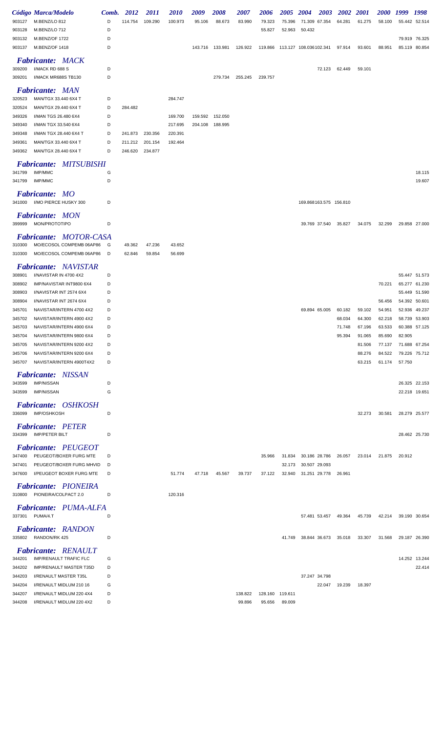| Código | Marca/Modelo | Comb. | 2012 | 2011 | 2010 | 2009 | 2008 | 2007 | 2006 | 2005 | 2004 | 2003 | 2002 | 2001 | 2000 | 1999 | 1998 |
|---|---|---|---|---|---|---|---|---|---|---|---|---|---|---|---|---|---|
| 903127 | M.BENZ/LO 812 | D | 114.754 | 109.290 | 100.973 | 95.106 | 88.673 | 83.990 | 79.323 | 75.396 | 71.309 | 67.354 | 64.281 | 61.275 | 58.100 | 55.442 | 52.514 |
| 903128 | M.BENZ/LO 712 | D | | | | | | | 55.827 | 52.963 | 50.432 | | | | | | |
| 903132 | M.BENZ/OF 1722 | D | | | | | | | | | | | | | | 79.919 | 76.325 |
| 903137 | M.BENZ/OF 1418 | D | | | | 143.716 | 133.981 | 126.922 | 119.866 | 113.127 | 108.036 | 102.341 | 97.914 | 93.601 | 88.951 | 85.119 | 80.854 |
| ***Fabricante: MACK*** | | | | | | | | | | | | | | | | | |
| 309200 | I/MACK RD 688 S | D | | | | | | | | | | 72.123 | 62.449 | 59.101 | | | |
| 309201 | I/MACK MR688S TB130 | D | | | | | 279.734 | 255.245 | 239.757 | | | | | | | | |
| ***Fabricante: MAN*** | | | | | | | | | | | | | | | | | |
| 320523 | MAN/TGX 33.440 6X4 T | D | | | 284.747 | | | | | | | | | | | | |
| 320524 | MAN/TGX 29.440 6X4 T | D | 284.482 | | | | | | | | | | | | | | |
| 349326 | I/MAN TGS 26.480 6X4 | D | | | 169.700 | 159.592 | 152.050 | | | | | | | | | | |
| 349340 | I/MAN TGX 33.540 6X4 | D | | | 217.695 | 204.108 | 188.995 | | | | | | | | | | |
| 349348 | I/MAN TGX 28.440 6X4 T | D | 241.873 | 230.356 | 220.391 | | | | | | | | | | | | |
| 349361 | MAN/TGX 33.440 6X4 T | D | 211.212 | 201.154 | 192.464 | | | | | | | | | | | | |
| 349362 | MAN/TGX 28.440 6X4 T | D | 246.620 | 234.877 | | | | | | | | | | | | | |
| ***Fabricante: MITSUBISHI*** | | | | | | | | | | | | | | | | | |
| 341799 | IMP/MMC | G | | | | | | | | | | | | | | | 18.115 |
| 341799 | IMP/MMC | D | | | | | | | | | | | | | | | 19.607 |
| ***Fabricante: MO*** | | | | | | | | | | | | | | | | | |
| 341000 | I/MO PIERCE HUSKY 300 | D | | | | | | | | | 169.868 | 163.575 | 156.810 | | | | |
| ***Fabricante: MON*** | | | | | | | | | | | | | | | | | |
| 399999 | MON/PROTOTIPO | D | | | | | | | | | 39.769 | 37.540 | 35.827 | 34.075 | 32.299 | 29.858 | 27.000 |
| ***Fabricante: MOTOR-CASA*** | | | | | | | | | | | | | | | | | |
| 310300 | MO/ECOSOL COMPEMB 06AP86 | G | 49.362 | 47.236 | 43.652 | | | | | | | | | | | | |
| 310300 | MO/ECOSOL COMPEMB 06AP86 | D | 62.846 | 59.854 | 56.699 | | | | | | | | | | | | |
| ***Fabricante: NAVISTAR*** | | | | | | | | | | | | | | | | | |
| 308901 | I/NAVISTAR IN 4700 4X2 | D | | | | | | | | | | | | | | 55.447 | 51.573 |
| 308902 | IMP/NAVISTAR INT9800 6X4 | D | | | | | | | | | | | | | 70.221 | 65.277 | 61.230 |
| 308903 | I/NAVISTAR INT 2574 6X4 | D | | | | | | | | | | | | | | 55.449 | 51.590 |
| 308904 | I/NAVISTAR INT 2674 6X4 | D | | | | | | | | | | | | | 56.456 | 54.392 | 50.601 |
| 345701 | NAVISTAR/INTERN 4700 4X2 | D | | | | | | | | | 69.894 | 65.005 | 60.182 | 59.102 | 54.951 | 52.936 | 49.237 |
| 345702 | NAVISTAR/INTERN 4900 4X2 | D | | | | | | | | | | | 68.034 | 64.300 | 62.218 | 58.739 | 53.903 |
| 345703 | NAVISTAR/INTERN 4900 6X4 | D | | | | | | | | | | | 71.748 | 67.196 | 63.533 | 60.388 | 57.125 |
| 345704 | NAVISTAR/INTERN 9800 6X4 | D | | | | | | | | | | | 95.394 | 91.065 | 85.690 | 82.905 | |
| 345705 | NAVISTAR/INTERN 9200 4X2 | D | | | | | | | | | | | | 81.506 | 77.137 | 71.688 | 67.254 |
| 345706 | NAVISTAR/INTERN 9200 6X4 | D | | | | | | | | | | | | 88.276 | 84.522 | 79.226 | 75.712 |
| 345707 | NAVISTAR/INTERN 4900T4X2 | D | | | | | | | | | | | | 63.215 | 61.174 | 57.750 | |
| ***Fabricante: NISSAN*** | | | | | | | | | | | | | | | | | |
| 343599 | IMP/NISSAN | D | | | | | | | | | | | | | | 26.325 | 22.153 |
| 343599 | IMP/NISSAN | G | | | | | | | | | | | | | | 22.218 | 19.651 |
| ***Fabricante: OSHKOSH*** | | | | | | | | | | | | | | | | | |
| 336099 | IMP/OSHKOSH | D | | | | | | | | | | | | 32.273 | 30.581 | 28.279 | 25.577 |
| ***Fabricante: PETER*** | | | | | | | | | | | | | | | | | |
| 334399 | IMP/PETER BILT | D | | | | | | | | | | | | | | 28.462 | 25.730 |
| ***Fabricante: PEUGEOT*** | | | | | | | | | | | | | | | | | |
| 347400 | PEUGEOT/BOXER FURG MTE | D | | | | | | | 35.966 | 31.834 | 30.186 | 28.786 | 26.057 | 23.014 | 21.875 | 20.912 | |
| 347401 | PEUGEOT/BOXER FURG MHVID | D | | | | | | | | 32.173 | 30.507 | 29.093 | | | | | |
| 347600 | I/PEUGEOT BOXER FURG MTE | D | | | 51.774 | 47.718 | 45.567 | 39.737 | 37.122 | 32.940 | 31.251 | 29.778 | 26.961 | | | | |
| ***Fabricante: PIONEIRA*** | | | | | | | | | | | | | | | | | |
| 310800 | PIONEIRA/COLPACT 2.0 | D | | | 120.316 | | | | | | | | | | | | |
| ***Fabricante: PUMA-ALFA*** | | | | | | | | | | | | | | | | | |
| 337301 | PUMA/4.T | D | | | | | | | | | 57.481 | 53.457 | 49.364 | 45.739 | 42.214 | 39.190 | 30.654 |
| ***Fabricante: RANDON*** | | | | | | | | | | | | | | | | | |
| 335802 | RANDON/RK 425 | D | | | | | | | | 41.749 | 38.844 | 36.673 | 35.018 | 33.307 | 31.568 | 29.187 | 26.390 |
| ***Fabricante: RENAULT*** | | | | | | | | | | | | | | | | | |
| 344201 | IMP/RENAULT TRAFIC FLC | G | | | | | | | | | | | | | | 14.252 | 13.244 |
| 344202 | IMP/RENAULT MASTER T35D | D | | | | | | | | | | | | | | | 22.414 |
| 344203 | I/RENAULT MASTER T35L | D | | | | | | | | | 37.247 | 34.798 | | | | | |
| 344204 | I/RENAULT MIDLUM 210 16 | G | | | | | | | | | | 22.047 | 19.239 | 18.397 | | | |
| 344207 | I/RENAULT MIDLUM 220 4X4 | D | | | | | | 138.822 | 128.160 | 119.611 | | | | | | | |
| 344208 | I/RENAULT MIDLUM 220 4X2 | D | | | | | | 99.896 | 95.656 | 89.009 | | | | | | | |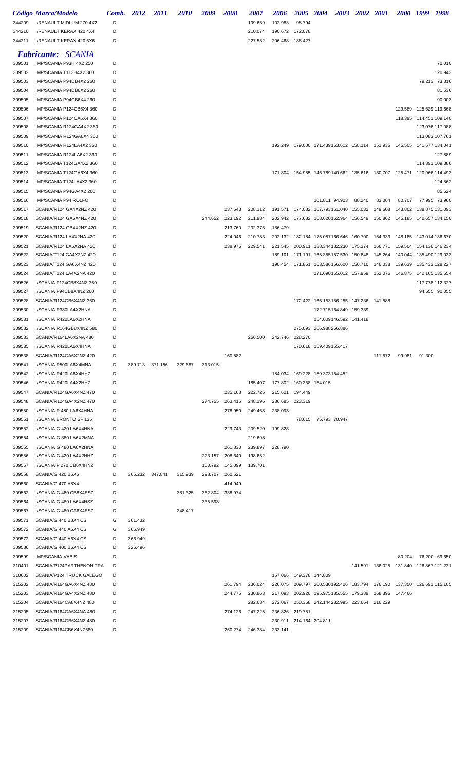| Código | Marca/Modelo | Comb. | 2012 | 2011 | 2010 | 2009 | 2008 | 2007 | 2006 | 2005 | 2004 | 2003 | 2002 | 2001 | 2000 | 1999 | 1998 |
|---|---|---|---|---|---|---|---|---|---|---|---|---|---|---|---|---|---|
| 344209 | I/RENAULT MIDLUM 270 4X2 | D | | | | | | 109.659 | 102.983 | 98.794 | | | | | | | |
| 344210 | I/RENAULT KERAX 420 4X4 | D | | | | | | 210.074 | 190.672 | 172.078 | | | | | | | |
| 344211 | I/RENAULT KERAX 420 6X6 | D | | | | | | 227.532 | 206.468 | 186.427 | | | | | | | |
| | ***Fabricante: SCANIA*** | | | | | | | | | | | | | | | | |
| 309501 | IMP/SCANIA P93H 4X2 250 | D | | | | | | | | | | | | | | | 70.010 |
| 309502 | IMP/SCANIA T113H4X2 360 | D | | | | | | | | | | | | | | | 120.943 |
| 309503 | IMP/SCANIA P94DB4X2 260 | D | | | | | | | | | | | | | | 79.213 | 73.816 |
| 309504 | IMP/SCANIA P94DB6X2 260 | D | | | | | | | | | | | | | | | 81.536 |
| 309505 | IMP/SCANIA P94CB6X4 260 | D | | | | | | | | | | | | | | | 90.003 |
| 309506 | IMP/SCANIA P124CB6X4 360 | D | | | | | | | | | | | | | 129.589 | 125.629 | 119.668 |
| 309507 | IMP/SCANIA P124CA6X4 360 | D | | | | | | | | | | | | | 118.395 | 114.451 | 109.140 |
| 309508 | IMP/SCANIA R124GA4X2 360 | D | | | | | | | | | | | | | | 123.076 | 117.088 |
| 309509 | IMP/SCANIA R124GA6X4 360 | D | | | | | | | | | | | | | | 113.083 | 107.761 |
| 309510 | IMP/SCANIA R124LA4X2 360 | D | | | | | | | 192.249 | 179.000 | 171.439 | 163.612 | 158.114 | 151.935 | 145.505 | 141.577 | 134.041 |
| 309511 | IMP/SCANIA R124LA6X2 360 | D | | | | | | | | | | | | | | | 127.889 |
| 309512 | IMP/SCANIA T124GA4X2 360 | D | | | | | | | | | | | | | | 114.891 | 109.386 |
| 309513 | IMP/SCANIA T124GA6X4 360 | D | | | | | | | 171.804 | 154.955 | 146.789 | 140.662 | 135.616 | 130.707 | 125.471 | 120.966 | 114.493 |
| 309514 | IMP/SCANIA T124LA4X2 360 | D | | | | | | | | | | | | | | | 124.562 |
| 309515 | IMP/SCANIA P94GA4X2 260 | D | | | | | | | | | | | | | | | 85.624 |
| 309516 | IMP/SCANIA P94 ROLFO | D | | | | | | | | | 101.811 | 94.923 | 88.240 | 83.064 | 80.707 | 77.995 | 73.960 |
| 309517 | SCANIA/R124 GA4X2NZ 420 | D | | | | | 237.543 | 208.112 | 191.571 | 174.082 | 167.793 | 161.040 | 155.032 | 149.608 | 143.802 | 138.875 | 131.093 |
| 309518 | SCANIA/R124 GA6X4NZ 420 | D | | | | 244.652 | 223.192 | 211.984 | 202.942 | 177.682 | 168.620 | 162.964 | 156.549 | 150.862 | 145.185 | 140.657 | 134.150 |
| 309519 | SCANIA/R124 GB4X2NZ 420 | D | | | | | 213.760 | 202.375 | 186.479 | | | | | | | | |
| 309520 | SCANIA/R124 LA4X2NA 420 | D | | | | | 224.046 | 210.783 | 202.132 | 182.184 | 175.057 | 166.646 | 160.700 | 154.333 | 148.185 | 143.014 | 136.670 |
| 309521 | SCANIA/R124 LA6X2NA 420 | D | | | | | 238.975 | 229.541 | 221.545 | 200.911 | 188.344 | 182.230 | 175.374 | 166.771 | 159.504 | 154.136 | 146.234 |
| 309522 | SCANIA/T124 GA4X2NZ 420 | D | | | | | | | 189.101 | 171.191 | 165.355 | 157.530 | 150.848 | 145.264 | 140.044 | 135.490 | 129.033 |
| 309523 | SCANIA/T124 GA6X4NZ 420 | D | | | | | | | 190.454 | 171.851 | 163.586 | 156.600 | 150.710 | 146.038 | 139.639 | 135.433 | 128.227 |
| 309524 | SCANIA/T124 LA4X2NA 420 | D | | | | | | | | | 171.690 | 165.012 | 157.959 | 152.076 | 146.875 | 142.165 | 135.654 |
| 309526 | I/SCANIA P124CB8X4NZ 360 | D | | | | | | | | | | | | | | 117.778 | 112.327 |
| 309527 | I/SCANIA P94CB8X4NZ 260 | D | | | | | | | | | | | | | | 94.655 | 90.055 |
| 309528 | SCANIA/R124GB6X4NZ 360 | D | | | | | | | | 172.422 | 165.153 | 156.255 | 147.236 | 141.588 | | | |
| 309530 | I/SCANIA R380LA4X2HNA | D | | | | | | | | | 172.715 | 164.849 | 159.339 | | | | |
| 309531 | I/SCANIA R420LA6X2HNA | D | | | | | | | | | 154.009 | 146.592 | 141.418 | | | | |
| 309532 | I/SCANIA R164GB8X4NZ 580 | D | | | | | | | | 275.093 | 266.988 | 256.886 | | | | | |
| 309533 | SCANIA/R164LA6X2NA 480 | D | | | | | | 256.500 | 242.746 | 228.270 | | | | | | | |
| 309535 | I/SCANIA R420LA6X4HNA | D | | | | | | | | 170.618 | 159.409 | 155.417 | | | | | |
| 309538 | SCANIA/R124GA6X2NZ 420 | D | | | | | 160.582 | | | | | | | 111.572 | 99.981 | 91.300 | |
| 309541 | I/SCANIA R500LA6X4MNA | D | 389.713 | 371.156 | 329.687 | 313.015 | | | | | | | | | | | |
| 309542 | I/SCANIA R420LA6X4HHZ | D | | | | | | | 184.034 | 169.228 | 159.373 | 154.452 | | | | | |
| 309546 | I/SCANIA R420LA4X2HHZ | D | | | | | | 185.407 | 177.802 | 160.358 | 154.015 | | | | | | |
| 309547 | SCANIA/R124GA6X4NZ 470 | D | | | | | 235.168 | 222.725 | 215.601 | 194.449 | | | | | | | |
| 309548 | SCANIA/R124GA4X2NZ 470 | D | | | | 274.755 | 263.415 | 248.196 | 236.685 | 223.319 | | | | | | | |
| 309550 | I/SCANIA R 480 LA6X4HNA | D | | | | | 278.950 | 249.468 | 238.093 | | | | | | | | |
| 309551 | I/SCANIA BRONTO SF 135 | D | | | | | | | | 78.615 | 75.793 | 70.947 | | | | | |
| 309552 | I/SCANIA G 420 LA6X4HNA | D | | | | | 229.743 | 209.520 | 199.828 | | | | | | | | |
| 309554 | I/SCANIA G 380 LA6X2MNA | D | | | | | | 219.698 | | | | | | | | | |
| 309555 | I/SCANIA G 480 LA6X2HNA | D | | | | | 261.830 | 239.897 | 228.790 | | | | | | | | |
| 309556 | I/SCANIA G 420 LA4X2HHZ | D | | | | 223.157 | 208.640 | 198.652 | | | | | | | | | |
| 309557 | I/SCANIA P 270 CB6X4HNZ | D | | | | 150.792 | 145.099 | 139.701 | | | | | | | | | |
| 309558 | SCANIA/G 420 B6X6 | D | 365.232 | 347.841 | 315.939 | 298.707 | 260.521 | | | | | | | | | | |
| 309560 | SCANIA/G 470 A8X4 | D | | | | | 414.949 | | | | | | | | | | |
| 309562 | I/SCANIA G 480 CB8X4ESZ | D | | | 381.325 | 362.804 | 338.974 | | | | | | | | | | |
| 309564 | I/SCANIA G 480 LA6X4HSZ | D | | | | 335.598 | | | | | | | | | | | |
| 309567 | I/SCANIA G 480 CA6X4ESZ | D | | | 348.417 | | | | | | | | | | | | |
| 309571 | SCANIA/G 440 B8X4 CS | G | 361.432 | | | | | | | | | | | | | | |
| 309572 | SCANIA/G 440 A6X4 CS | G | 366.949 | | | | | | | | | | | | | | |
| 309572 | SCANIA/G 440 A6X4 CS | D | 366.949 | | | | | | | | | | | | | | |
| 309586 | SCANIA/G 400 B6X4 CS | D | 326.496 | | | | | | | | | | | | | | |
| 309599 | IMP/SCANIA-VABIS | D | | | | | | | | | | | | | 80.204 | 76.200 | 69.650 |
| 310401 | SCANIA/P124PARTHENON TRA | D | | | | | | | | | | | 141.591 | 136.025 | 131.840 | 126.867 | 121.231 |
| 310602 | SCANIA/P124 TRUCK GALEGO | D | | | | | | | 157.066 | 149.378 | 144.809 | | | | | | |
| 315202 | SCANIA/R164GA6X4NZ 480 | D | | | | | 261.794 | 236.024 | 226.075 | 209.797 | 200.530 | 192.406 | 183.794 | 176.190 | 137.350 | 126.691 | 115.105 |
| 315203 | SCANIA/R164GA4X2NZ 480 | D | | | | | 244.775 | 230.863 | 217.093 | 202.920 | 195.975 | 185.555 | 179.389 | 168.396 | 147.466 | | |
| 315204 | SCANIA/R164CA8X4NZ 480 | D | | | | | | 282.634 | 272.067 | 250.368 | 242.144 | 232.995 | 223.664 | 216.229 | | | |
| 315205 | SCANIA/R164GA6X4NA 480 | D | | | | | 274.126 | 247.225 | 236.826 | 219.751 | | | | | | | |
| 315207 | SCANIA/R164GB6X4NZ 480 | D | | | | | | | 230.911 | 214.164 | 204.811 | | | | | | |
| 315209 | SCANIA/R164CB6X4NZ580 | D | | | | | 260.274 | 246.384 | 233.141 | | | | | | | | |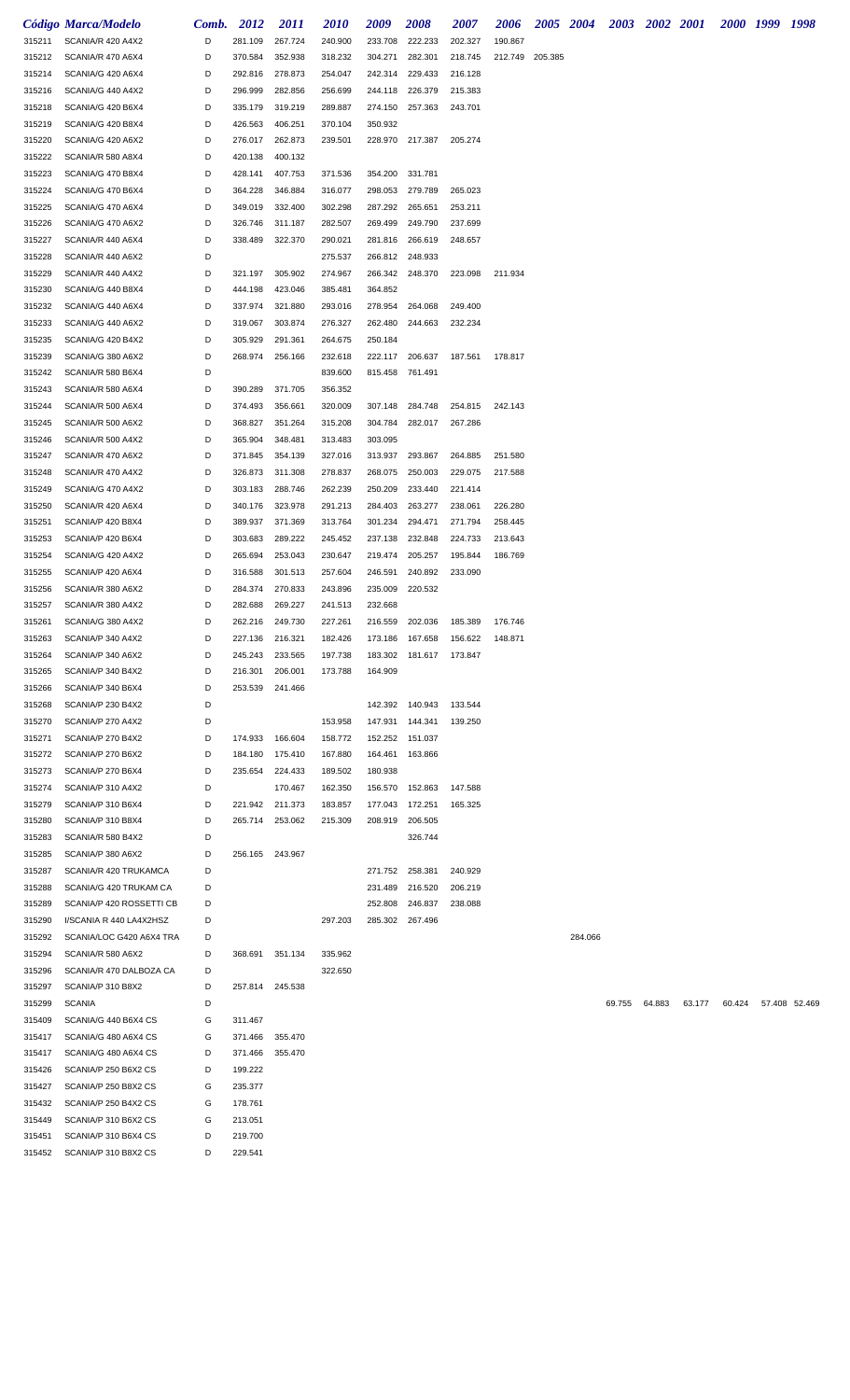| Código | Marca/Modelo | Comb. | 2012 | 2011 | 2010 | 2009 | 2008 | 2007 | 2006 | 2005 | 2004 | 2003 | 2002 | 2001 | 2000 | 1999 | 1998 |
|---|---|---|---|---|---|---|---|---|---|---|---|---|---|---|---|---|---|
| 315211 | SCANIA/R 420 A4X2 | D | 281.109 | 267.724 | 240.900 | 233.708 | 222.233 | 202.327 | 190.867 | | | | | | | | |
| 315212 | SCANIA/R 470 A6X4 | D | 370.584 | 352.938 | 318.232 | 304.271 | 282.301 | 218.745 | 212.749 | 205.385 | | | | | | | |
| 315214 | SCANIA/G 420 A6X4 | D | 292.816 | 278.873 | 254.047 | 242.314 | 229.433 | 216.128 | | | | | | | | | |
| 315216 | SCANIA/G 440 A4X2 | D | 296.999 | 282.856 | 256.699 | 244.118 | 226.379 | 215.383 | | | | | | | | | |
| 315218 | SCANIA/G 420 B6X4 | D | 335.179 | 319.219 | 289.887 | 274.150 | 257.363 | 243.701 | | | | | | | | | |
| 315219 | SCANIA/G 420 B8X4 | D | 426.563 | 406.251 | 370.104 | 350.932 | | | | | | | | | | | |
| 315220 | SCANIA/G 420 A6X2 | D | 276.017 | 262.873 | 239.501 | 228.970 | 217.387 | 205.274 | | | | | | | | | |
| 315222 | SCANIA/R 580 A8X4 | D | 420.138 | 400.132 | | | | | | | | | | | | | |
| 315223 | SCANIA/G 470 B8X4 | D | 428.141 | 407.753 | 371.536 | 354.200 | 331.781 | | | | | | | | | | |
| 315224 | SCANIA/G 470 B6X4 | D | 364.228 | 346.884 | 316.077 | 298.053 | 279.789 | 265.023 | | | | | | | | | |
| 315225 | SCANIA/G 470 A6X4 | D | 349.019 | 332.400 | 302.298 | 287.292 | 265.651 | 253.211 | | | | | | | | | |
| 315226 | SCANIA/G 470 A6X2 | D | 326.746 | 311.187 | 282.507 | 269.499 | 249.790 | 237.699 | | | | | | | | | |
| 315227 | SCANIA/R 440 A6X4 | D | 338.489 | 322.370 | 290.021 | 281.816 | 266.619 | 248.657 | | | | | | | | | |
| 315228 | SCANIA/R 440 A6X2 | D | | | 275.537 | 266.812 | 248.933 | | | | | | | | | | |
| 315229 | SCANIA/R 440 A4X2 | D | 321.197 | 305.902 | 274.967 | 266.342 | 248.370 | 223.098 | 211.934 | | | | | | | | |
| 315230 | SCANIA/G 440 B8X4 | D | 444.198 | 423.046 | 385.481 | 364.852 | | | | | | | | | | | |
| 315232 | SCANIA/G 440 A6X4 | D | 337.974 | 321.880 | 293.016 | 278.954 | 264.068 | 249.400 | | | | | | | | | |
| 315233 | SCANIA/G 440 A6X2 | D | 319.067 | 303.874 | 276.327 | 262.480 | 244.663 | 232.234 | | | | | | | | | |
| 315235 | SCANIA/G 420 B4X2 | D | 305.929 | 291.361 | 264.675 | 250.184 | | | | | | | | | | | |
| 315239 | SCANIA/G 380 A6X2 | D | 268.974 | 256.166 | 232.618 | 222.117 | 206.637 | 187.561 | 178.817 | | | | | | | | |
| 315242 | SCANIA/R 580 B6X4 | D | | | 839.600 | 815.458 | 761.491 | | | | | | | | | | |
| 315243 | SCANIA/R 580 A6X4 | D | 390.289 | 371.705 | 356.352 | | | | | | | | | | | | |
| 315244 | SCANIA/R 500 A6X4 | D | 374.493 | 356.661 | 320.009 | 307.148 | 284.748 | 254.815 | 242.143 | | | | | | | | |
| 315245 | SCANIA/R 500 A6X2 | D | 368.827 | 351.264 | 315.208 | 304.784 | 282.017 | 267.286 | | | | | | | | | |
| 315246 | SCANIA/R 500 A4X2 | D | 365.904 | 348.481 | 313.483 | 303.095 | | | | | | | | | | | |
| 315247 | SCANIA/R 470 A6X2 | D | 371.845 | 354.139 | 327.016 | 313.937 | 293.867 | 264.885 | 251.580 | | | | | | | | |
| 315248 | SCANIA/R 470 A4X2 | D | 326.873 | 311.308 | 278.837 | 268.075 | 250.003 | 229.075 | 217.588 | | | | | | | | |
| 315249 | SCANIA/G 470 A4X2 | D | 303.183 | 288.746 | 262.239 | 250.209 | 233.440 | 221.414 | | | | | | | | | |
| 315250 | SCANIA/R 420 A6X4 | D | 340.176 | 323.978 | 291.213 | 284.403 | 263.277 | 238.061 | 226.280 | | | | | | | | |
| 315251 | SCANIA/P 420 B8X4 | D | 389.937 | 371.369 | 313.764 | 301.234 | 294.471 | 271.794 | 258.445 | | | | | | | | |
| 315253 | SCANIA/P 420 B6X4 | D | 303.683 | 289.222 | 245.452 | 237.138 | 232.848 | 224.733 | 213.643 | | | | | | | | |
| 315254 | SCANIA/G 420 A4X2 | D | 265.694 | 253.043 | 230.647 | 219.474 | 205.257 | 195.844 | 186.769 | | | | | | | | |
| 315255 | SCANIA/P 420 A6X4 | D | 316.588 | 301.513 | 257.604 | 246.591 | 240.892 | 233.090 | | | | | | | | | |
| 315256 | SCANIA/R 380 A6X2 | D | 284.374 | 270.833 | 243.896 | 235.009 | 220.532 | | | | | | | | | | |
| 315257 | SCANIA/R 380 A4X2 | D | 282.688 | 269.227 | 241.513 | 232.668 | | | | | | | | | | | |
| 315261 | SCANIA/G 380 A4X2 | D | 262.216 | 249.730 | 227.261 | 216.559 | 202.036 | 185.389 | 176.746 | | | | | | | | |
| 315263 | SCANIA/P 340 A4X2 | D | 227.136 | 216.321 | 182.426 | 173.186 | 167.658 | 156.622 | 148.871 | | | | | | | | |
| 315264 | SCANIA/P 340 A6X2 | D | 245.243 | 233.565 | 197.738 | 183.302 | 181.617 | 173.847 | | | | | | | | | |
| 315265 | SCANIA/P 340 B4X2 | D | 216.301 | 206.001 | 173.788 | 164.909 | | | | | | | | | | | |
| 315266 | SCANIA/P 340 B6X4 | D | 253.539 | 241.466 | | | | | | | | | | | | | |
| 315268 | SCANIA/P 230 B4X2 | D | | | | 142.392 | 140.943 | 133.544 | | | | | | | | | |
| 315270 | SCANIA/P 270 A4X2 | D | | | 153.958 | 147.931 | 144.341 | 139.250 | | | | | | | | | |
| 315271 | SCANIA/P 270 B4X2 | D | 174.933 | 166.604 | 158.772 | 152.252 | 151.037 | | | | | | | | | | |
| 315272 | SCANIA/P 270 B6X2 | D | 184.180 | 175.410 | 167.880 | 164.461 | 163.866 | | | | | | | | | | |
| 315273 | SCANIA/P 270 B6X4 | D | 235.654 | 224.433 | 189.502 | 180.938 | | | | | | | | | | | |
| 315274 | SCANIA/P 310 A4X2 | D | | 170.467 | 162.350 | 156.570 | 152.863 | 147.588 | | | | | | | | | |
| 315279 | SCANIA/P 310 B6X4 | D | 221.942 | 211.373 | 183.857 | 177.043 | 172.251 | 165.325 | | | | | | | | | |
| 315280 | SCANIA/P 310 B8X4 | D | 265.714 | 253.062 | 215.309 | 208.919 | 206.505 | | | | | | | | | | |
| 315283 | SCANIA/R 580 B4X2 | D | | | | | 326.744 | | | | | | | | | | |
| 315285 | SCANIA/P 380 A6X2 | D | 256.165 | 243.967 | | | | | | | | | | | | | |
| 315287 | SCANIA/R 420 TRUKAMCA | D | | | | 271.752 | 258.381 | 240.929 | | | | | | | | | |
| 315288 | SCANIA/G 420 TRUKAM CA | D | | | | 231.489 | 216.520 | 206.219 | | | | | | | | | |
| 315289 | SCANIA/P 420 ROSSETTI CB | D | | | | 252.808 | 246.837 | 238.088 | | | | | | | | | |
| 315290 | I/SCANIA R 440 LA4X2HSZ | D | | | 297.203 | 285.302 | 267.496 | | | | | | | | | | |
| 315292 | SCANIA/LOC G420 A6X4 TRA | D | | | | | | | | | 284.066 | | | | | | |
| 315294 | SCANIA/R 580 A6X2 | D | 368.691 | 351.134 | 335.962 | | | | | | | | | | | | |
| 315296 | SCANIA/R 470 DALBOZA CA | D | | | 322.650 | | | | | | | | | | | | |
| 315297 | SCANIA/P 310 B8X2 | D | 257.814 | 245.538 | | | | | | | | | | | | | |
| 315299 | SCANIA | D | | | | | | | | | | 69.755 | 64.883 | 63.177 | 60.424 | 57.408 | 52.469 |
| 315409 | SCANIA/G 440 B6X4 CS | G | 311.467 | | | | | | | | | | | | | | |
| 315417 | SCANIA/G 480 A6X4 CS | G | 371.466 | 355.470 | | | | | | | | | | | | | |
| 315417 | SCANIA/G 480 A6X4 CS | D | 371.466 | 355.470 | | | | | | | | | | | | | |
| 315426 | SCANIA/P 250 B6X2 CS | D | 199.222 | | | | | | | | | | | | | | |
| 315427 | SCANIA/P 250 B8X2 CS | G | 235.377 | | | | | | | | | | | | | | |
| 315432 | SCANIA/P 250 B4X2 CS | G | 178.761 | | | | | | | | | | | | | | |
| 315449 | SCANIA/P 310 B6X2 CS | G | 213.051 | | | | | | | | | | | | | | |
| 315451 | SCANIA/P 310 B6X4 CS | D | 219.700 | | | | | | | | | | | | | | |
| 315452 | SCANIA/P 310 B8X2 CS | D | 229.541 | | | | | | | | | | | | | | |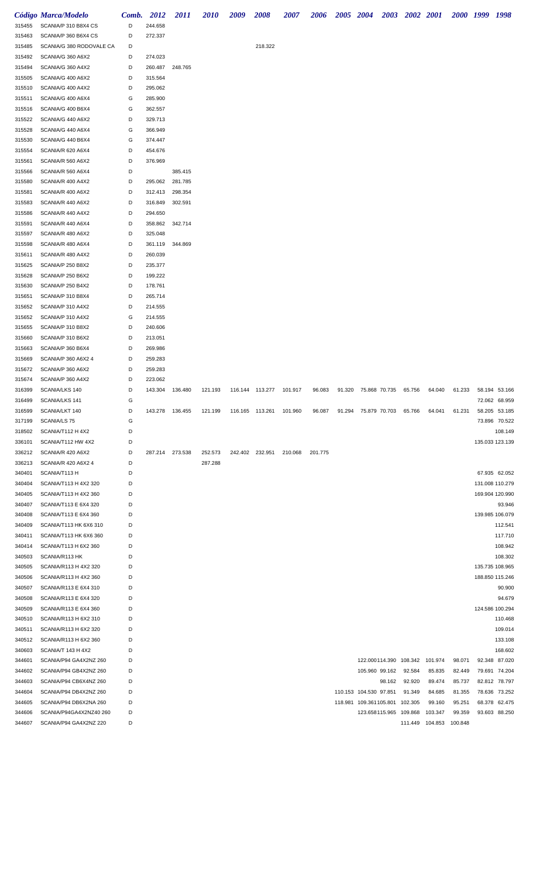| Código | Marca/Modelo | Comb. | 2012 | 2011 | 2010 | 2009 | 2008 | 2007 | 2006 | 2005 | 2004 | 2003 | 2002 | 2001 | 2000 | 1999 | 1998 |
|---|---|---|---|---|---|---|---|---|---|---|---|---|---|---|---|---|---|
| 315455 | SCANIA/P 310 B8X4 CS | D | 244.658 | | | | | | | | | | | | | | |
| 315463 | SCANIA/P 360 B6X4 CS | D | 272.337 | | | | | | | | | | | | | | |
| 315485 | SCANIA/G 380 RODOVALE CA | D | | | | | 218.322 | | | | | | | | | | |
| 315492 | SCANIA/G 360 A6X2 | D | 274.023 | | | | | | | | | | | | | | |
| 315494 | SCANIA/G 360 A4X2 | D | 260.487 | 248.765 | | | | | | | | | | | | | |
| 315505 | SCANIA/G 400 A6X2 | D | 315.564 | | | | | | | | | | | | | | |
| 315510 | SCANIA/G 400 A4X2 | D | 295.062 | | | | | | | | | | | | | | |
| 315511 | SCANIA/G 400 A6X4 | G | 285.900 | | | | | | | | | | | | | | |
| 315516 | SCANIA/G 400 B6X4 | G | 362.557 | | | | | | | | | | | | | | |
| 315522 | SCANIA/G 440 A6X2 | D | 329.713 | | | | | | | | | | | | | | |
| 315528 | SCANIA/G 440 A6X4 | G | 366.949 | | | | | | | | | | | | | | |
| 315530 | SCANIA/G 440 B6X4 | G | 374.447 | | | | | | | | | | | | | | |
| 315554 | SCANIA/R 620 A6X4 | D | 454.676 | | | | | | | | | | | | | | |
| 315561 | SCANIA/R 560 A6X2 | D | 376.969 | | | | | | | | | | | | | | |
| 315566 | SCANIA/R 560 A6X4 | D | | 385.415 | | | | | | | | | | | | | |
| 315580 | SCANIA/R 400 A4X2 | D | 295.062 | 281.785 | | | | | | | | | | | | | |
| 315581 | SCANIA/R 400 A6X2 | D | 312.413 | 298.354 | | | | | | | | | | | | | |
| 315583 | SCANIA/R 440 A6X2 | D | 316.849 | 302.591 | | | | | | | | | | | | | |
| 315586 | SCANIA/R 440 A4X2 | D | 294.650 | | | | | | | | | | | | | | |
| 315591 | SCANIA/R 440 A6X4 | D | 358.862 | 342.714 | | | | | | | | | | | | | |
| 315597 | SCANIA/R 480 A6X2 | D | 325.048 | | | | | | | | | | | | | | |
| 315598 | SCANIA/R 480 A6X4 | D | 361.119 | 344.869 | | | | | | | | | | | | | |
| 315611 | SCANIA/R 480 A4X2 | D | 260.039 | | | | | | | | | | | | | | |
| 315625 | SCANIA/P 250 B8X2 | D | 235.377 | | | | | | | | | | | | | | |
| 315628 | SCANIA/P 250 B6X2 | D | 199.222 | | | | | | | | | | | | | | |
| 315630 | SCANIA/P 250 B4X2 | D | 178.761 | | | | | | | | | | | | | | |
| 315651 | SCANIA/P 310 B8X4 | D | 265.714 | | | | | | | | | | | | | | |
| 315652 | SCANIA/P 310 A4X2 | D | 214.555 | | | | | | | | | | | | | | |
| 315652 | SCANIA/P 310 A4X2 | G | 214.555 | | | | | | | | | | | | | | |
| 315655 | SCANIA/P 310 B8X2 | D | 240.606 | | | | | | | | | | | | | | |
| 315660 | SCANIA/P 310 B6X2 | D | 213.051 | | | | | | | | | | | | | | |
| 315663 | SCANIA/P 360 B6X4 | D | 269.986 | | | | | | | | | | | | | | |
| 315669 | SCANIA/P 360 A6X2 4 | D | 259.283 | | | | | | | | | | | | | | |
| 315672 | SCANIA/P 360 A6X2 | D | 259.283 | | | | | | | | | | | | | | |
| 315674 | SCANIA/P 360 A4X2 | D | 223.062 | | | | | | | | | | | | | | |
| 316399 | SCANIA/LKS 140 | D | 143.304 | 136.480 | 121.193 | 116.144 | 113.277 | 101.917 | 96.083 | 91.320 | 75.868 | 70.735 | 65.756 | 64.040 | 61.233 | 58.194 | 53.166 |
| 316499 | SCANIA/LKS 141 | G | | | | | | | | | | | | | | 72.062 | 68.959 |
| 316599 | SCANIA/LKT 140 | D | 143.278 | 136.455 | 121.199 | 116.165 | 113.261 | 101.960 | 96.087 | 91.294 | 75.879 | 70.703 | 65.766 | 64.041 | 61.231 | 58.205 | 53.185 |
| 317199 | SCANIA/LS 75 | G | | | | | | | | | | | | | | 73.896 | 70.522 |
| 318502 | SCANIA/T112 H 4X2 | D | | | | | | | | | | | | | | | 108.149 |
| 336101 | SCANIA/T112 HW 4X2 | D | | | | | | | | | | | | | | 135.033 | 123.139 |
| 336212 | SCANIA/R 420 A6X2 | D | 287.214 | 273.538 | 252.573 | 242.402 | 232.951 | 210.068 | 201.775 | | | | | | | | |
| 336213 | SCANIA/R 420 A6X2 4 | D | | | 287.288 | | | | | | | | | | | | |
| 340401 | SCANIA/T113 H | D | | | | | | | | | | | | | | 67.935 | 62.052 |
| 340404 | SCANIA/T113 H 4X2 320 | D | | | | | | | | | | | | | | 131.008 | 110.279 |
| 340405 | SCANIA/T113 H 4X2 360 | D | | | | | | | | | | | | | | 169.904 | 120.990 |
| 340407 | SCANIA/T113 E 6X4 320 | D | | | | | | | | | | | | | | | 93.946 |
| 340408 | SCANIA/T113 E 6X4 360 | D | | | | | | | | | | | | | | 139.985 | 106.079 |
| 340409 | SCANIA/T113 HK 6X6 310 | D | | | | | | | | | | | | | | | 112.541 |
| 340411 | SCANIA/T113 HK 6X6 360 | D | | | | | | | | | | | | | | | 117.710 |
| 340414 | SCANIA/T113 H 6X2 360 | D | | | | | | | | | | | | | | | 108.942 |
| 340503 | SCANIA/R113 HK | D | | | | | | | | | | | | | | | 108.302 |
| 340505 | SCANIA/R113 H 4X2 320 | D | | | | | | | | | | | | | | 135.735 | 108.965 |
| 340506 | SCANIA/R113 H 4X2 360 | D | | | | | | | | | | | | | | 188.850 | 115.246 |
| 340507 | SCANIA/R113 E 6X4 310 | D | | | | | | | | | | | | | | | 90.900 |
| 340508 | SCANIA/R113 E 6X4 320 | D | | | | | | | | | | | | | | | 94.679 |
| 340509 | SCANIA/R113 E 6X4 360 | D | | | | | | | | | | | | | | 124.586 | 100.294 |
| 340510 | SCANIA/R113 H 6X2 310 | D | | | | | | | | | | | | | | | 110.468 |
| 340511 | SCANIA/R113 H 6X2 320 | D | | | | | | | | | | | | | | | 109.014 |
| 340512 | SCANIA/R113 H 6X2 360 | D | | | | | | | | | | | | | | | 133.108 |
| 340603 | SCANIA/T 143 H 4X2 | D | | | | | | | | | | | | | | | 168.602 |
| 344601 | SCANIA/P94 GA4X2NZ 260 | D | | | | | | | | | 122.000 | 114.390 | 108.342 | 101.974 | 98.071 | 92.348 | 87.020 |
| 344602 | SCANIA/P94 GB4X2NZ 260 | D | | | | | | | | | 105.960 | 99.162 | 92.584 | 85.835 | 82.449 | 79.691 | 74.204 |
| 344603 | SCANIA/P94 CB6X4NZ 260 | D | | | | | | | | | | 98.162 | 92.920 | 89.474 | 85.737 | 82.812 | 78.797 |
| 344604 | SCANIA/P94 DB4X2NZ 260 | D | | | | | | | | 110.153 | 104.530 | 97.851 | 91.349 | 84.685 | 81.355 | 78.636 | 73.252 |
| 344605 | SCANIA/P94 DB6X2NA 260 | D | | | | | | | | 118.981 | 109.361 | 105.801 | 102.305 | 99.160 | 95.251 | 68.378 | 62.475 |
| 344606 | SCANIA/P94GA4X2NZ40 260 | D | | | | | | | | | 123.658 | 115.965 | 109.868 | 103.347 | 99.359 | 93.603 | 88.250 |
| 344607 | SCANIA/P94 GA4X2NZ 220 | D | | | | | | | | | | | 111.449 | 104.853 | 100.848 | | |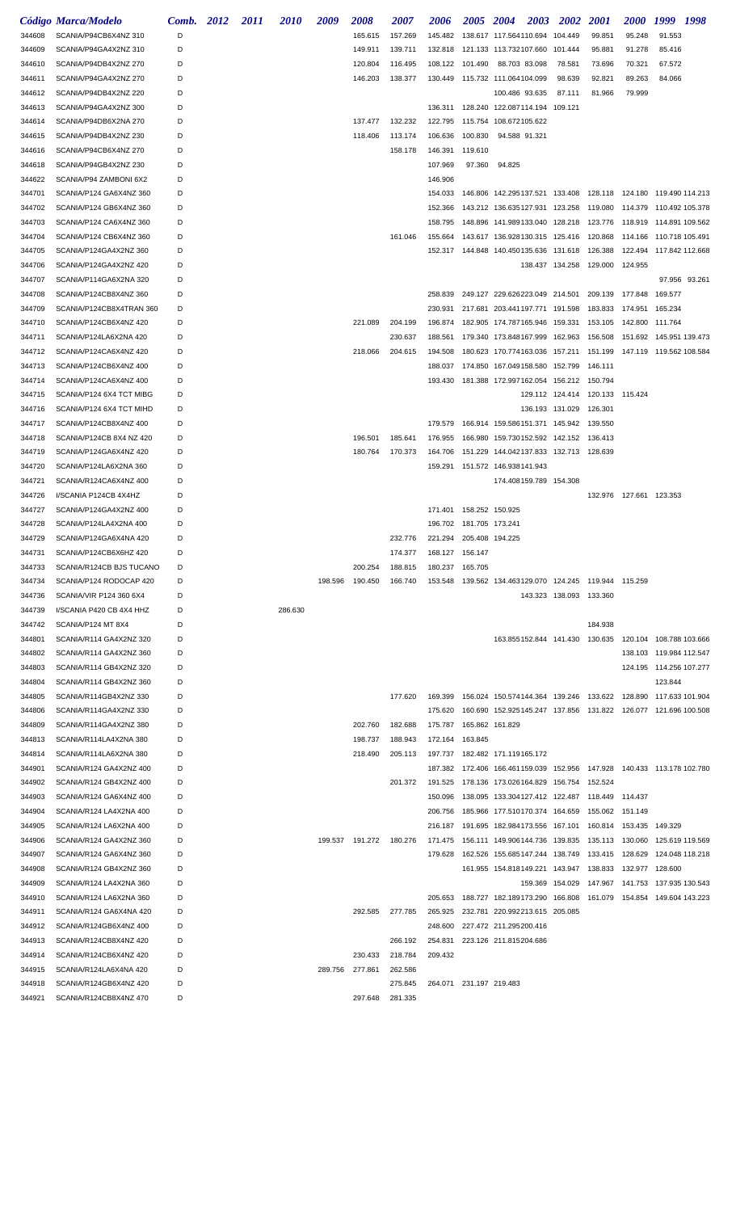| Código | Marca/Modelo | Comb. | 2012 | 2011 | 2010 | 2009 | 2008 | 2007 | 2006 | 2005 | 2004 | 2003 | 2002 | 2001 | 2000 | 1999 | 1998 |
|---|---|---|---|---|---|---|---|---|---|---|---|---|---|---|---|---|---|
| 344608 | SCANIA/P94CB6X4NZ 310 | D | | | | | 165.615 | 157.269 | 145.482 | 138.617 | 117.564 | 110.694 | 104.449 | 99.851 | 95.248 | 91.553 | |
| 344609 | SCANIA/P94GA4X2NZ 310 | D | | | | | 149.911 | 139.711 | 132.818 | 121.133 | 113.732 | 107.660 | 101.444 | 95.881 | 91.278 | 85.416 | |
| 344610 | SCANIA/P94DB4X2NZ 270 | D | | | | | 120.804 | 116.495 | 108.122 | 101.490 | 88.703 | 83.098 | 78.581 | 73.696 | 70.321 | 67.572 | |
| 344611 | SCANIA/P94GA4X2NZ 270 | D | | | | | 146.203 | 138.377 | 130.449 | 115.732 | 111.064 | 104.099 | 98.639 | 92.821 | 89.263 | 84.066 | |
| 344612 | SCANIA/P94DB4X2NZ 220 | D | | | | | | | | | 100.486 | 93.635 | 87.111 | 81.966 | 79.999 | | |
| 344613 | SCANIA/P94GA4X2NZ 300 | D | | | | | | | 136.311 | 128.240 | 122.087 | 114.194 | 109.121 | | | | |
| 344614 | SCANIA/P94DB6X2NA 270 | D | | | | | 137.477 | 132.232 | 122.795 | 115.754 | 108.672 | 105.622 | | | | | |
| 344615 | SCANIA/P94DB4X2NZ 230 | D | | | | | 118.406 | 113.174 | 106.636 | 100.830 | 94.588 | 91.321 | | | | | |
| 344616 | SCANIA/P94CB6X4NZ 270 | D | | | | | | 158.178 | 146.391 | 119.610 | | | | | | | |
| 344618 | SCANIA/P94GB4X2NZ 230 | D | | | | | | | 107.969 | 97.360 | 94.825 | | | | | | |
| 344622 | SCANIA/P94 ZAMBONI 6X2 | D | | | | | | | 146.906 | | | | | | | | |
| 344701 | SCANIA/P124 GA6X4NZ 360 | D | | | | | | | 154.033 | 146.806 | 142.295 | 137.521 | 133.408 | 128.118 | 124.180 | 119.490 | 114.213 |
| 344702 | SCANIA/P124 GB6X4NZ 360 | D | | | | | | | 152.366 | 143.212 | 136.635 | 127.931 | 123.258 | 119.080 | 114.379 | 110.492 | 105.378 |
| 344703 | SCANIA/P124 CA6X4NZ 360 | D | | | | | | | 158.795 | 148.896 | 141.989 | 133.040 | 128.218 | 123.776 | 118.919 | 114.891 | 109.562 |
| 344704 | SCANIA/P124 CB6X4NZ 360 | D | | | | | | 161.046 | 155.664 | 143.617 | 136.928 | 130.315 | 125.416 | 120.868 | 114.166 | 110.718 | 105.491 |
| 344705 | SCANIA/P124GA4X2NZ 360 | D | | | | | | | 152.317 | 144.848 | 140.450 | 135.636 | 131.618 | 126.388 | 122.494 | 117.842 | 112.668 |
| 344706 | SCANIA/P124GA4X2NZ 420 | D | | | | | | | | | | 138.437 | 134.258 | 129.000 | 124.955 | | |
| 344707 | SCANIA/P114GA6X2NA 320 | D | | | | | | | | | | | | | | 97.956 | 93.261 |
| 344708 | SCANIA/P124CB8X4NZ 360 | D | | | | | | | 258.839 | 249.127 | 229.626 | 223.049 | 214.501 | 209.139 | 177.848 | 169.577 | |
| 344709 | SCANIA/P124CB8X4TRAN 360 | D | | | | | | | 230.931 | 217.681 | 203.441 | 197.771 | 191.598 | 183.833 | 174.951 | 165.234 | |
| 344710 | SCANIA/P124CB6X4NZ 420 | D | | | | | 221.089 | 204.199 | 196.874 | 182.905 | 174.787 | 165.946 | 159.331 | 153.105 | 142.800 | 111.764 | |
| 344711 | SCANIA/P124LA6X2NA 420 | D | | | | | | 230.637 | 188.561 | 179.340 | 173.848 | 167.999 | 162.963 | 156.508 | 151.692 | 145.951 | 139.473 |
| 344712 | SCANIA/P124CA6X4NZ 420 | D | | | | | 218.066 | 204.615 | 194.508 | 180.623 | 170.774 | 163.036 | 157.211 | 151.199 | 147.119 | 119.562 | 108.584 |
| 344713 | SCANIA/P124CB6X4NZ 400 | D | | | | | | | 188.037 | 174.850 | 167.049 | 158.580 | 152.799 | 146.111 | | | |
| 344714 | SCANIA/P124CA6X4NZ 400 | D | | | | | | | 193.430 | 181.388 | 172.997 | 162.054 | 156.212 | 150.794 | | | |
| 344715 | SCANIA/P124 6X4 TCT MIBG | D | | | | | | | | | | 129.112 | 124.414 | 120.133 | 115.424 | | |
| 344716 | SCANIA/P124 6X4 TCT MIHD | D | | | | | | | | | | 136.193 | 131.029 | 126.301 | | | |
| 344717 | SCANIA/P124CB8X4NZ 400 | D | | | | | | | 179.579 | 166.914 | 159.586 | 151.371 | 145.942 | 139.550 | | | |
| 344718 | SCANIA/P124CB 8X4 NZ 420 | D | | | | | 196.501 | 185.641 | 176.955 | 166.980 | 159.730 | 152.592 | 142.152 | 136.413 | | | |
| 344719 | SCANIA/P124GA6X4NZ 420 | D | | | | | 180.764 | 170.373 | 164.706 | 151.229 | 144.042 | 137.833 | 132.713 | 128.639 | | | |
| 344720 | SCANIA/P124LA6X2NA 360 | D | | | | | | | 159.291 | 151.572 | 146.938 | 141.943 | | | | | |
| 344721 | SCANIA/R124CA6X4NZ 400 | D | | | | | | | | | 174.408 | 159.789 | 154.308 | | | | |
| 344726 | I/SCANIA P124CB 4X4HZ | D | | | | | | | | | | | | 132.976 | 127.661 | 123.353 | |
| 344727 | SCANIA/P124GA4X2NZ 400 | D | | | | | | | 171.401 | 158.252 | 150.925 | | | | | | |
| 344728 | SCANIA/P124LA4X2NA 400 | D | | | | | | | 196.702 | 181.705 | 173.241 | | | | | | |
| 344729 | SCANIA/P124GA6X4NA 420 | D | | | | | | 232.776 | 221.294 | 205.408 | 194.225 | | | | | | |
| 344731 | SCANIA/P124CB6X6HZ 420 | D | | | | | | 174.377 | 168.127 | 156.147 | | | | | | | |
| 344733 | SCANIA/R124CB BJS TUCANO | D | | | | | 200.254 | 188.815 | 180.237 | 165.705 | | | | | | | |
| 344734 | SCANIA/P124 RODOCAP 420 | D | | | | 198.596 | 190.450 | 166.740 | 153.548 | 139.562 | 134.463 | 129.070 | 124.245 | 119.944 | 115.259 | | |
| 344736 | SCANIA/VIR P124 360 6X4 | D | | | | | | | | | | 143.323 | 138.093 | 133.360 | | | |
| 344739 | I/SCANIA P420 CB 4X4 HHZ | D | | | 286.630 | | | | | | | | | | | | |
| 344742 | SCANIA/P124 MT 8X4 | D | | | | | | | | | | | | 184.938 | | | |
| 344801 | SCANIA/R114 GA4X2NZ 320 | D | | | | | | | | | 163.855 | 152.844 | 141.430 | 130.635 | 120.104 | 108.788 | 103.666 |
| 344802 | SCANIA/R114 GA4X2NZ 360 | D | | | | | | | | | | | | | 138.103 | 119.984 | 112.547 |
| 344803 | SCANIA/R114 GB4X2NZ 320 | D | | | | | | | | | | | | | 124.195 | 114.256 | 107.277 |
| 344804 | SCANIA/R114 GB4X2NZ 360 | D | | | | | | | | | | | | | | 123.844 | |
| 344805 | SCANIA/R114GB4X2NZ 330 | D | | | | | | 177.620 | 169.399 | 156.024 | 150.574 | 144.364 | 139.246 | 133.622 | 128.890 | 117.633 | 101.904 |
| 344806 | SCANIA/R114GA4X2NZ 330 | D | | | | | | | 175.620 | 160.690 | 152.925 | 145.247 | 137.856 | 131.822 | 126.077 | 121.696 | 100.508 |
| 344809 | SCANIA/R114GA4X2NZ 380 | D | | | | | 202.760 | 182.688 | 175.787 | 165.862 | 161.829 | | | | | | |
| 344813 | SCANIA/R114LA4X2NA 380 | D | | | | | 198.737 | 188.943 | 172.164 | 163.845 | | | | | | | |
| 344814 | SCANIA/R114LA6X2NA 380 | D | | | | | 218.490 | 205.113 | 197.737 | 182.482 | 171.119 | 165.172 | | | | | |
| 344901 | SCANIA/R124 GA4X2NZ 400 | D | | | | | | | 187.382 | 172.406 | 166.461 | 159.039 | 152.956 | 147.928 | 140.433 | 113.178 | 102.780 |
| 344902 | SCANIA/R124 GB4X2NZ 400 | D | | | | | | 201.372 | 191.525 | 178.136 | 173.026 | 164.829 | 156.754 | 152.524 | | | |
| 344903 | SCANIA/R124 GA6X4NZ 400 | D | | | | | | | 150.096 | 138.095 | 133.304 | 127.412 | 122.487 | 118.449 | 114.437 | | |
| 344904 | SCANIA/R124 LA4X2NA 400 | D | | | | | | | 206.756 | 185.966 | 177.510 | 170.374 | 164.659 | 155.062 | 151.149 | | |
| 344905 | SCANIA/R124 LA6X2NA 400 | D | | | | | | | 216.187 | 191.695 | 182.984 | 173.556 | 167.101 | 160.814 | 153.435 | 149.329 | |
| 344906 | SCANIA/R124 GA4X2NZ 360 | D | | | | 199.537 | 191.272 | 180.276 | 171.475 | 156.111 | 149.906 | 144.736 | 139.835 | 135.113 | 130.060 | 125.619 | 119.569 |
| 344907 | SCANIA/R124 GA6X4NZ 360 | D | | | | | | | 179.628 | 162.526 | 155.685 | 147.244 | 138.749 | 133.415 | 128.629 | 124.048 | 118.218 |
| 344908 | SCANIA/R124 GB4X2NZ 360 | D | | | | | | | | 161.955 | 154.818 | 149.221 | 143.947 | 138.833 | 132.977 | 128.600 | |
| 344909 | SCANIA/R124 LA4X2NA 360 | D | | | | | | | | | | 159.369 | 154.029 | 147.967 | 141.753 | 137.935 | 130.543 |
| 344910 | SCANIA/R124 LA6X2NA 360 | D | | | | | | | 205.653 | 188.727 | 182.189 | 173.290 | 166.808 | 161.079 | 154.854 | 149.604 | 143.223 |
| 344911 | SCANIA/R124 GA6X4NA 420 | D | | | | | 292.585 | 277.785 | 265.925 | 232.781 | 220.992 | 213.615 | 205.085 | | | | |
| 344912 | SCANIA/R124GB6X4NZ 400 | D | | | | | | | 248.600 | 227.472 | 211.295 | 200.416 | | | | | |
| 344913 | SCANIA/R124CB8X4NZ 420 | D | | | | | | 266.192 | 254.831 | 223.126 | 211.815 | 204.686 | | | | | |
| 344914 | SCANIA/R124CB6X4NZ 420 | D | | | | | 230.433 | 218.784 | 209.432 | | | | | | | | |
| 344915 | SCANIA/R124LA6X4NA 420 | D | | | | 289.756 | 277.861 | 262.586 | | | | | | | | | |
| 344918 | SCANIA/R124GB6X4NZ 420 | D | | | | | | 275.845 | 264.071 | 231.197 | 219.483 | | | | | | |
| 344921 | SCANIA/R124CB8X4NZ 470 | D | | | | | 297.648 | 281.335 | | | | | | | | | |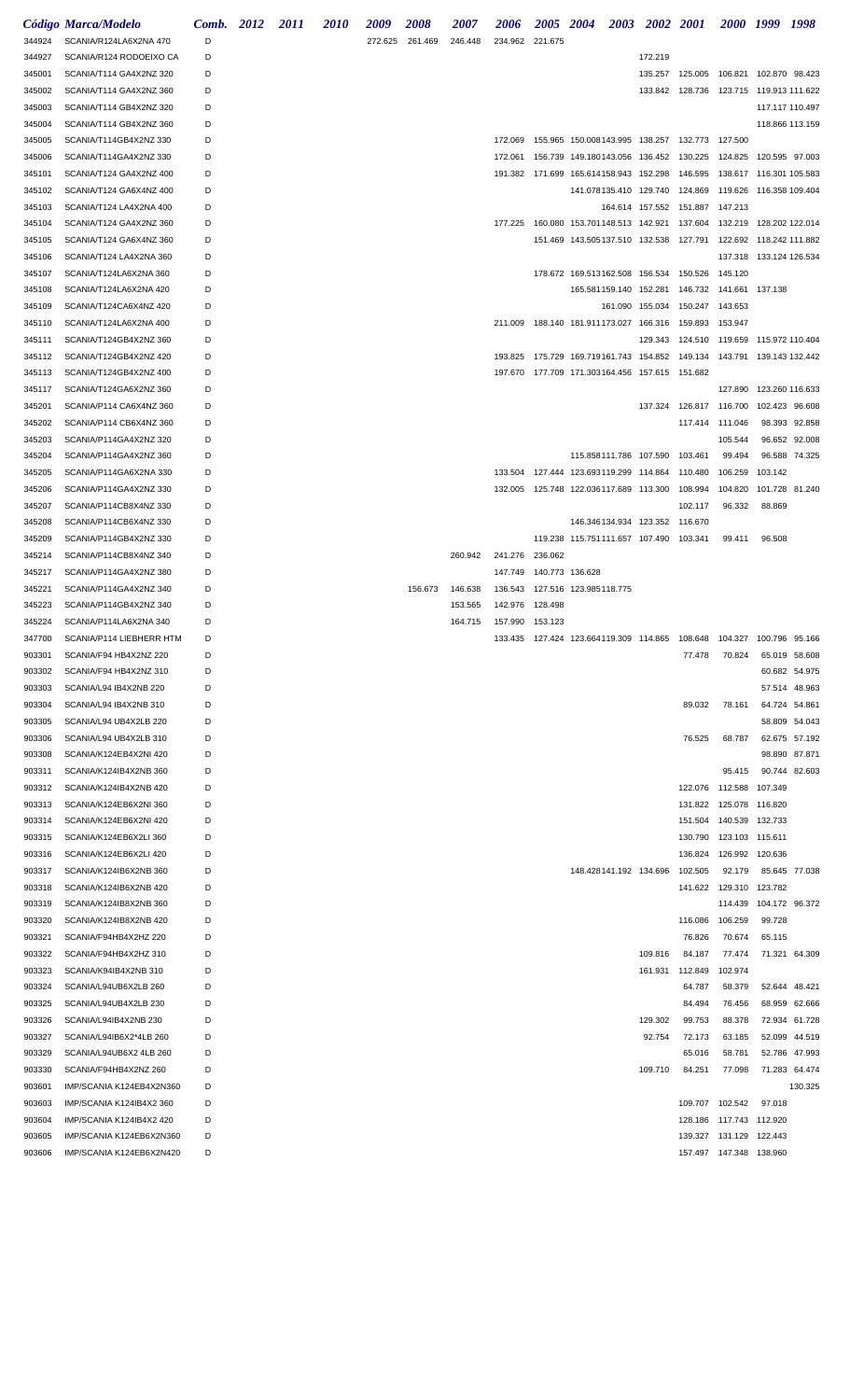| Código | Marca/Modelo | Comb. | 2012 | 2011 | 2010 | 2009 | 2008 | 2007 | 2006 | 2005 | 2004 | 2003 | 2002 | 2001 | 2000 | 1999 | 1998 |
|---|---|---|---|---|---|---|---|---|---|---|---|---|---|---|---|---|---|
| 344924 | SCANIA/R124LA6X2NA 470 | D | | | | 272.625 | 261.469 | 246.448 | 234.962 | 221.675 | | | | | | | |
| 344927 | SCANIA/R124 RODOEIXO CA | D | | | | | | | | | | | 172.219 | | | | |
| 345001 | SCANIA/T114 GA4X2NZ 320 | D | | | | | | | | | | | 135.257 | 125.005 | 106.821 | 102.870 | 98.423 |
| 345002 | SCANIA/T114 GA4X2NZ 360 | D | | | | | | | | | | | 133.842 | 128.736 | 123.715 | 119.913 | 111.622 |
| 345003 | SCANIA/T114 GB4X2NZ 320 | D | | | | | | | | | | | | | | 117.117 | 110.497 |
| 345004 | SCANIA/T114 GB4X2NZ 360 | D | | | | | | | | | | | | | | 118.866 | 113.159 |
| 345005 | SCANIA/T114GB4X2NZ 330 | D | | | | | | | 172.069 | 155.965 | 150.008 | 143.995 | 138.257 | 132.773 | 127.500 | | |
| 345006 | SCANIA/T114GA4X2NZ 330 | D | | | | | | | 172.061 | 156.739 | 149.180 | 143.056 | 136.452 | 130.225 | 124.825 | 120.595 | 97.003 |
| 345101 | SCANIA/T124 GA4X2NZ 400 | D | | | | | | | 191.382 | 171.699 | 165.614 | 158.943 | 152.298 | 146.595 | 138.617 | 116.301 | 105.583 |
| 345102 | SCANIA/T124 GA6X4NZ 400 | D | | | | | | | | | 141.078 | 135.410 | 129.740 | 124.869 | 119.626 | 116.358 | 109.404 |
| 345103 | SCANIA/T124 LA4X2NA 400 | D | | | | | | | | | | 164.614 | 157.552 | 151.887 | 147.213 | | |
| 345104 | SCANIA/T124 GA4X2NZ 360 | D | | | | | | | 177.225 | 160.080 | 153.701 | 148.513 | 142.921 | 137.604 | 132.219 | 128.202 | 122.014 |
| 345105 | SCANIA/T124 GA6X4NZ 360 | D | | | | | | | | 151.469 | 143.505 | 137.510 | 132.538 | 127.791 | 122.692 | 118.242 | 111.882 |
| 345106 | SCANIA/T124 LA4X2NA 360 | D | | | | | | | | | | | | | 137.318 | 133.124 | 126.534 |
| 345107 | SCANIA/T124LA6X2NA 360 | D | | | | | | | | 178.672 | 169.513 | 162.508 | 156.534 | 150.526 | 145.120 | | |
| 345108 | SCANIA/T124LA6X2NA 420 | D | | | | | | | | | 165.581 | 159.140 | 152.281 | 146.732 | 141.661 | 137.138 | |
| 345109 | SCANIA/T124CA6X4NZ 420 | D | | | | | | | | | | 161.090 | 155.034 | 150.247 | 143.653 | | |
| 345110 | SCANIA/T124LA6X2NA 400 | D | | | | | | | 211.009 | 188.140 | 181.911 | 173.027 | 166.316 | 159.893 | 153.947 | | |
| 345111 | SCANIA/T124GB4X2NZ 360 | D | | | | | | | | | | | 129.343 | 124.510 | 119.659 | 115.972 | 110.404 |
| 345112 | SCANIA/T124GB4X2NZ 420 | D | | | | | | | 193.825 | 175.729 | 169.719 | 161.743 | 154.852 | 149.134 | 143.791 | 139.143 | 132.442 |
| 345113 | SCANIA/T124GB4X2NZ 400 | D | | | | | | | 197.670 | 177.709 | 171.303 | 164.456 | 157.615 | 151.682 | | | |
| 345117 | SCANIA/T124GA6X2NZ 360 | D | | | | | | | | | | | | | 127.890 | 123.260 | 116.633 |
| 345201 | SCANIA/P114 CA6X4NZ 360 | D | | | | | | | | | | | 137.324 | 126.817 | 116.700 | 102.423 | 96.608 |
| 345202 | SCANIA/P114 CB6X4NZ 360 | D | | | | | | | | | | | | 117.414 | 111.046 | 98.393 | 92.858 |
| 345203 | SCANIA/P114GA4X2NZ 320 | D | | | | | | | | | | | | | 105.544 | 96.652 | 92.008 |
| 345204 | SCANIA/P114GA4X2NZ 360 | D | | | | | | | | | 115.858 | 111.786 | 107.590 | 103.461 | 99.494 | 96.588 | 74.325 |
| 345205 | SCANIA/P114GA6X2NA 330 | D | | | | | | | 133.504 | 127.444 | 123.693 | 119.299 | 114.864 | 110.480 | 106.259 | 103.142 | |
| 345206 | SCANIA/P114GA4X2NZ 330 | D | | | | | | | 132.005 | 125.748 | 122.036 | 117.689 | 113.300 | 108.994 | 104.820 | 101.728 | 81.240 |
| 345207 | SCANIA/P114CB8X4NZ 330 | D | | | | | | | | | | | | 102.117 | 96.332 | 88.869 | |
| 345208 | SCANIA/P114CB6X4NZ 330 | D | | | | | | | | | 146.346 | 134.934 | 123.352 | 116.670 | | | |
| 345209 | SCANIA/P114GB4X2NZ 330 | D | | | | | | | | 119.238 | 115.751 | 111.657 | 107.490 | 103.341 | 99.411 | 96.508 | |
| 345214 | SCANIA/P114CB8X4NZ 340 | D | | | | | | 260.942 | 241.276 | 236.062 | | | | | | | |
| 345217 | SCANIA/P114GA4X2NZ 380 | D | | | | | | | 147.749 | 140.773 | 136.628 | | | | | | |
| 345221 | SCANIA/P114GA4X2NZ 340 | D | | | | | 156.673 | 146.638 | 136.543 | 127.516 | 123.985 | 118.775 | | | | | |
| 345223 | SCANIA/P114GB4X2NZ 340 | D | | | | | | 153.565 | 142.976 | 128.498 | | | | | | | |
| 345224 | SCANIA/P114LA6X2NA 340 | D | | | | | | 164.715 | 157.990 | 153.123 | | | | | | | |
| 347700 | SCANIA/P114 LIEBHERR HTM | D | | | | | | | 133.435 | 127.424 | 123.664 | 119.309 | 114.865 | 108.648 | 104.327 | 100.796 | 95.166 |
| 903301 | SCANIA/F94 HB4X2NZ 220 | D | | | | | | | | | | | | 77.478 | 70.824 | 65.019 | 58.608 |
| 903302 | SCANIA/F94 HB4X2NZ 310 | D | | | | | | | | | | | | | | 60.682 | 54.975 |
| 903303 | SCANIA/L94 IB4X2NB 220 | D | | | | | | | | | | | | | | 57.514 | 48.963 |
| 903304 | SCANIA/L94 IB4X2NB 310 | D | | | | | | | | | | | | 89.032 | 78.161 | 64.724 | 54.861 |
| 903305 | SCANIA/L94 UB4X2LB 220 | D | | | | | | | | | | | | | | 58.809 | 54.043 |
| 903306 | SCANIA/L94 UB4X2LB 310 | D | | | | | | | | | | | | 76.525 | 68.787 | 62.675 | 57.192 |
| 903308 | SCANIA/K124EB4X2NI 420 | D | | | | | | | | | | | | | | 98.890 | 87.871 |
| 903311 | SCANIA/K124IB4X2NB 360 | D | | | | | | | | | | | | | 95.415 | 90.744 | 82.603 |
| 903312 | SCANIA/K124IB4X2NB 420 | D | | | | | | | | | | | | 122.076 | 112.588 | 107.349 | |
| 903313 | SCANIA/K124EB6X2NI 360 | D | | | | | | | | | | | | 131.822 | 125.078 | 116.820 | |
| 903314 | SCANIA/K124EB6X2NI 420 | D | | | | | | | | | | | | 151.504 | 140.539 | 132.733 | |
| 903315 | SCANIA/K124EB6X2LI 360 | D | | | | | | | | | | | | 130.790 | 123.103 | 115.611 | |
| 903316 | SCANIA/K124EB6X2LI 420 | D | | | | | | | | | | | | 136.824 | 126.992 | 120.636 | |
| 903317 | SCANIA/K124IB6X2NB 360 | D | | | | | | | | | 148.428 | 141.192 | 134.696 | 102.505 | 92.179 | 85.645 | 77.038 |
| 903318 | SCANIA/K124IB6X2NB 420 | D | | | | | | | | | | | | 141.622 | 129.310 | 123.782 | |
| 903319 | SCANIA/K124IB8X2NB 360 | D | | | | | | | | | | | | | 114.439 | 104.172 | 96.372 |
| 903320 | SCANIA/K124IB8X2NB 420 | D | | | | | | | | | | | | 116.086 | 106.259 | 99.728 | |
| 903321 | SCANIA/F94HB4X2HZ 220 | D | | | | | | | | | | | | 76.826 | 70.674 | 65.115 | |
| 903322 | SCANIA/F94HB4X2HZ 310 | D | | | | | | | | | | | 109.816 | 84.187 | 77.474 | 71.321 | 64.309 |
| 903323 | SCANIA/K94IB4X2NB 310 | D | | | | | | | | | | | 161.931 | 112.849 | 102.974 | | |
| 903324 | SCANIA/L94UB6X2LB 260 | D | | | | | | | | | | | | 64.787 | 58.379 | 52.644 | 48.421 |
| 903325 | SCANIA/L94UB4X2LB 230 | D | | | | | | | | | | | | 84.494 | 76.456 | 68.959 | 62.666 |
| 903326 | SCANIA/L94IB4X2NB 230 | D | | | | | | | | | | | 129.302 | 99.753 | 88.378 | 72.934 | 61.728 |
| 903327 | SCANIA/L94IB6X2*4LB 260 | D | | | | | | | | | | | 92.754 | 72.173 | 63.185 | 52.099 | 44.519 |
| 903329 | SCANIA/L94UB6X2 4LB 260 | D | | | | | | | | | | | | 65.016 | 58.781 | 52.786 | 47.993 |
| 903330 | SCANIA/F94HB4X2NZ 260 | D | | | | | | | | | | | 109.710 | 84.251 | 77.098 | 71.283 | 64.474 |
| 903601 | IMP/SCANIA K124EB4X2N360 | D | | | | | | | | | | | | | | | 130.325 |
| 903603 | IMP/SCANIA K124IB4X2 360 | D | | | | | | | | | | | | 109.707 | 102.542 | 97.018 | |
| 903604 | IMP/SCANIA K124IB4X2 420 | D | | | | | | | | | | | | 128.186 | 117.743 | 112.920 | |
| 903605 | IMP/SCANIA K124EB6X2N360 | D | | | | | | | | | | | | 139.327 | 131.129 | 122.443 | |
| 903606 | IMP/SCANIA K124EB6X2N420 | D | | | | | | | | | | | | 157.497 | 147.348 | 138.960 | |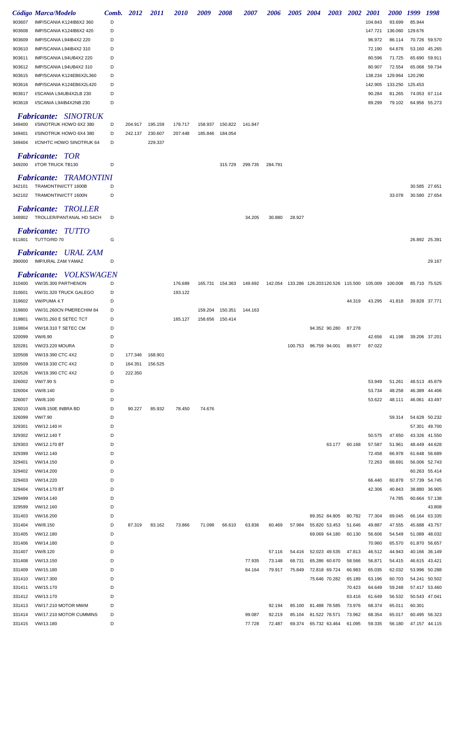| Código | Marca/Modelo | Comb. | 2012 | 2011 | 2010 | 2009 | 2008 | 2007 | 2006 | 2005 | 2004 | 2003 | 2002 | 2001 | 2000 | 1999 | 1998 |
|---|---|---|---|---|---|---|---|---|---|---|---|---|---|---|---|---|---|
| 903607 | IMP/SCANIA K124IB6X2 360 | D | | | | | | | | | | | | 104.843 | 93.699 | 85.944 | |
| 903608 | IMP/SCANIA K124IB6X2 420 | D | | | | | | | | | | | | 147.721 | 136.060 | 129.676 | |
| 903609 | IMP/SCANIA L94IB4X2 220 | D | | | | | | | | | | | | 96.972 | 86.114 | 70.726 | 59.570 |
| 903610 | IMP/SCANIA L94IB4X2 310 | D | | | | | | | | | | | | 72.190 | 64.678 | 53.160 | 45.265 |
| 903611 | IMP/SCANIA L94UB4X2 220 | D | | | | | | | | | | | | 80.596 | 71.725 | 65.690 | 59.911 |
| 903612 | IMP/SCANIA L94UB4X2 310 | D | | | | | | | | | | | | 80.907 | 72.554 | 65.068 | 59.734 |
| 903615 | IMP/SCANIA K124EB6X2L360 | D | | | | | | | | | | | | 138.234 | 129.964 | 120.290 | |
| 903616 | IMP/SCANIA K124EB6X2L420 | D | | | | | | | | | | | | 142.905 | 133.250 | 125.453 | |
| 903617 | I/SCANIA L94UB4X2LB 230 | D | | | | | | | | | | | | 90.284 | 81.265 | 74.053 | 67.114 |
| 903618 | I/SCANIA L94IB4X2NB 230 | D | | | | | | | | | | | | 89.299 | 79.102 | 64.956 | 55.273 |
| | ***Fabricante: SINOTRUK*** | | | | | | | | | | | | | | | | |
| 349400 | I/SINOTRUK HOWO 6X2 380 | D | 204.917 | 195.159 | 178.717 | 158.937 | 150.822 | 141.847 | | | | | | | | | |
| 349401 | I/SINOTRUK HOWO 6X4 380 | D | 242.137 | 230.607 | 207.448 | 185.846 | 184.054 | | | | | | | | | | |
| 349404 | I/CNHTC HOWO SINOTRUK 64 | D | | 229.337 | | | | | | | | | | | | | |
| | ***Fabricante: TOR*** | | | | | | | | | | | | | | | | |
| 349200 | I/TOR TRUCK TB130 | D | | | | | 315.729 | 299.735 | 284.791 | | | | | | | | |
| | ***Fabricante: TRAMONTINI*** | | | | | | | | | | | | | | | | |
| 342101 | TRAMONTINI/CTT 1600B | D | | | | | | | | | | | | | | 30.585 | 27.651 |
| 342102 | TRAMONTINI/CTT 1600N | D | | | | | | | | | | | | | 33.078 | 30.580 | 27.654 |
| | ***Fabricante: TROLLER*** | | | | | | | | | | | | | | | | |
| 348902 | TROLLER/PANTANAL HD S4CH | D | | | | | | 34.205 | 30.880 | 28.927 | | | | | | | |
| | ***Fabricante: TUTTO*** | | | | | | | | | | | | | | | | |
| 911801 | TUTTO/RD 70 | G | | | | | | | | | | | | | | 26.892 | 25.391 |
| | ***Fabricante: URAL ZAM*** | | | | | | | | | | | | | | | | |
| 390000 | IMP/URAL ZAM YAMAZ | D | | | | | | | | | | | | | | | 29.167 |
| | ***Fabricante: VOLKSWAGEN*** | | | | | | | | | | | | | | | | |
| 310400 | VW/35.300 PARTHENON | D | | | 176.689 | 165.731 | 154.363 | 149.692 | 142.054 | 133.286 | 126.203 | 120.526 | 115.500 | 105.009 | 100.008 | 85.710 | 75.525 |
| 310601 | VW/31.320 TRUCK GALEGO | D | | | 193.122 | | | | | | | | | | | | |
| 319602 | VW/PUMA 4.T | D | | | | | | | | | | | 44.319 | 43.295 | 41.818 | 39.828 | 37.771 |
| 319800 | VW/31.260CN PMERECHIM 84 | D | | | | 159.204 | 150.351 | 144.163 | | | | | | | | | |
| 319801 | VW/31.260 E SETEC TCT | D | | | 165.127 | 158.656 | 150.414 | | | | | | | | | | |
| 319804 | VW/18.310 T SETEC CM | D | | | | | | | | | 94.352 | 90.280 | 87.278 | | | | |
| 320099 | VW/6.90 | D | | | | | | | | | | | | 42.656 | 41.198 | 39.206 | 37.201 |
| 320281 | VW/23.220 MOURA | D | | | | | | | | 100.753 | 96.759 | 94.001 | 89.977 | 87.022 | | | |
| 320508 | VW/19.390 CTC 4X2 | D | 177.346 | 168.901 | | | | | | | | | | | | | |
| 320509 | VW/19.330 CTC 4X2 | D | 164.351 | 156.525 | | | | | | | | | | | | | |
| 320526 | VW/19.390 CTC 4X2 | D | 222.350 | | | | | | | | | | | | | | |
| 326002 | VW/7.90 S | D | | | | | | | | | | | | 53.949 | 51.261 | 48.513 | 45.879 |
| 326004 | VW/8.140 | D | | | | | | | | | | | | 53.734 | 48.258 | 46.389 | 44.406 |
| 326007 | VW/8.100 | D | | | | | | | | | | | | 53.622 | 48.111 | 46.061 | 43.497 |
| 326010 | VW/8.150E INBRA BD | D | 90.227 | 85.932 | 78.450 | 74.676 | | | | | | | | | | | |
| 326099 | VW/7.90 | D | | | | | | | | | | | | | 59.314 | 54.628 | 50.232 |
| 329301 | VW/12.140 H | D | | | | | | | | | | | | | | 57.301 | 49.700 |
| 329302 | VW/12.140 T | D | | | | | | | | | | | | 50.575 | 47.650 | 43.326 | 41.550 |
| 329303 | VW/12.170 BT | D | | | | | | | | | | 63.177 | 60.168 | 57.587 | 51.961 | 48.449 | 44.628 |
| 329399 | VW/12.140 | D | | | | | | | | | | | | 72.458 | 66.978 | 61.648 | 56.689 |
| 329401 | VW/14.150 | D | | | | | | | | | | | | 72.263 | 68.691 | 56.006 | 52.743 |
| 329402 | VW/14.200 | D | | | | | | | | | | | | | | 60.263 | 55.414 |
| 329403 | VW/14.220 | D | | | | | | | | | | | | 66.440 | 60.878 | 57.739 | 54.745 |
| 329404 | VW/14.170 BT | D | | | | | | | | | | | | 42.306 | 40.843 | 38.880 | 36.905 |
| 329499 | VW/14.140 | D | | | | | | | | | | | | | 74.785 | 60.664 | 57.138 |
| 329599 | VW/12.160 | D | | | | | | | | | | | | | | | 43.808 |
| 331403 | VW/16.200 | D | | | | | | | | | 89.352 | 84.805 | 80.782 | 77.304 | 69.045 | 66.164 | 63.335 |
| 331404 | VW/8.150 | D | 87.319 | 83.162 | 73.866 | 71.098 | 66.610 | 63.836 | 60.469 | 57.984 | 55.820 | 53.453 | 51.646 | 49.887 | 47.555 | 45.688 | 43.757 |
| 331405 | VW/12.180 | D | | | | | | | | | 69.069 | 64.180 | 60.130 | 56.606 | 54.549 | 51.089 | 48.032 |
| 331406 | VW/14.180 | D | | | | | | | | | | | | 70.960 | 65.570 | 61.870 | 56.657 |
| 331407 | VW/8.120 | D | | | | | | | 57.116 | 54.416 | 52.023 | 49.535 | 47.813 | 46.512 | 44.943 | 40.166 | 36.149 |
| 331408 | VW/13.150 | D | | | | | | 77.935 | 73.148 | 68.731 | 65.286 | 60.670 | 58.566 | 56.871 | 54.415 | 46.615 | 43.421 |
| 331409 | VW/15.180 | D | | | | | | 84.164 | 79.917 | 75.849 | 72.818 | 69.724 | 66.983 | 65.035 | 62.032 | 53.996 | 50.288 |
| 331410 | VW/17.300 | D | | | | | | | | | 75.646 | 70.282 | 65.189 | 63.196 | 60.703 | 54.241 | 50.502 |
| 331411 | VW/15.170 | D | | | | | | | | | | | 70.423 | 64.649 | 59.248 | 57.417 | 53.460 |
| 331412 | VW/13.170 | D | | | | | | | | | | | 63.416 | 61.649 | 56.532 | 50.543 | 47.041 |
| 331413 | VW/17.210 MOTOR MWM | D | | | | | | | 92.194 | 85.100 | 81.488 | 78.585 | 73.976 | 68.374 | 65.011 | 60.301 | |
| 331414 | VW/17.210 MOTOR CUMMINS | D | | | | | | 99.087 | 92.219 | 85.104 | 81.522 | 78.571 | 73.962 | 68.354 | 65.017 | 60.495 | 56.323 |
| 331415 | VW/13.180 | D | | | | | | 77.728 | 72.487 | 69.374 | 65.732 | 63.464 | 61.095 | 59.335 | 56.180 | 47.157 | 44.115 |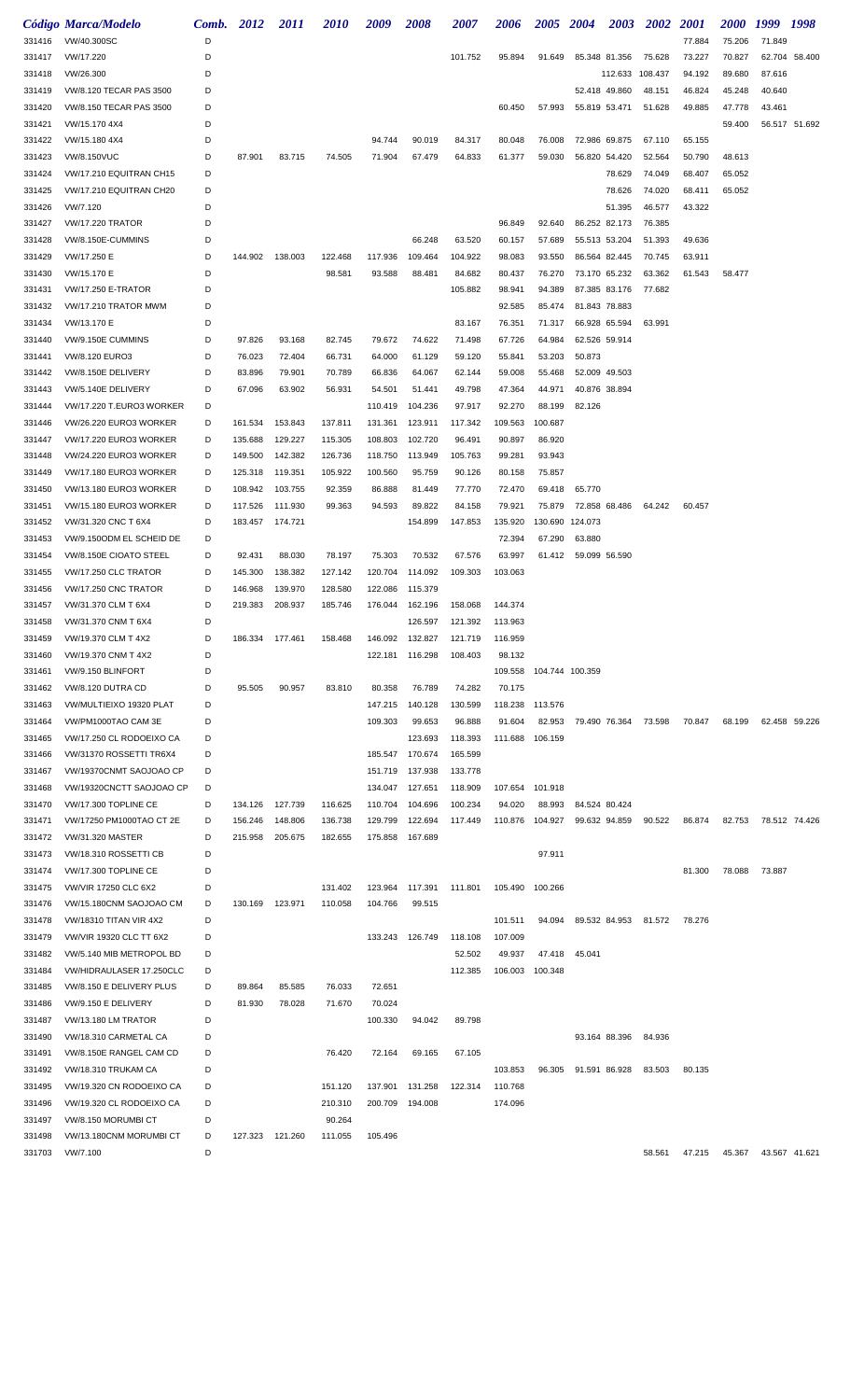| Código | Marca/Modelo | Comb. | 2012 | 2011 | 2010 | 2009 | 2008 | 2007 | 2006 | 2005 | 2004 | 2003 | 2002 | 2001 | 2000 | 1999 | 1998 |
|---|---|---|---|---|---|---|---|---|---|---|---|---|---|---|---|---|---|
| 331416 | VW/40.300SC | D | | | | | | | | | | | | 77.884 | 75.206 | 71.849 | |
| 331417 | VW/17.220 | D | | | | | | 101.752 | 95.894 | 91.649 | 85.348 | 81.356 | 75.628 | 73.227 | 70.827 | 62.704 | 58.400 |
| 331418 | VW/26.300 | D | | | | | | | | | | 112.633 | 108.437 | 94.192 | 89.680 | 87.616 | |
| 331419 | VW/8.120 TECAR PAS 3500 | D | | | | | | | | | 52.418 | 49.860 | 48.151 | 46.824 | 45.248 | 40.640 | |
| 331420 | VW/8.150 TECAR PAS 3500 | D | | | | | | | 60.450 | 57.993 | 55.819 | 53.471 | 51.628 | 49.885 | 47.778 | 43.461 | |
| 331421 | VW/15.170 4X4 | D | | | | | | | | | | | | | 59.400 | 56.517 | 51.692 |
| 331422 | VW/15.180 4X4 | D | | | | 94.744 | 90.019 | 84.317 | 80.048 | 76.008 | 72.986 | 69.875 | 67.110 | 65.155 | | | |
| 331423 | VW/8.150VUC | D | 87.901 | 83.715 | 74.505 | 71.904 | 67.479 | 64.833 | 61.377 | 59.030 | 56.820 | 54.420 | 52.564 | 50.790 | 48.613 | | |
| 331424 | VW/17.210 EQUITRAN CH15 | D | | | | | | | | | | 78.629 | 74.049 | 68.407 | 65.052 | | |
| 331425 | VW/17.210 EQUITRAN CH20 | D | | | | | | | | | | 78.626 | 74.020 | 68.411 | 65.052 | | |
| 331426 | VW/7.120 | D | | | | | | | | | | 51.395 | 46.577 | 43.322 | | | |
| 331427 | VW/17.220 TRATOR | D | | | | | | | 96.849 | 92.640 | 86.252 | 82.173 | 76.385 | | | | |
| 331428 | VW/8.150E-CUMMINS | D | | | | | 66.248 | 63.520 | 60.157 | 57.689 | 55.513 | 53.204 | 51.393 | 49.636 | | | |
| 331429 | VW/17.250 E | D | 144.902 | 138.003 | 122.468 | 117.936 | 109.464 | 104.922 | 98.083 | 93.550 | 86.564 | 82.445 | 70.745 | 63.911 | | | |
| 331430 | VW/15.170 E | D | | | 98.581 | 93.588 | 88.481 | 84.682 | 80.437 | 76.270 | 73.170 | 65.232 | 63.362 | 61.543 | 58.477 | | |
| 331431 | VW/17.250 E-TRATOR | D | | | | | | 105.882 | 98.941 | 94.389 | 87.385 | 83.176 | 77.682 | | | | |
| 331432 | VW/17.210 TRATOR MWM | D | | | | | | | 92.585 | 85.474 | 81.843 | 78.883 | | | | | |
| 331434 | VW/13.170 E | D | | | | | | 83.167 | 76.351 | 71.317 | 66.928 | 65.594 | 63.991 | | | | |
| 331440 | VW/9.150E CUMMINS | D | 97.826 | 93.168 | 82.745 | 79.672 | 74.622 | 71.498 | 67.726 | 64.984 | 62.526 | 59.914 | | | | | |
| 331441 | VW/8.120 EURO3 | D | 76.023 | 72.404 | 66.731 | 64.000 | 61.129 | 59.120 | 55.841 | 53.203 | 50.873 | | | | | | |
| 331442 | VW/8.150E DELIVERY | D | 83.896 | 79.901 | 70.789 | 66.836 | 64.067 | 62.144 | 59.008 | 55.468 | 52.009 | 49.503 | | | | | |
| 331443 | VW/5.140E DELIVERY | D | 67.096 | 63.902 | 56.931 | 54.501 | 51.441 | 49.798 | 47.364 | 44.971 | 40.876 | 38.894 | | | | | |
| 331444 | VW/17.220 T.EURO3 WORKER | D | | | | 110.419 | 104.236 | 97.917 | 92.270 | 88.199 | 82.126 | | | | | | |
| 331446 | VW/26.220 EURO3 WORKER | D | 161.534 | 153.843 | 137.811 | 131.361 | 123.911 | 117.342 | 109.563 | 100.687 | | | | | | | |
| 331447 | VW/17.220 EURO3 WORKER | D | 135.688 | 129.227 | 115.305 | 108.803 | 102.720 | 96.491 | 90.897 | 86.920 | | | | | | | |
| 331448 | VW/24.220 EURO3 WORKER | D | 149.500 | 142.382 | 126.736 | 118.750 | 113.949 | 105.763 | 99.281 | 93.943 | | | | | | | |
| 331449 | VW/17.180 EURO3 WORKER | D | 125.318 | 119.351 | 105.922 | 100.560 | 95.759 | 90.126 | 80.158 | 75.857 | | | | | | | |
| 331450 | VW/13.180 EURO3 WORKER | D | 108.942 | 103.755 | 92.359 | 86.888 | 81.449 | 77.770 | 72.470 | 69.418 | 65.770 | | | | | | |
| 331451 | VW/15.180 EURO3 WORKER | D | 117.526 | 111.930 | 99.363 | 94.593 | 89.822 | 84.158 | 79.921 | 75.879 | 72.858 | 68.486 | 64.242 | 60.457 | | | |
| 331452 | VW/31.320 CNC T 6X4 | D | 183.457 | 174.721 | | | 154.899 | 147.853 | 135.920 | 130.690 | 124.073 | | | | | | |
| 331453 | VW/9.150ODM EL SCHEID DE | D | | | | | | | 72.394 | 67.290 | 63.880 | | | | | | |
| 331454 | VW/8.150E CIOATO STEEL | D | 92.431 | 88.030 | 78.197 | 75.303 | 70.532 | 67.576 | 63.997 | 61.412 | 59.099 | 56.590 | | | | | |
| 331455 | VW/17.250 CLC TRATOR | D | 145.300 | 138.382 | 127.142 | 120.704 | 114.092 | 109.303 | 103.063 | | | | | | | | |
| 331456 | VW/17.250 CNC TRATOR | D | 146.968 | 139.970 | 128.580 | 122.086 | 115.379 | | | | | | | | | | |
| 331457 | VW/31.370 CLM T 6X4 | D | 219.383 | 208.937 | 185.746 | 176.044 | 162.196 | 158.068 | 144.374 | | | | | | | | |
| 331458 | VW/31.370 CNM T 6X4 | D | | | | | 126.597 | 121.392 | 113.963 | | | | | | | | |
| 331459 | VW/19.370 CLM T 4X2 | D | 186.334 | 177.461 | 158.468 | 146.092 | 132.827 | 121.719 | 116.959 | | | | | | | | |
| 331460 | VW/19.370 CNM T 4X2 | D | | | | 122.181 | 116.298 | 108.403 | 98.132 | | | | | | | | |
| 331461 | VW/9.150 BLINFORT | D | | | | | | | 109.558 | 104.744 | 100.359 | | | | | | |
| 331462 | VW/8.120 DUTRA CD | D | 95.505 | 90.957 | 83.810 | 80.358 | 76.789 | 74.282 | 70.175 | | | | | | | | |
| 331463 | VW/MULTIEIXO 19320 PLAT | D | | | | 147.215 | 140.128 | 130.599 | 118.238 | 113.576 | | | | | | | |
| 331464 | VW/PM1000TAO CAM 3E | D | | | | 109.303 | 99.653 | 96.888 | 91.604 | 82.953 | 79.490 | 76.364 | 73.598 | 70.847 | 68.199 | 62.458 | 59.226 |
| 331465 | VW/17.250 CL RODOEIXO CA | D | | | | | 123.693 | 118.393 | 111.688 | 106.159 | | | | | | | |
| 331466 | VW/31370 ROSSETTI TR6X4 | D | | | | 185.547 | 170.674 | 165.599 | | | | | | | | | |
| 331467 | VW/19370CNMT SAOJOAO CP | D | | | | 151.719 | 137.938 | 133.778 | | | | | | | | | |
| 331468 | VW/19320CNCTT SAOJOAO CP | D | | | | 134.047 | 127.651 | 118.909 | 107.654 | 101.918 | | | | | | | |
| 331470 | VW/17.300 TOPLINE CE | D | 134.126 | 127.739 | 116.625 | 110.704 | 104.696 | 100.234 | 94.020 | 88.993 | 84.524 | 80.424 | | | | | |
| 331471 | VW/17250 PM1000TAO CT 2E | D | 156.246 | 148.806 | 136.738 | 129.799 | 122.694 | 117.449 | 110.876 | 104.927 | 99.632 | 94.859 | 90.522 | 86.874 | 82.753 | 78.512 | 74.426 |
| 331472 | VW/31.320 MASTER | D | 215.958 | 205.675 | 182.655 | 175.858 | 167.689 | | | | | | | | | | |
| 331473 | VW/18.310 ROSSETTI CB | D | | | | | | | | 97.911 | | | | | | | |
| 331474 | VW/17.300 TOPLINE CE | D | | | | | | | | | | | | 81.300 | 78.088 | 73.887 | |
| 331475 | VW/VIR 17250 CLC 6X2 | D | | | 131.402 | 123.964 | 117.391 | 111.801 | 105.490 | 100.266 | | | | | | | |
| 331476 | VW/15.180CNM SAOJOAO CM | D | 130.169 | 123.971 | 110.058 | 104.766 | 99.515 | | | | | | | | | | |
| 331478 | VW/18310 TITAN VIR 4X2 | D | | | | | | | 101.511 | 94.094 | 89.532 | 84.953 | 81.572 | 78.276 | | | |
| 331479 | VW/VIR 19320 CLC TT 6X2 | D | | | | 133.243 | 126.749 | 118.108 | 107.009 | | | | | | | | |
| 331482 | VW/5.140 MIB METROPOL BD | D | | | | | | 52.502 | 49.937 | 47.418 | 45.041 | | | | | | |
| 331484 | VW/HIDRAULASER 17.250CLC | D | | | | | | 112.385 | 106.003 | 100.348 | | | | | | | |
| 331485 | VW/8.150 E DELIVERY PLUS | D | 89.864 | 85.585 | 76.033 | 72.651 | | | | | | | | | | | |
| 331486 | VW/9.150 E DELIVERY | D | 81.930 | 78.028 | 71.670 | 70.024 | | | | | | | | | | | |
| 331487 | VW/13.180 LM TRATOR | D | | | | 100.330 | 94.042 | 89.798 | | | | | | | | | |
| 331490 | VW/18.310 CARMETAL CA | D | | | | | | | | | 93.164 | 88.396 | 84.936 | | | | |
| 331491 | VW/8.150E RANGEL CAM CD | D | | | 76.420 | 72.164 | 69.165 | 67.105 | | | | | | | | | |
| 331492 | VW/18.310 TRUKAM CA | D | | | | | | | 103.853 | 96.305 | 91.591 | 86.928 | 83.503 | 80.135 | | | |
| 331495 | VW/19.320 CN RODOEIXO CA | D | | | 151.120 | 137.901 | 131.258 | 122.314 | 110.768 | | | | | | | | |
| 331496 | VW/19.320 CL RODOEIXO CA | D | | | 210.310 | 200.709 | 194.008 | | 174.096 | | | | | | | | |
| 331497 | VW/8.150 MORUMBI CT | D | | | 90.264 | | | | | | | | | | | | |
| 331498 | VW/13.180CNM MORUMBI CT | D | 127.323 | 121.260 | 111.055 | 105.496 | | | | | | | | | | | |
| 331703 | VW/7.100 | D | | | | | | | | | | | 58.561 | 47.215 | 45.367 | 43.567 | 41.621 |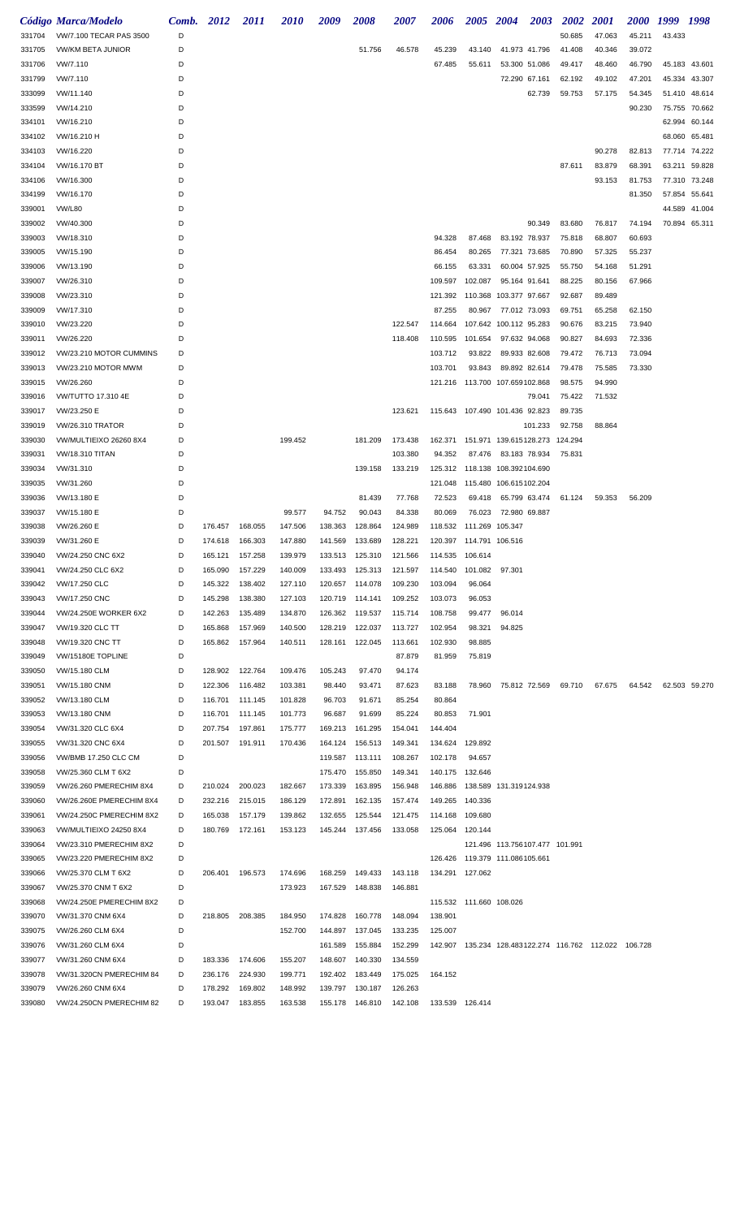| Código | Marca/Modelo | Comb. | 2012 | 2011 | 2010 | 2009 | 2008 | 2007 | 2006 | 2005 | 2004 | 2003 | 2002 | 2001 | 2000 | 1999 | 1998 |
|---|---|---|---|---|---|---|---|---|---|---|---|---|---|---|---|---|---|
| 331704 | VW/7.100 TECAR PAS 3500 | D | | | | | | | | | | | 50.685 | 47.063 | 45.211 | 43.433 | |
| 331705 | VW/KM BETA JUNIOR | D | | | | | 51.756 | 46.578 | 45.239 | 43.140 | 41.973 | 41.796 | 41.408 | 40.346 | 39.072 | | |
| 331706 | VW/7.110 | D | | | | | | | 67.485 | 55.611 | 53.300 | 51.086 | 49.417 | 48.460 | 46.790 | 45.183 | 43.601 |
| 331799 | VW/7.110 | D | | | | | | | | | 72.290 | 67.161 | 62.192 | 49.102 | 47.201 | 45.334 | 43.307 |
| 333099 | VW/11.140 | D | | | | | | | | | | 62.739 | 59.753 | 57.175 | 54.345 | 51.410 | 48.614 |
| 333599 | VW/14.210 | D | | | | | | | | | | | | | 90.230 | 75.755 | 70.662 |
| 334101 | VW/16.210 | D | | | | | | | | | | | | | | 62.994 | 60.144 |
| 334102 | VW/16.210 H | D | | | | | | | | | | | | | | 68.060 | 65.481 |
| 334103 | VW/16.220 | D | | | | | | | | | | | | 90.278 | 82.813 | 77.714 | 74.222 |
| 334104 | VW/16.170 BT | D | | | | | | | | | | | 87.611 | 83.879 | 68.391 | 63.211 | 59.828 |
| 334106 | VW/16.300 | D | | | | | | | | | | | | 93.153 | 81.753 | 77.310 | 73.248 |
| 334199 | VW/16.170 | D | | | | | | | | | | | | | 81.350 | 57.854 | 55.641 |
| 339001 | VW/L80 | D | | | | | | | | | | | | | | 44.589 | 41.004 |
| 339002 | VW/40.300 | D | | | | | | | | | | 90.349 | 83.680 | 76.817 | 74.194 | 70.894 | 65.311 |
| 339003 | VW/18.310 | D | | | | | | | 94.328 | 87.468 | 83.192 | 78.937 | 75.818 | 68.807 | 60.693 | | |
| 339005 | VW/15.190 | D | | | | | | | 86.454 | 80.265 | 77.321 | 73.685 | 70.890 | 57.325 | 55.237 | | |
| 339006 | VW/13.190 | D | | | | | | | 66.155 | 63.331 | 60.004 | 57.925 | 55.750 | 54.168 | 51.291 | | |
| 339007 | VW/26.310 | D | | | | | | | 109.597 | 102.087 | 95.164 | 91.641 | 88.225 | 80.156 | 67.966 | | |
| 339008 | VW/23.310 | D | | | | | | | 121.392 | 110.368 | 103.377 | 97.667 | 92.687 | 89.489 | | | |
| 339009 | VW/17.310 | D | | | | | | | 87.255 | 80.967 | 77.012 | 73.093 | 69.751 | 65.258 | 62.150 | | |
| 339010 | VW/23.220 | D | | | | | | 122.547 | 114.664 | 107.642 | 100.112 | 95.283 | 90.676 | 83.215 | 73.940 | | |
| 339011 | VW/26.220 | D | | | | | | 118.408 | 110.595 | 101.654 | 97.632 | 94.068 | 90.827 | 84.693 | 72.336 | | |
| 339012 | VW/23.210 MOTOR CUMMINS | D | | | | | | | 103.712 | 93.822 | 89.933 | 82.608 | 79.472 | 76.713 | 73.094 | | |
| 339013 | VW/23.210 MOTOR MWM | D | | | | | | | 103.701 | 93.843 | 89.892 | 82.614 | 79.478 | 75.585 | 73.330 | | |
| 339015 | VW/26.260 | D | | | | | | | 121.216 | 113.700 | 107.659 | 102.868 | 98.575 | 94.990 | | | |
| 339016 | VW/TUTTO 17.310 4E | D | | | | | | | | | | 79.041 | 75.422 | 71.532 | | | |
| 339017 | VW/23.250 E | D | | | | | | 123.621 | 115.643 | 107.490 | 101.436 | 92.823 | 89.735 | | | | |
| 339019 | VW/26.310 TRATOR | D | | | | | | | | | | 101.233 | 92.758 | 88.864 | | | |
| 339030 | VW/MULTIEIXO 26260 8X4 | D | | | 199.452 | | 181.209 | 173.438 | 162.371 | 151.971 | 139.615 | 128.273 | 124.294 | | | | |
| 339031 | VW/18.310 TITAN | D | | | | | | 103.380 | 94.352 | 87.476 | 83.183 | 78.934 | 75.831 | | | | |
| 339034 | VW/31.310 | D | | | | | 139.158 | 133.219 | 125.312 | 118.138 | 108.392 | 104.690 | | | | | |
| 339035 | VW/31.260 | D | | | | | | | 121.048 | 115.480 | 106.615 | 102.204 | | | | | |
| 339036 | VW/13.180 E | D | | | | | 81.439 | 77.768 | 72.523 | 69.418 | 65.799 | 63.474 | 61.124 | 59.353 | 56.209 | | |
| 339037 | VW/15.180 E | D | | | 99.577 | 94.752 | 90.043 | 84.338 | 80.069 | 76.023 | 72.980 | 69.887 | | | | | |
| 339038 | VW/26.260 E | D | 176.457 | 168.055 | 147.506 | 138.363 | 128.864 | 124.989 | 118.532 | 111.269 | 105.347 | | | | | | |
| 339039 | VW/31.260 E | D | 174.618 | 166.303 | 147.880 | 141.569 | 133.689 | 128.221 | 120.397 | 114.791 | 106.516 | | | | | | |
| 339040 | VW/24.250 CNC 6X2 | D | 165.121 | 157.258 | 139.979 | 133.513 | 125.310 | 121.566 | 114.535 | 106.614 | | | | | | | |
| 339041 | VW/24.250 CLC 6X2 | D | 165.090 | 157.229 | 140.009 | 133.493 | 125.313 | 121.597 | 114.540 | 101.082 | 97.301 | | | | | | |
| 339042 | VW/17.250 CLC | D | 145.322 | 138.402 | 127.110 | 120.657 | 114.078 | 109.230 | 103.094 | 96.064 | | | | | | | |
| 339043 | VW/17.250 CNC | D | 145.298 | 138.380 | 127.103 | 120.719 | 114.141 | 109.252 | 103.073 | 96.053 | | | | | | | |
| 339044 | VW/24.250E WORKER 6X2 | D | 142.263 | 135.489 | 134.870 | 126.362 | 119.537 | 115.714 | 108.758 | 99.477 | 96.014 | | | | | | |
| 339047 | VW/19.320 CLC TT | D | 165.868 | 157.969 | 140.500 | 128.219 | 122.037 | 113.727 | 102.954 | 98.321 | 94.825 | | | | | | |
| 339048 | VW/19.320 CNC TT | D | 165.862 | 157.964 | 140.511 | 128.161 | 122.045 | 113.661 | 102.930 | 98.885 | | | | | | | |
| 339049 | VW/15180E TOPLINE | D | | | | | | 87.879 | 81.959 | 75.819 | | | | | | | |
| 339050 | VW/15.180 CLM | D | 128.902 | 122.764 | 109.476 | 105.243 | 97.470 | 94.174 | | | | | | | | | |
| 339051 | VW/15.180 CNM | D | 122.306 | 116.482 | 103.381 | 98.440 | 93.471 | 87.623 | 83.188 | 78.960 | 75.812 | 72.569 | 69.710 | 67.675 | 64.542 | 62.503 | 59.270 |
| 339052 | VW/13.180 CLM | D | 116.701 | 111.145 | 101.828 | 96.703 | 91.671 | 85.254 | 80.864 | | | | | | | | |
| 339053 | VW/13.180 CNM | D | 116.701 | 111.145 | 101.773 | 96.687 | 91.699 | 85.224 | 80.853 | 71.901 | | | | | | | |
| 339054 | VW/31.320 CLC 6X4 | D | 207.754 | 197.861 | 175.777 | 169.213 | 161.295 | 154.041 | 144.404 | | | | | | | | |
| 339055 | VW/31.320 CNC 6X4 | D | 201.507 | 191.911 | 170.436 | 164.124 | 156.513 | 149.341 | 134.624 | 129.892 | | | | | | | |
| 339056 | VW/BMB 17.250 CLC CM | D | | | | 119.587 | 113.111 | 108.267 | 102.178 | 94.657 | | | | | | | |
| 339058 | VW/25.360 CLM T 6X2 | D | | | | 175.470 | 155.850 | 149.341 | 140.175 | 132.646 | | | | | | | |
| 339059 | VW/26.260 PMERECHIM 8X4 | D | 210.024 | 200.023 | 182.667 | 173.339 | 163.895 | 156.948 | 146.886 | 138.589 | 131.319 | 124.938 | | | | | |
| 339060 | VW/26.260E PMERECHIM 8X4 | D | 232.216 | 215.015 | 186.129 | 172.891 | 162.135 | 157.474 | 149.265 | 140.336 | | | | | | | |
| 339061 | VW/24.250C PMERECHIM 8X2 | D | 165.038 | 157.179 | 139.862 | 132.655 | 125.544 | 121.475 | 114.168 | 109.680 | | | | | | | |
| 339063 | VW/MULTIEIXO 24250 8X4 | D | 180.769 | 172.161 | 153.123 | 145.244 | 137.456 | 133.058 | 125.064 | 120.144 | | | | | | | |
| 339064 | VW/23.310 PMERECHIM 8X2 | D | | | | | | | | 121.496 | 113.756 | 107.477 | 101.991 | | | | |
| 339065 | VW/23.220 PMERECHIM 8X2 | D | | | | | | | 126.426 | 119.379 | 111.086 | 105.661 | | | | | |
| 339066 | VW/25.370 CLM T 6X2 | D | 206.401 | 196.573 | 174.696 | 168.259 | 149.433 | 143.118 | 134.291 | 127.062 | | | | | | | |
| 339067 | VW/25.370 CNM T 6X2 | D | | | 173.923 | 167.529 | 148.838 | 146.881 | | | | | | | | | |
| 339068 | VW/24.250E PMERECHIM 8X2 | D | | | | | | | 115.532 | 111.660 | 108.026 | | | | | | |
| 339070 | VW/31.370 CNM 6X4 | D | 218.805 | 208.385 | 184.950 | 174.828 | 160.778 | 148.094 | 138.901 | | | | | | | | |
| 339075 | VW/26.260 CLM 6X4 | D | | | 152.700 | 144.897 | 137.045 | 133.235 | 125.007 | | | | | | | | |
| 339076 | VW/31.260 CLM 6X4 | D | | | | 161.589 | 155.884 | 152.299 | 142.907 | 135.234 | 128.483 | 122.274 | 116.762 | 112.022 | 106.728 | | |
| 339077 | VW/31.260 CNM 6X4 | D | 183.336 | 174.606 | 155.207 | 148.607 | 140.330 | 134.559 | | | | | | | | | |
| 339078 | VW/31.320CN PMERECHIM 84 | D | 236.176 | 224.930 | 199.771 | 192.402 | 183.449 | 175.025 | 164.152 | | | | | | | | |
| 339079 | VW/26.260 CNM 6X4 | D | 178.292 | 169.802 | 148.992 | 139.797 | 130.187 | 126.263 | | | | | | | | | |
| 339080 | VW/24.250CN PMERECHIM 82 | D | 193.047 | 183.855 | 163.538 | 155.178 | 146.810 | 142.108 | 133.539 | 126.414 | | | | | | | |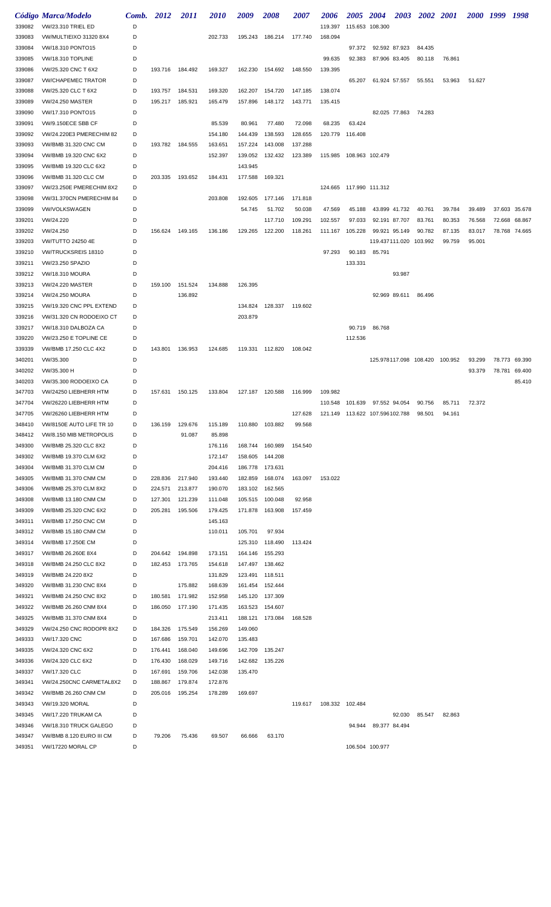| Código | Marca/Modelo | Comb. | 2012 | 2011 | 2010 | 2009 | 2008 | 2007 | 2006 | 2005 | 2004 | 2003 | 2002 | 2001 | 2000 | 1999 | 1998 |
|---|---|---|---|---|---|---|---|---|---|---|---|---|---|---|---|---|---|
| 339082 | VW/23.310 TRIEL ED | D | | | | | | | 119.397 | 115.653 | 108.300 | | | | | | |
| 339083 | VW/MULTIEIXO 31320 8X4 | D | | | 202.733 | 195.243 | 186.214 | 177.740 | 168.094 | | | | | | | | |
| 339084 | VW/18.310 PONTO15 | D | | | | | | | | 97.372 | 92.592 | 87.923 | 84.435 | | | | |
| 339085 | VW/18.310 TOPLINE | D | | | | | | | 99.635 | 92.383 | 87.906 | 83.405 | 80.118 | 76.861 | | | |
| 339086 | VW/25.320 CNC T 6X2 | D | 193.716 | 184.492 | 169.327 | 162.230 | 154.692 | 148.550 | 139.395 | | | | | | | | |
| 339087 | VW/CHAPEMEC TRATOR | D | | | | | | | | 65.207 | 61.924 | 57.557 | 55.551 | 53.963 | 51.627 | | |
| 339088 | VW/25.320 CLC T 6X2 | D | 193.757 | 184.531 | 169.320 | 162.207 | 154.720 | 147.185 | 138.074 | | | | | | | | |
| 339089 | VW/24.250 MASTER | D | 195.217 | 185.921 | 165.479 | 157.896 | 148.172 | 143.771 | 135.415 | | | | | | | | |
| 339090 | VW/17.310 PONTO15 | D | | | | | | | | | 82.025 | 77.863 | 74.283 | | | | |
| 339091 | VW/9.150ECE SBB CF | D | | | 85.539 | 80.961 | 77.480 | 72.098 | 68.235 | 63.424 | | | | | | | |
| 339092 | VW/24.220E3 PMERECHIM 82 | D | | | 154.180 | 144.439 | 138.593 | 128.655 | 120.779 | 116.408 | | | | | | | |
| 339093 | VW/BMB 31.320 CNC CM | D | 193.782 | 184.555 | 163.651 | 157.224 | 143.008 | 137.288 | | | | | | | | | |
| 339094 | VW/BMB 19.320 CNC 6X2 | D | | | 152.397 | 139.052 | 132.432 | 123.389 | 115.985 | 108.963 | 102.479 | | | | | | |
| 339095 | VW/BMB 19.320 CLC 6X2 | D | | | | 143.945 | | | | | | | | | | | |
| 339096 | VW/BMB 31.320 CLC CM | D | 203.335 | 193.652 | 184.431 | 177.588 | 169.321 | | | | | | | | | | |
| 339097 | VW/23.250E PMERECHIM 8X2 | D | | | | | | | 124.665 | 117.990 | 111.312 | | | | | | |
| 339098 | VW/31.370CN PMERECHIM 84 | D | | | 203.808 | 192.605 | 177.146 | 171.818 | | | | | | | | | |
| 339099 | VW/VOLKSWAGEN | D | | | | 54.745 | 51.702 | 50.038 | 47.569 | 45.188 | 43.899 | 41.732 | 40.761 | 39.784 | 39.489 | 37.603 | 35.678 |
| 339201 | VW/24.220 | D | | | | | 117.710 | 109.291 | 102.557 | 97.033 | 92.191 | 87.707 | 83.761 | 80.353 | 76.568 | 72.668 | 68.867 |
| 339202 | VW/24.250 | D | 156.624 | 149.165 | 136.186 | 129.265 | 122.200 | 118.261 | 111.167 | 105.228 | 99.921 | 95.149 | 90.782 | 87.135 | 83.017 | 78.768 | 74.665 |
| 339203 | VW/TUTTO 24250 4E | D | | | | | | | | | 119.437 | 111.020 | 103.992 | 99.759 | 95.001 | | |
| 339210 | VW/TRUCKSREIS 18310 | D | | | | | | | 97.293 | 90.183 | 85.791 | | | | | | |
| 339211 | VW/23.250 SPAZIO | D | | | | | | | | 133.331 | | | | | | | |
| 339212 | VW/18.310 MOURA | D | | | | | | | | | | 93.987 | | | | | |
| 339213 | VW/24.220 MASTER | D | 159.100 | 151.524 | 134.888 | 126.395 | | | | | | | | | | | |
| 339214 | VW/24.250 MOURA | D | | 136.892 | | | | | | | 92.969 | 89.611 | 86.496 | | | | |
| 339215 | VW/19.320 CNC PPL EXTEND | D | | | | 134.824 | 128.337 | 119.602 | | | | | | | | | |
| 339216 | VW/31.320 CN RODOEIXO CT | D | | | | 203.879 | | | | | | | | | | | |
| 339217 | VW/18.310 DALBOZA CA | D | | | | | | | | 90.719 | 86.768 | | | | | | |
| 339220 | VW/23.250 E TOPLINE CE | D | | | | | | | | 112.536 | | | | | | | |
| 339339 | VW/BMB 17.250 CLC 4X2 | D | 143.801 | 136.953 | 124.685 | 119.331 | 112.820 | 108.042 | | | | | | | | | |
| 340201 | VW/35.300 | D | | | | | | | | | 125.978 | 117.098 | 108.420 | 100.952 | 93.299 | 78.773 | 69.390 |
| 340202 | VW/35.300 H | D | | | | | | | | | | | | | 93.379 | 78.781 | 69.400 |
| 340203 | VW/35.300 RODOEIXO CA | D | | | | | | | | | | | | | | | 85.410 |
| 347703 | VW/24250 LIEBHERR HTM | D | 157.631 | 150.125 | 133.804 | 127.187 | 120.588 | 116.999 | 109.982 | | | | | | | | |
| 347704 | VW/26220 LIEBHERR HTM | D | | | | | | | 110.548 | 101.639 | 97.552 | 94.054 | 90.756 | 85.711 | 72.372 | | |
| 347705 | VW/26260 LIEBHERR HTM | D | | | | | | 127.628 | 121.149 | 113.622 | 107.596 | 102.788 | 98.501 | 94.161 | | | |
| 348410 | VW/8150E AUTO LIFE TR 10 | D | 136.159 | 129.676 | 115.189 | 110.880 | 103.882 | 99.568 | | | | | | | | | |
| 348412 | VW/8.150 MIB METROPOLIS | D | | 91.087 | 85.898 | | | | | | | | | | | | |
| 349300 | VW/BMB 25.320 CLC 8X2 | D | | | 176.116 | 168.744 | 160.989 | 154.540 | | | | | | | | | |
| 349302 | VW/BMB 19.370 CLM 6X2 | D | | | 172.147 | 158.605 | 144.208 | | | | | | | | | | |
| 349304 | VW/BMB 31.370 CLM CM | D | | | 204.416 | 186.778 | 173.631 | | | | | | | | | | |
| 349305 | VW/BMB 31.370 CNM CM | D | 228.836 | 217.940 | 193.440 | 182.859 | 168.074 | 163.097 | 153.022 | | | | | | | | |
| 349306 | VW/BMB 25.370 CLM 8X2 | D | 224.571 | 213.877 | 190.070 | 183.102 | 162.565 | | | | | | | | | | |
| 349308 | VW/BMB 13.180 CNM CM | D | 127.301 | 121.239 | 111.048 | 105.515 | 100.048 | 92.958 | | | | | | | | | |
| 349309 | VW/BMB 25.320 CNC 6X2 | D | 205.281 | 195.506 | 179.425 | 171.878 | 163.908 | 157.459 | | | | | | | | | |
| 349311 | VW/BMB 17.250 CNC CM | D | | | 145.163 | | | | | | | | | | | | |
| 349312 | VW/BMB 15.180 CNM CM | D | | | 110.011 | 105.701 | 97.934 | | | | | | | | | | |
| 349314 | VW/BMB 17.250E CM | D | | | | 125.310 | 118.490 | 113.424 | | | | | | | | | |
| 349317 | VW/BMB 26.260E 8X4 | D | 204.642 | 194.898 | 173.151 | 164.146 | 155.293 | | | | | | | | | | |
| 349318 | VW/BMB 24.250 CLC 8X2 | D | 182.453 | 173.765 | 154.618 | 147.497 | 138.462 | | | | | | | | | | |
| 349319 | VW/BMB 24.220 8X2 | D | | | 131.829 | 123.491 | 118.511 | | | | | | | | | | |
| 349320 | VW/BMB 31.230 CNC 8X4 | D | | 175.882 | 168.639 | 161.454 | 152.444 | | | | | | | | | | |
| 349321 | VW/BMB 24.250 CNC 8X2 | D | 180.581 | 171.982 | 152.958 | 145.120 | 137.309 | | | | | | | | | | |
| 349322 | VW/BMB 26.260 CNM 8X4 | D | 186.050 | 177.190 | 171.435 | 163.523 | 154.607 | | | | | | | | | | |
| 349325 | VW/BMB 31.370 CNM 8X4 | D | | | 213.411 | 188.121 | 173.084 | 168.528 | | | | | | | | | |
| 349329 | VW/24.250 CNC RODOPR 8X2 | D | 184.326 | 175.549 | 156.269 | 149.060 | | | | | | | | | | | |
| 349333 | VW/17.320 CNC | D | 167.686 | 159.701 | 142.070 | 135.483 | | | | | | | | | | | |
| 349335 | VW/24.320 CNC 6X2 | D | 176.441 | 168.040 | 149.696 | 142.709 | 135.247 | | | | | | | | | | |
| 349336 | VW/24.320 CLC 6X2 | D | 176.430 | 168.029 | 149.716 | 142.682 | 135.226 | | | | | | | | | | |
| 349337 | VW/17.320 CLC | D | 167.691 | 159.706 | 142.038 | 135.470 | | | | | | | | | | | |
| 349341 | VW/24.250CNC CARMETAL8X2 | D | 188.867 | 179.874 | 172.876 | | | | | | | | | | | | |
| 349342 | VW/BMB 26.260 CNM CM | D | 205.016 | 195.254 | 178.289 | 169.697 | | | | | | | | | | | |
| 349343 | VW/19.320 MORAL | D | | | | | | 119.617 | 108.332 | 102.484 | | | | | | | |
| 349345 | VW/17.220 TRUKAM CA | D | | | | | | | | | | 92.030 | 85.547 | 82.863 | | | |
| 349346 | VW/18.310 TRUCK GALEGO | D | | | | | | | | 94.944 | 89.377 | 84.494 | | | | | |
| 349347 | VW/BMB 8.120 EURO III CM | D | 79.206 | 75.436 | 69.507 | 66.666 | 63.170 | | | | | | | | | | |
| 349351 | VW/17220 MORAL CP | D | | | | | | | | 106.504 | 100.977 | | | | | | |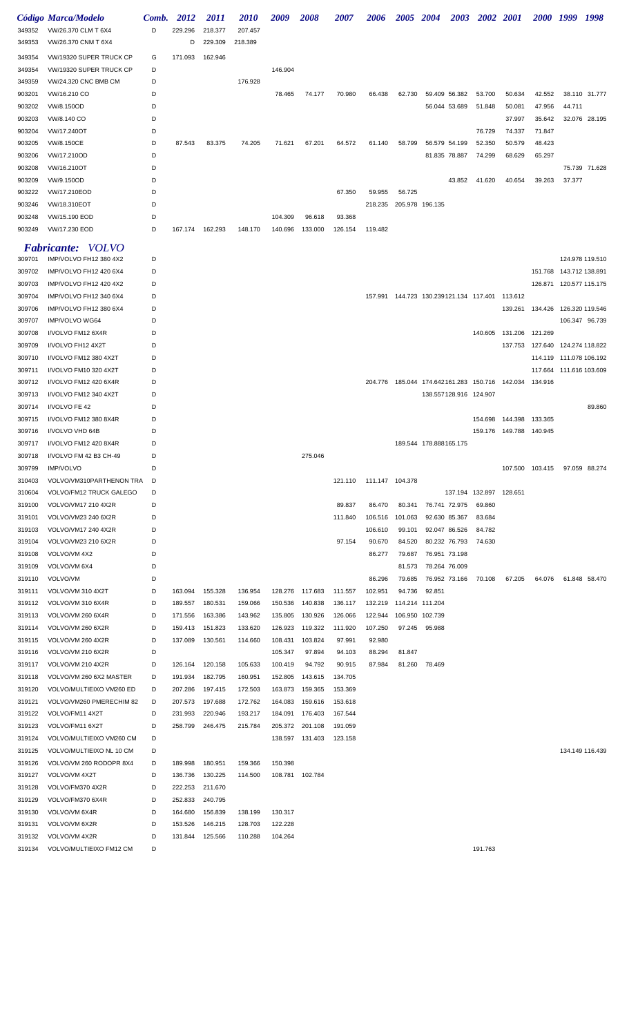| Código | Marca/Modelo | Comb. | 2012 | 2011 | 2010 | 2009 | 2008 | 2007 | 2006 | 2005 | 2004 | 2003 | 2002 | 2001 | 2000 | 1999 | 1998 |
|---|---|---|---|---|---|---|---|---|---|---|---|---|---|---|---|---|---|
| 349352 | VW/26.370 CLM T 6X4 | D | 229.296 | 218.377 | 207.457 | | | | | | | | | | | | |
| 349353 | VW/26.370 CNM T 6X4 | | D | 229.309 | 218.389 | | | | | | | | | | | | |
| 349354 | VW/19320 SUPER TRUCK CP | G | 171.093 | 162.946 | | | | | | | | | | | | | |
| 349354 | VW/19320 SUPER TRUCK CP | D | | | | 146.904 | | | | | | | | | | | |
| 349359 | VW/24.320 CNC BMB CM | D | | | 176.928 | | | | | | | | | | | | |
| 903201 | VW/16.210 CO | D | | | | 78.465 | 74.177 | 70.980 | 66.438 | 62.730 | 59.409 | 56.382 | 53.700 | 50.634 | 42.552 | 38.110 | 31.777 |
| 903202 | VW/8.150OD | D | | | | | | | | | 56.044 | 53.689 | 51.848 | 50.081 | 47.956 | 44.711 | |
| 903203 | VW/8.140 CO | D | | | | | | | | | | | | 37.997 | 35.642 | 32.076 | 28.195 |
| 903204 | VW/17.240OT | D | | | | | | | | | | | 76.729 | 74.337 | 71.847 | | |
| 903205 | VW/8.150CE | D | 87.543 | 83.375 | 74.205 | 71.621 | 67.201 | 64.572 | 61.140 | 58.799 | 56.579 | 54.199 | 52.350 | 50.579 | 48.423 | | |
| 903206 | VW/17.210OD | D | | | | | | | | | 81.835 | 78.887 | 74.299 | 68.629 | 65.297 | | |
| 903208 | VW/16.210OT | D | | | | | | | | | | | | | | 75.739 | 71.628 |
| 903209 | VW/9.150OD | D | | | | | | | | | | 43.852 | 41.620 | 40.654 | 39.263 | 37.377 | |
| 903222 | VW/17.210EOD | D | | | | | | 67.350 | 59.955 | 56.725 | | | | | | | |
| 903246 | VW/18.310EOT | D | | | | | | | 218.235 | 205.978 | 196.135 | | | | | | |
| 903248 | VW/15.190 EOD | D | | | | 104.309 | 96.618 | 93.368 | | | | | | | | | |
| 903249 | VW/17.230 EOD | D | 167.174 | 162.293 | 148.170 | 140.696 | 133.000 | 126.154 | 119.482 | | | | | | | | |

## *Fabricante: VOLVO*

| Código | Marca/Modelo | Comb. | 2012 | 2011 | 2010 | 2009 | 2008 | 2007 | 2006 | 2005 | 2004 | 2003 | 2002 | 2001 | 2000 | 1999 | 1998 |
|---|---|---|---|---|---|---|---|---|---|---|---|---|---|---|---|---|---|
| 309701 | IMP/VOLVO FH12 380 4X2 | D | | | | | | | | | | | | | | 124.978 | 119.510 |
| 309702 | IMP/VOLVO FH12 420 6X4 | D | | | | | | | | | | | | | 151.768 | 143.712 | 138.891 |
| 309703 | IMP/VOLVO FH12 420 4X2 | D | | | | | | | | | | | | | 126.871 | 120.577 | 115.175 |
| 309704 | IMP/VOLVO FH12 340 6X4 | D | | | | | | | 157.991 | 144.723 | 130.239 | 121.134 | 117.401 | 113.612 | | | |
| 309706 | IMP/VOLVO FH12 380 6X4 | D | | | | | | | | | | | | 139.261 | 134.426 | 126.320 | 119.546 |
| 309707 | IMP/VOLVO WG64 | D | | | | | | | | | | | | | | 106.347 | 96.739 |
| 309708 | I/VOLVO FM12 6X4R | D | | | | | | | | | | | 140.605 | 131.206 | 121.269 | | |
| 309709 | I/VOLVO FH12 4X2T | D | | | | | | | | | | | | 137.753 | 127.640 | 124.274 | 118.822 |
| 309710 | I/VOLVO FM12 380 4X2T | D | | | | | | | | | | | | | 114.119 | 111.078 | 106.192 |
| 309711 | I/VOLVO FM10 320 4X2T | D | | | | | | | | | | | | | 117.664 | 111.616 | 103.609 |
| 309712 | I/VOLVO FM12 420 6X4R | D | | | | | | | 204.776 | 185.044 | 174.642 | 161.283 | 150.716 | 142.034 | 134.916 | | |
| 309713 | I/VOLVO FM12 340 4X2T | D | | | | | | | | | 138.557 | 128.916 | 124.907 | | | | |
| 309714 | I/VOLVO FE 42 | D | | | | | | | | | | | | | | | 89.860 |
| 309715 | I/VOLVO FM12 380 8X4R | D | | | | | | | | | | | 154.698 | 144.398 | 133.365 | | |
| 309716 | I/VOLVO VHD 64B | D | | | | | | | | | | | 159.176 | 149.788 | 140.945 | | |
| 309717 | I/VOLVO FM12 420 8X4R | D | | | | | | | | 189.544 | 178.888 | 165.175 | | | | | |
| 309718 | I/VOLVO FM 42 B3 CH-49 | D | | | | | 275.046 | | | | | | | | | | |
| 309799 | IMP/VOLVO | D | | | | | | | | | | | | 107.500 | 103.415 | 97.059 | 88.274 |
| 310403 | VOLVO/VM310PARTHENON TRA | D | | | | | | 121.110 | 111.147 | 104.378 | | | | | | | |
| 310604 | VOLVO/FM12 TRUCK GALEGO | D | | | | | | | | | | 137.194 | 132.897 | 128.651 | | | |
| 319100 | VOLVO/VM17 210 4X2R | D | | | | | | 89.837 | 86.470 | 80.341 | 76.741 | 72.975 | 69.860 | | | | |
| 319101 | VOLVO/VM23 240 6X2R | D | | | | | | 111.840 | 106.516 | 101.063 | 92.630 | 85.367 | 83.684 | | | | |
| 319103 | VOLVO/VM17 240 4X2R | D | | | | | | | 106.610 | 99.101 | 92.047 | 86.526 | 84.782 | | | | |
| 319104 | VOLVO/VM23 210 6X2R | D | | | | | | 97.154 | 90.670 | 84.520 | 80.232 | 76.793 | 74.630 | | | | |
| 319108 | VOLVO/VM 4X2 | D | | | | | | | 86.277 | 79.687 | 76.951 | 73.198 | | | | | |
| 319109 | VOLVO/VM 6X4 | D | | | | | | | | 81.573 | 78.264 | 76.009 | | | | | |
| 319110 | VOLVO/VM | D | | | | | | | 86.296 | 79.685 | 76.952 | 73.166 | 70.108 | 67.205 | 64.076 | 61.848 | 58.470 |
| 319111 | VOLVO/VM 310 4X2T | D | 163.094 | 155.328 | 136.954 | 128.276 | 117.683 | 111.557 | 102.951 | 94.736 | 92.851 | | | | | | |
| 319112 | VOLVO/VM 310 6X4R | D | 189.557 | 180.531 | 159.066 | 150.536 | 140.838 | 136.117 | 132.219 | 114.214 | 111.204 | | | | | | |
| 319113 | VOLVO/VM 260 6X4R | D | 171.556 | 163.386 | 143.962 | 135.805 | 130.926 | 126.066 | 122.944 | 106.950 | 102.739 | | | | | | |
| 319114 | VOLVO/VM 260 6X2R | D | 159.413 | 151.823 | 133.620 | 126.923 | 119.322 | 111.920 | 107.250 | 97.245 | 95.988 | | | | | | |
| 319115 | VOLVO/VM 260 4X2R | D | 137.089 | 130.561 | 114.660 | 108.431 | 103.824 | 97.991 | 92.980 | | | | | | | | |
| 319116 | VOLVO/VM 210 6X2R | D | | | | 105.347 | 97.894 | 94.103 | 88.294 | 81.847 | | | | | | | |
| 319117 | VOLVO/VM 210 4X2R | D | 126.164 | 120.158 | 105.633 | 100.419 | 94.792 | 90.915 | 87.984 | 81.260 | 78.469 | | | | | | |
| 319118 | VOLVO/VM 260 6X2 MASTER | D | 191.934 | 182.795 | 160.951 | 152.805 | 143.615 | 134.705 | | | | | | | | | |
| 319120 | VOLVO/MULTIEIXO VM260 ED | D | 207.286 | 197.415 | 172.503 | 163.873 | 159.365 | 153.369 | | | | | | | | | |
| 319121 | VOLVO/VM260 PMERECHIM 82 | D | 207.573 | 197.688 | 172.762 | 164.083 | 159.616 | 153.618 | | | | | | | | | |
| 319122 | VOLVO/FM11 4X2T | D | 231.993 | 220.946 | 193.217 | 184.091 | 176.403 | 167.544 | | | | | | | | | |
| 319123 | VOLVO/FM11 6X2T | D | 258.799 | 246.475 | 215.784 | 205.372 | 201.108 | 191.059 | | | | | | | | | |
| 319124 | VOLVO/MULTIEIXO VM260 CM | D | | | | 138.597 | 131.403 | 123.158 | | | | | | | | | |
| 319125 | VOLVO/MULTIEIXO NL 10 CM | D | | | | | | | | | | | | | | 134.149 | 116.439 |
| 319126 | VOLVO/VM 260 RODOPR 8X4 | D | 189.998 | 180.951 | 159.366 | 150.398 | | | | | | | | | | | |
| 319127 | VOLVO/VM 4X2T | D | 136.736 | 130.225 | 114.500 | 108.781 | 102.784 | | | | | | | | | | |
| 319128 | VOLVO/FM370 4X2R | D | 222.253 | 211.670 | | | | | | | | | | | | | |
| 319129 | VOLVO/FM370 6X4R | D | 252.833 | 240.795 | | | | | | | | | | | | | |
| 319130 | VOLVO/VM 6X4R | D | 164.680 | 156.839 | 138.199 | 130.317 | | | | | | | | | | | |
| 319131 | VOLVO/VM 6X2R | D | 153.526 | 146.215 | 128.703 | 122.228 | | | | | | | | | | | |
| 319132 | VOLVO/VM 4X2R | D | 131.844 | 125.566 | 110.288 | 104.264 | | | | | | | | | | | |
| 319134 | VOLVO/MULTIEIXO FM12 CM | D | | | | | | | | | | | 191.763 | | | | |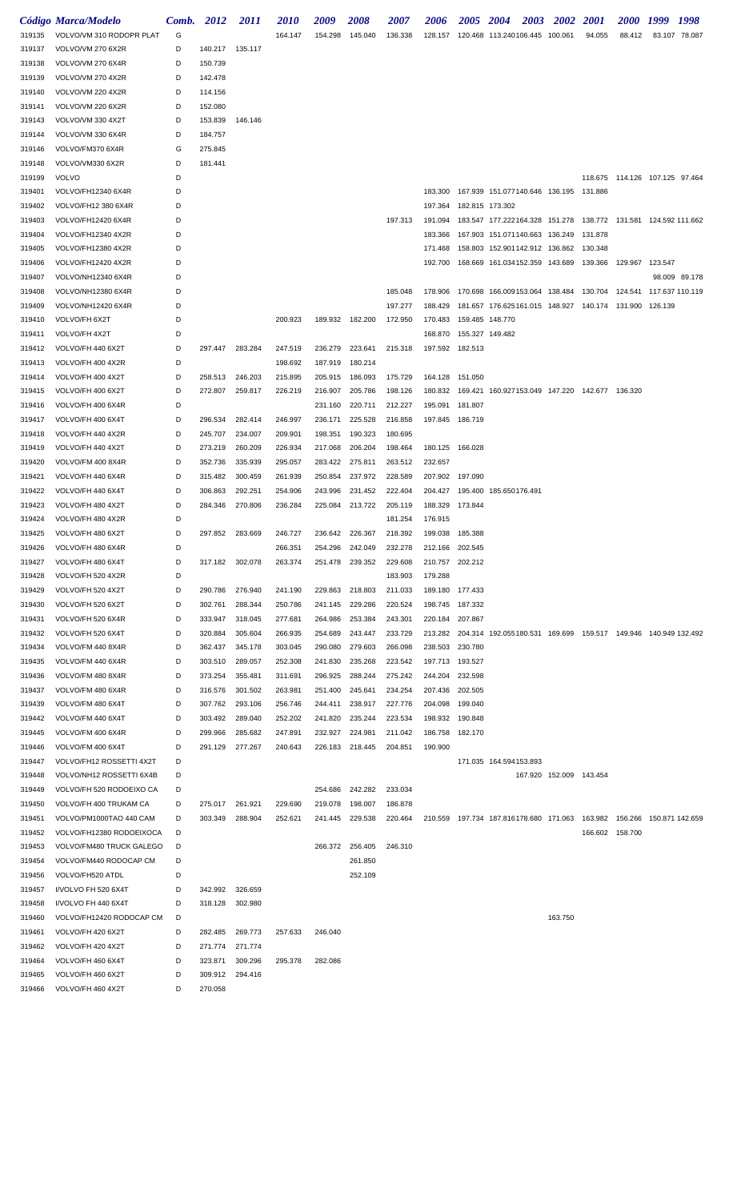| Código | Marca/Modelo | Comb. | 2012 | 2011 | 2010 | 2009 | 2008 | 2007 | 2006 | 2005 | 2004 | 2003 | 2002 | 2001 | 2000 | 1999 | 1998 |
|---|---|---|---|---|---|---|---|---|---|---|---|---|---|---|---|---|---|
| 319135 | VOLVO/VM 310 RODOPR PLAT | G | | | 164.147 | 154.298 | 145.040 | 136.338 | 128.157 | 120.468 | 113.240 | 106.445 | 100.061 | 94.055 | 88.412 | 83.107 | 78.087 |
| 319137 | VOLVO/VM 270 6X2R | D | 140.217 | 135.117 | | | | | | | | | | | | | |
| 319138 | VOLVO/VM 270 6X4R | D | 150.739 | | | | | | | | | | | | | | |
| 319139 | VOLVO/VM 270 4X2R | D | 142.478 | | | | | | | | | | | | | | |
| 319140 | VOLVO/VM 220 4X2R | D | 114.156 | | | | | | | | | | | | | | |
| 319141 | VOLVO/VM 220 6X2R | D | 152.080 | | | | | | | | | | | | | | |
| 319143 | VOLVO/VM 330 4X2T | D | 153.839 | 146.146 | | | | | | | | | | | | | |
| 319144 | VOLVO/VM 330 6X4R | D | 184.757 | | | | | | | | | | | | | | |
| 319146 | VOLVO/FM370 6X4R | G | 275.845 | | | | | | | | | | | | | | |
| 319148 | VOLVO/VM330 6X2R | D | 181.441 | | | | | | | | | | | | | | |
| 319199 | VOLVO | D | | | | | | | | | | | | 118.675 | 114.126 | 107.125 | 97.464 |
| 319401 | VOLVO/FH12340 6X4R | D | | | | | | | 183.300 | 167.939 | 151.077 | 140.646 | 136.195 | 131.886 | | | |
| 319402 | VOLVO/FH12 380 6X4R | D | | | | | | | 197.364 | 182.815 | 173.302 | | | | | | |
| 319403 | VOLVO/FH12420 6X4R | D | | | | | | 197.313 | 191.094 | 183.547 | 177.222 | 164.328 | 151.278 | 138.772 | 131.581 | 124.592 | 111.662 |
| 319404 | VOLVO/FH12340 4X2R | D | | | | | | | 183.366 | 167.903 | 151.071 | 140.663 | 136.249 | 131.878 | | | |
| 319405 | VOLVO/FH12380 4X2R | D | | | | | | | 171.468 | 158.803 | 152.901 | 142.912 | 136.862 | 130.348 | | | |
| 319406 | VOLVO/FH12420 4X2R | D | | | | | | | 192.700 | 168.669 | 161.034 | 152.359 | 143.689 | 139.366 | 129.967 | 123.547 | |
| 319407 | VOLVO/NH12340 6X4R | D | | | | | | | | | | | | | | 98.009 | 89.178 |
| 319408 | VOLVO/NH12380 6X4R | D | | | | | | 185.048 | 178.906 | 170.698 | 166.009 | 153.064 | 138.484 | 130.704 | 124.541 | 117.637 | 110.119 |
| 319409 | VOLVO/NH12420 6X4R | D | | | | | | 197.277 | 188.429 | 181.657 | 176.625 | 161.015 | 148.927 | 140.174 | 131.900 | 126.139 | |
| 319410 | VOLVO/FH 6X2T | D | | | 200.923 | 189.932 | 182.200 | 172.950 | 170.483 | 159.485 | 148.770 | | | | | | |
| 319411 | VOLVO/FH 4X2T | D | | | | | | | 168.870 | 155.327 | 149.482 | | | | | | |
| 319412 | VOLVO/FH 440 6X2T | D | 297.447 | 283.284 | 247.519 | 236.279 | 223.641 | 215.318 | 197.592 | 182.513 | | | | | | | |
| 319413 | VOLVO/FH 400 4X2R | D | | | 198.692 | 187.919 | 180.214 | | | | | | | | | | |
| 319414 | VOLVO/FH 400 4X2T | D | 258.513 | 246.203 | 215.895 | 205.915 | 186.093 | 175.729 | 164.128 | 151.050 | | | | | | | |
| 319415 | VOLVO/FH 400 6X2T | D | 272.807 | 259.817 | 226.219 | 216.907 | 205.786 | 198.126 | 180.832 | 169.421 | 160.927 | 153.049 | 147.220 | 142.677 | 136.320 | | |
| 319416 | VOLVO/FH 400 6X4R | D | | | | 231.160 | 220.711 | 212.227 | 195.091 | 181.807 | | | | | | | |
| 319417 | VOLVO/FH 400 6X4T | D | 296.534 | 282.414 | 246.997 | 236.171 | 225.528 | 216.858 | 197.845 | 186.719 | | | | | | | |
| 319418 | VOLVO/FH 440 4X2R | D | 245.707 | 234.007 | 209.901 | 198.351 | 190.323 | 180.695 | | | | | | | | | |
| 319419 | VOLVO/FH 440 4X2T | D | 273.219 | 260.209 | 226.934 | 217.068 | 206.204 | 198.464 | 180.125 | 166.028 | | | | | | | |
| 319420 | VOLVO/FM 400 8X4R | D | 352.736 | 335.939 | 295.057 | 283.422 | 275.811 | 263.512 | 232.657 | | | | | | | | |
| 319421 | VOLVO/FH 440 6X4R | D | 315.482 | 300.459 | 261.939 | 250.854 | 237.972 | 228.589 | 207.902 | 197.090 | | | | | | | |
| 319422 | VOLVO/FH 440 6X4T | D | 306.863 | 292.251 | 254.906 | 243.996 | 231.452 | 222.404 | 204.427 | 195.400 | 185.650 | 176.491 | | | | | |
| 319423 | VOLVO/FH 480 4X2T | D | 284.346 | 270.806 | 236.284 | 225.084 | 213.722 | 205.119 | 188.329 | 173.844 | | | | | | | |
| 319424 | VOLVO/FH 480 4X2R | D | | | | | | 181.254 | 176.915 | | | | | | | | |
| 319425 | VOLVO/FH 480 6X2T | D | 297.852 | 283.669 | 246.727 | 236.642 | 226.367 | 218.392 | 199.038 | 185.388 | | | | | | | |
| 319426 | VOLVO/FH 480 6X4R | D | | | 266.351 | 254.296 | 242.049 | 232.278 | 212.166 | 202.545 | | | | | | | |
| 319427 | VOLVO/FH 480 6X4T | D | 317.182 | 302.078 | 263.374 | 251.478 | 239.352 | 229.608 | 210.757 | 202.212 | | | | | | | |
| 319428 | VOLVO/FH 520 4X2R | D | | | | | | 183.903 | 179.288 | | | | | | | | |
| 319429 | VOLVO/FH 520 4X2T | D | 290.786 | 276.940 | 241.190 | 229.863 | 218.803 | 211.033 | 189.180 | 177.433 | | | | | | | |
| 319430 | VOLVO/FH 520 6X2T | D | 302.761 | 288.344 | 250.786 | 241.145 | 229.286 | 220.524 | 198.745 | 187.332 | | | | | | | |
| 319431 | VOLVO/FH 520 6X4R | D | 333.947 | 318.045 | 277.681 | 264.986 | 253.384 | 243.301 | 220.184 | 207.867 | | | | | | | |
| 319432 | VOLVO/FH 520 6X4T | D | 320.884 | 305.604 | 266.935 | 254.689 | 243.447 | 233.729 | 213.282 | 204.314 | 192.055 | 180.531 | 169.699 | 159.517 | 149.946 | 140.949 | 132.492 |
| 319434 | VOLVO/FM 440 8X4R | D | 362.437 | 345.178 | 303.045 | 290.080 | 279.603 | 266.098 | 238.503 | 230.780 | | | | | | | |
| 319435 | VOLVO/FM 440 6X4R | D | 303.510 | 289.057 | 252.308 | 241.830 | 235.268 | 223.542 | 197.713 | 193.527 | | | | | | | |
| 319436 | VOLVO/FM 480 8X4R | D | 373.254 | 355.481 | 311.691 | 296.925 | 288.244 | 275.242 | 244.204 | 232.598 | | | | | | | |
| 319437 | VOLVO/FM 480 6X4R | D | 316.576 | 301.502 | 263.981 | 251.400 | 245.641 | 234.254 | 207.436 | 202.505 | | | | | | | |
| 319439 | VOLVO/FM 480 6X4T | D | 307.762 | 293.106 | 256.746 | 244.411 | 238.917 | 227.776 | 204.098 | 199.040 | | | | | | | |
| 319442 | VOLVO/FM 440 6X4T | D | 303.492 | 289.040 | 252.202 | 241.820 | 235.244 | 223.534 | 198.932 | 190.848 | | | | | | | |
| 319445 | VOLVO/FM 400 6X4R | D | 299.966 | 285.682 | 247.891 | 232.927 | 224.981 | 211.042 | 186.758 | 182.170 | | | | | | | |
| 319446 | VOLVO/FM 400 6X4T | D | 291.129 | 277.267 | 240.643 | 226.183 | 218.445 | 204.851 | 190.900 | | | | | | | | |
| 319447 | VOLVO/FH12 ROSSETTI 4X2T | D | | | | | | | | 171.035 | 164.594 | 153.893 | | | | | |
| 319448 | VOLVO/NH12 ROSSETTI 6X4B | D | | | | | | | | | | 167.920 | 152.009 | 143.454 | | | |
| 319449 | VOLVO/FH 520 RODOEIXO CA | D | | | | 254.686 | 242.282 | 233.034 | | | | | | | | | |
| 319450 | VOLVO/FH 400 TRUKAM CA | D | 275.017 | 261.921 | 229.690 | 219.078 | 198.007 | 186.878 | | | | | | | | | |
| 319451 | VOLVO/PM1000TAO 440 CAM | D | 303.349 | 288.904 | 252.621 | 241.445 | 229.538 | 220.464 | 210.559 | 197.734 | 187.816 | 178.680 | 171.063 | 163.982 | 156.266 | 150.871 | 142.659 |
| 319452 | VOLVO/FH12380 RODOEIXOCA | D | | | | | | | | | | | | 166.602 | 158.700 | | |
| 319453 | VOLVO/FM480 TRUCK GALEGO | D | | | | 266.372 | 256.405 | 246.310 | | | | | | | | | |
| 319454 | VOLVO/FM440 RODOCAP CM | D | | | | | 261.850 | | | | | | | | | | |
| 319456 | VOLVO/FH520 ATDL | D | | | | | 252.109 | | | | | | | | | | |
| 319457 | I/VOLVO FH 520 6X4T | D | 342.992 | 326.659 | | | | | | | | | | | | | |
| 319458 | I/VOLVO FH 440 6X4T | D | 318.128 | 302.980 | | | | | | | | | | | | | |
| 319460 | VOLVO/FH12420 RODOCAP CM | D | | | | | | | | | | | 163.750 | | | | |
| 319461 | VOLVO/FH 420 6X2T | D | 282.485 | 269.773 | 257.633 | 246.040 | | | | | | | | | | | |
| 319462 | VOLVO/FH 420 4X2T | D | 271.774 | 271.774 | | | | | | | | | | | | | |
| 319464 | VOLVO/FH 460 6X4T | D | 323.871 | 309.296 | 295.378 | 282.086 | | | | | | | | | | | |
| 319465 | VOLVO/FH 460 6X2T | D | 309.912 | 294.416 | | | | | | | | | | | | | |
| 319466 | VOLVO/FH 460 4X2T | D | 270.058 | | | | | | | | | | | | | | |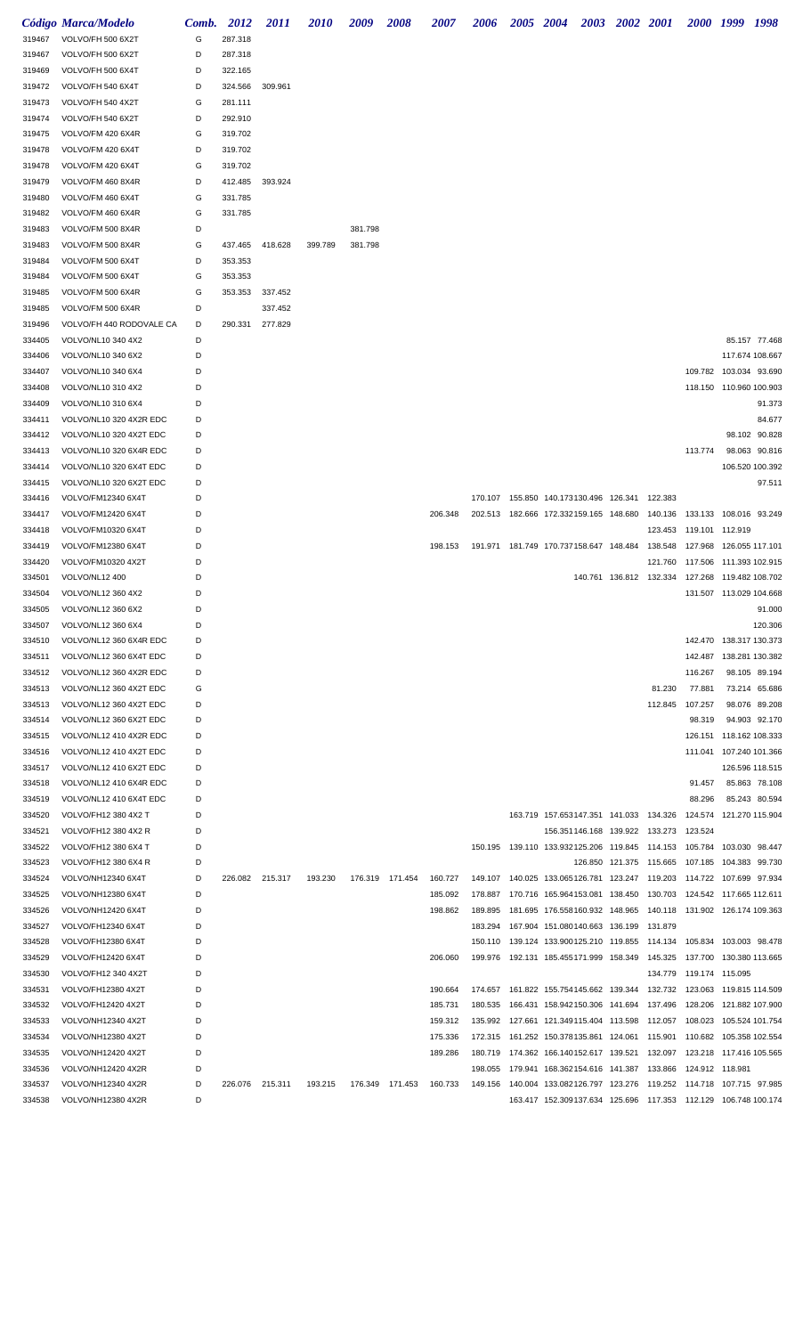| Código | Marca/Modelo | Comb. | 2012 | 2011 | 2010 | 2009 | 2008 | 2007 | 2006 | 2005 | 2004 | 2003 | 2002 | 2001 | 2000 | 1999 | 1998 |
|---|---|---|---|---|---|---|---|---|---|---|---|---|---|---|---|---|---|
| 319467 | VOLVO/FH 500 6X2T | G | 287.318 | | | | | | | | | | | | | | |
| 319467 | VOLVO/FH 500 6X2T | D | 287.318 | | | | | | | | | | | | | | |
| 319469 | VOLVO/FH 500 6X4T | D | 322.165 | | | | | | | | | | | | | | |
| 319472 | VOLVO/FH 540 6X4T | D | 324.566 | 309.961 | | | | | | | | | | | | | |
| 319473 | VOLVO/FH 540 4X2T | G | 281.111 | | | | | | | | | | | | | | |
| 319474 | VOLVO/FH 540 6X2T | D | 292.910 | | | | | | | | | | | | | | |
| 319475 | VOLVO/FM 420 6X4R | G | 319.702 | | | | | | | | | | | | | | |
| 319478 | VOLVO/FM 420 6X4T | D | 319.702 | | | | | | | | | | | | | | |
| 319478 | VOLVO/FM 420 6X4T | G | 319.702 | | | | | | | | | | | | | | |
| 319479 | VOLVO/FM 460 8X4R | D | 412.485 | 393.924 | | | | | | | | | | | | | |
| 319480 | VOLVO/FM 460 6X4T | G | 331.785 | | | | | | | | | | | | | | |
| 319482 | VOLVO/FM 460 6X4R | G | 331.785 | | | | | | | | | | | | | | |
| 319483 | VOLVO/FM 500 8X4R | D | | | | 381.798 | | | | | | | | | | | |
| 319483 | VOLVO/FM 500 8X4R | G | 437.465 | 418.628 | 399.789 | 381.798 | | | | | | | | | | | |
| 319484 | VOLVO/FM 500 6X4T | D | 353.353 | | | | | | | | | | | | | | |
| 319484 | VOLVO/FM 500 6X4T | G | 353.353 | | | | | | | | | | | | | | |
| 319485 | VOLVO/FM 500 6X4R | G | 353.353 | 337.452 | | | | | | | | | | | | | |
| 319485 | VOLVO/FM 500 6X4R | D | | 337.452 | | | | | | | | | | | | | |
| 319496 | VOLVO/FH 440 RODOVALE CA | D | 290.331 | 277.829 | | | | | | | | | | | | | |
| 334405 | VOLVO/NL10 340 4X2 | D | | | | | | | | | | | | | | 85.157 | 77.468 |
| 334406 | VOLVO/NL10 340 6X2 | D | | | | | | | | | | | | | | 117.674 | 108.667 |
| 334407 | VOLVO/NL10 340 6X4 | D | | | | | | | | | | | | | 109.782 | 103.034 | 93.690 |
| 334408 | VOLVO/NL10 310 4X2 | D | | | | | | | | | | | | | 118.150 | 110.960 | 100.903 |
| 334409 | VOLVO/NL10 310 6X4 | D | | | | | | | | | | | | | | | 91.373 |
| 334411 | VOLVO/NL10 320 4X2R EDC | D | | | | | | | | | | | | | | | 84.677 |
| 334412 | VOLVO/NL10 320 4X2T EDC | D | | | | | | | | | | | | | | 98.102 | 90.828 |
| 334413 | VOLVO/NL10 320 6X4R EDC | D | | | | | | | | | | | | | 113.774 | 98.063 | 90.816 |
| 334414 | VOLVO/NL10 320 6X4T EDC | D | | | | | | | | | | | | | | 106.520 | 100.392 |
| 334415 | VOLVO/NL10 320 6X2T EDC | D | | | | | | | | | | | | | | | 97.511 |
| 334416 | VOLVO/FM12340 6X4T | D | | | | | | | 170.107 | 155.850 | 140.173 | 130.496 | 126.341 | 122.383 | | | |
| 334417 | VOLVO/FM12420 6X4T | D | | | | | | 206.348 | 202.513 | 182.666 | 172.332 | 159.165 | 148.680 | 140.136 | 133.133 | 108.016 | 93.249 |
| 334418 | VOLVO/FM10320 6X4T | D | | | | | | | | | | | | 123.453 | 119.101 | 112.919 | |
| 334419 | VOLVO/FM12380 6X4T | D | | | | | | 198.153 | 191.971 | 181.749 | 170.737 | 158.647 | 148.484 | 138.548 | 127.968 | 126.055 | 117.101 |
| 334420 | VOLVO/FM10320 4X2T | D | | | | | | | | | | | | 121.760 | 117.506 | 111.393 | 102.915 |
| 334501 | VOLVO/NL12 400 | D | | | | | | | | | | 140.761 | 136.812 | 132.334 | 127.268 | 119.482 | 108.702 |
| 334504 | VOLVO/NL12 360 4X2 | D | | | | | | | | | | | | | 131.507 | 113.029 | 104.668 |
| 334505 | VOLVO/NL12 360 6X2 | D | | | | | | | | | | | | | | | 91.000 |
| 334507 | VOLVO/NL12 360 6X4 | D | | | | | | | | | | | | | | | 120.306 |
| 334510 | VOLVO/NL12 360 6X4R EDC | D | | | | | | | | | | | | | 142.470 | 138.317 | 130.373 |
| 334511 | VOLVO/NL12 360 6X4T EDC | D | | | | | | | | | | | | | 142.487 | 138.281 | 130.382 |
| 334512 | VOLVO/NL12 360 4X2R EDC | D | | | | | | | | | | | | | 116.267 | 98.105 | 89.194 |
| 334513 | VOLVO/NL12 360 4X2T EDC | G | | | | | | | | | | | | 81.230 | 77.881 | 73.214 | 65.686 |
| 334513 | VOLVO/NL12 360 4X2T EDC | D | | | | | | | | | | | | 112.845 | 107.257 | 98.076 | 89.208 |
| 334514 | VOLVO/NL12 360 6X2T EDC | D | | | | | | | | | | | | | 98.319 | 94.903 | 92.170 |
| 334515 | VOLVO/NL12 410 4X2R EDC | D | | | | | | | | | | | | | 126.151 | 118.162 | 108.333 |
| 334516 | VOLVO/NL12 410 4X2T EDC | D | | | | | | | | | | | | | 111.041 | 107.240 | 101.366 |
| 334517 | VOLVO/NL12 410 6X2T EDC | D | | | | | | | | | | | | | | 126.596 | 118.515 |
| 334518 | VOLVO/NL12 410 6X4R EDC | D | | | | | | | | | | | | | 91.457 | 85.863 | 78.108 |
| 334519 | VOLVO/NL12 410 6X4T EDC | D | | | | | | | | | | | | | 88.296 | 85.243 | 80.594 |
| 334520 | VOLVO/FH12 380 4X2 T | D | | | | | | | | 163.719 | 157.653 | 147.351 | 141.033 | 134.326 | 124.574 | 121.270 | 115.904 |
| 334521 | VOLVO/FH12 380 4X2 R | D | | | | | | | | | 156.351 | 146.168 | 139.922 | 133.273 | 123.524 | | |
| 334522 | VOLVO/FH12 380 6X4 T | D | | | | | | | 150.195 | 139.110 | 133.932 | 125.206 | 119.845 | 114.153 | 105.784 | 103.030 | 98.447 |
| 334523 | VOLVO/FH12 380 6X4 R | D | | | | | | | | | | 126.850 | 121.375 | 115.665 | 107.185 | 104.383 | 99.730 |
| 334524 | VOLVO/NH12340 6X4T | D | 226.082 | 215.317 | 193.230 | 176.319 | 171.454 | 160.727 | 149.107 | 140.025 | 133.065 | 126.781 | 123.247 | 119.203 | 114.722 | 107.699 | 97.934 |
| 334525 | VOLVO/NH12380 6X4T | D | | | | | | 185.092 | 178.887 | 170.716 | 165.964 | 153.081 | 138.450 | 130.703 | 124.542 | 117.665 | 112.611 |
| 334526 | VOLVO/NH12420 6X4T | D | | | | | | 198.862 | 189.895 | 181.695 | 176.558 | 160.932 | 148.965 | 140.118 | 131.902 | 126.174 | 109.363 |
| 334527 | VOLVO/FH12340 6X4T | D | | | | | | | 183.294 | 167.904 | 151.080 | 140.663 | 136.199 | 131.879 | | | |
| 334528 | VOLVO/FH12380 6X4T | D | | | | | | | 150.110 | 139.124 | 133.900 | 125.210 | 119.855 | 114.134 | 105.834 | 103.003 | 98.478 |
| 334529 | VOLVO/FH12420 6X4T | D | | | | | | 206.060 | 199.976 | 192.131 | 185.455 | 171.959 | 158.349 | 145.325 | 137.700 | 130.380 | 113.665 |
| 334530 | VOLVO/FH12 340 4X2T | D | | | | | | | | | | | | 134.779 | 119.174 | 115.095 | |
| 334531 | VOLVO/FH12380 4X2T | D | | | | | | 190.664 | 174.657 | 161.822 | 155.754 | 145.662 | 139.344 | 132.732 | 123.063 | 119.815 | 114.509 |
| 334532 | VOLVO/FH12420 4X2T | D | | | | | | 185.731 | 180.535 | 166.431 | 158.942 | 150.306 | 141.694 | 137.496 | 128.206 | 121.882 | 107.900 |
| 334533 | VOLVO/NH12340 4X2T | D | | | | | | 159.312 | 135.992 | 127.661 | 121.349 | 115.404 | 113.598 | 112.057 | 108.023 | 105.524 | 101.754 |
| 334534 | VOLVO/NH12380 4X2T | D | | | | | | 175.336 | 172.315 | 161.252 | 150.378 | 135.861 | 124.061 | 115.901 | 110.682 | 105.358 | 102.554 |
| 334535 | VOLVO/NH12420 4X2T | D | | | | | | 189.286 | 180.719 | 174.362 | 166.140 | 152.617 | 139.521 | 132.097 | 123.218 | 117.416 | 105.565 |
| 334536 | VOLVO/NH12420 4X2R | D | | | | | | | 198.055 | 179.941 | 168.362 | 154.616 | 141.387 | 133.866 | 124.912 | 118.981 | |
| 334537 | VOLVO/NH12340 4X2R | D | 226.076 | 215.311 | 193.215 | 176.349 | 171.453 | 160.733 | 149.156 | 140.004 | 133.082 | 126.797 | 123.276 | 119.252 | 114.718 | 107.715 | 97.985 |
| 334538 | VOLVO/NH12380 4X2R | D | | | | | | | | 163.417 | 152.309 | 137.634 | 125.696 | 117.353 | 112.129 | 106.748 | 100.174 |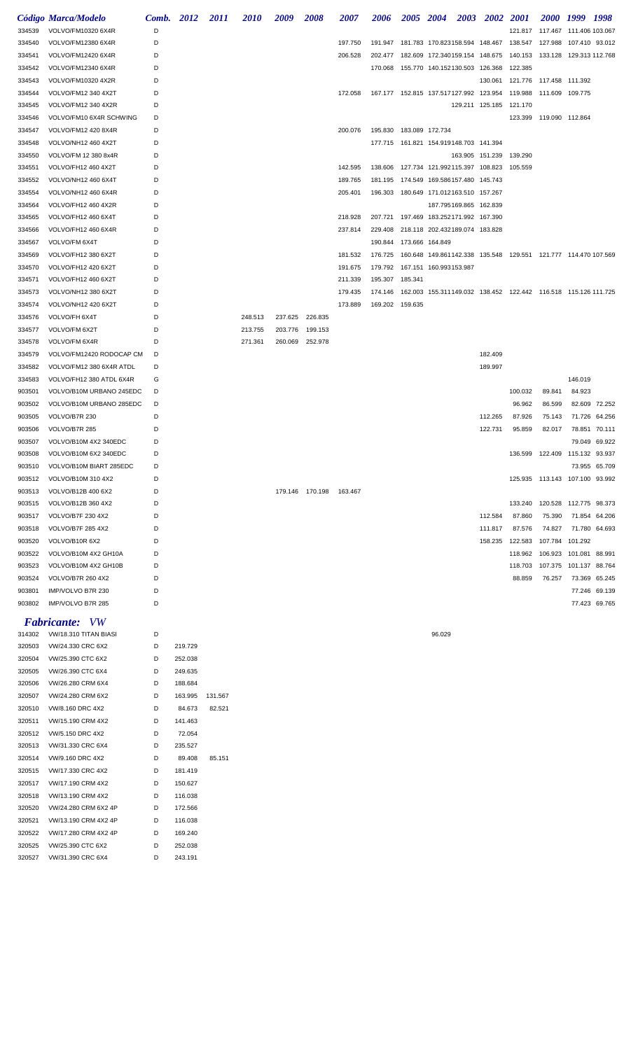| Código | Marca/Modelo | Comb. | 2012 | 2011 | 2010 | 2009 | 2008 | 2007 | 2006 | 2005 | 2004 | 2003 | 2002 | 2001 | 2000 | 1999 | 1998 |
|---|---|---|---|---|---|---|---|---|---|---|---|---|---|---|---|---|---|
| 334539 | VOLVO/FM10320 6X4R | D | | | | | | | | | | | | 121.817 | 117.467 | 111.406 | 103.067 |
| 334540 | VOLVO/FM12380 6X4R | D | | | | | | 197.750 | 191.947 | 181.783 | 170.823 | 158.594 | 148.467 | 138.547 | 127.988 | 107.410 | 93.012 |
| 334541 | VOLVO/FM12420 6X4R | D | | | | | | 206.528 | 202.477 | 182.609 | 172.340 | 159.154 | 148.675 | 140.153 | 133.128 | 129.313 | 112.768 |
| 334542 | VOLVO/FM12340 6X4R | D | | | | | | | 170.068 | 155.770 | 140.152 | 130.503 | 126.368 | 122.385 | | | |
| 334543 | VOLVO/FM10320 4X2R | D | | | | | | | | | | | 130.061 | 121.776 | 117.458 | 111.392 | |
| 334544 | VOLVO/FM12 340 4X2T | D | | | | | | 172.058 | 167.177 | 152.815 | 137.517 | 127.992 | 123.954 | 119.988 | 111.609 | 109.775 | |
| 334545 | VOLVO/FM12 340 4X2R | D | | | | | | | | | | 129.211 | 125.185 | 121.170 | | | |
| 334546 | VOLVO/FM10 6X4R SCHWING | D | | | | | | | | | | | | 123.399 | 119.090 | 112.864 | |
| 334547 | VOLVO/FM12 420 8X4R | D | | | | | | 200.076 | 195.830 | 183.089 | 172.734 | | | | | | |
| 334548 | VOLVO/NH12 460 4X2T | D | | | | | | | 177.715 | 161.821 | 154.919 | 148.703 | 141.394 | | | | |
| 334550 | VOLVO/FM 12 380 8x4R | D | | | | | | | | | | 163.905 | 151.239 | 139.290 | | | |
| 334551 | VOLVO/FH12 460 4X2T | D | | | | | | 142.595 | 138.606 | 127.734 | 121.992 | 115.397 | 108.823 | 105.559 | | | |
| 334552 | VOLVO/NH12 460 6X4T | D | | | | | | 189.765 | 181.195 | 174.549 | 169.586 | 157.480 | 145.743 | | | | |
| 334554 | VOLVO/NH12 460 6X4R | D | | | | | | 205.401 | 196.303 | 180.649 | 171.012 | 163.510 | 157.267 | | | | |
| 334564 | VOLVO/FH12 460 4X2R | D | | | | | | | | | 187.795 | 169.865 | 162.839 | | | | |
| 334565 | VOLVO/FH12 460 6X4T | D | | | | | | 218.928 | 207.721 | 197.469 | 183.252 | 171.992 | 167.390 | | | | |
| 334566 | VOLVO/FH12 460 6X4R | D | | | | | | 237.814 | 229.408 | 218.118 | 202.432 | 189.074 | 183.828 | | | | |
| 334567 | VOLVO/FM 6X4T | D | | | | | | | 190.844 | 173.666 | 164.849 | | | | | | |
| 334569 | VOLVO/FH12 380 6X2T | D | | | | | | 181.532 | 176.725 | 160.648 | 149.861 | 142.338 | 135.548 | 129.551 | 121.777 | 114.470 | 107.569 |
| 334570 | VOLVO/FH12 420 6X2T | D | | | | | | 191.675 | 179.792 | 167.151 | 160.993 | 153.987 | | | | | |
| 334571 | VOLVO/FH12 460 6X2T | D | | | | | | 211.339 | 195.307 | 185.341 | | | | | | | |
| 334573 | VOLVO/NH12 380 6X2T | D | | | | | | 179.435 | 174.146 | 162.003 | 155.311 | 149.032 | 138.452 | 122.442 | 116.518 | 115.126 | 111.725 |
| 334574 | VOLVO/NH12 420 6X2T | D | | | | | | 173.889 | 169.202 | 159.635 | | | | | | | |
| 334576 | VOLVO/FH 6X4T | D | | | 248.513 | 237.625 | 226.835 | | | | | | | | | | |
| 334577 | VOLVO/FM 6X2T | D | | | 213.755 | 203.776 | 199.153 | | | | | | | | | | |
| 334578 | VOLVO/FM 6X4R | D | | | 271.361 | 260.069 | 252.978 | | | | | | | | | | |
| 334579 | VOLVO/FM12420 RODOCAP CM | D | | | | | | | | | | | 182.409 | | | | |
| 334582 | VOLVO/FM12 380 6X4R ATDL | D | | | | | | | | | | | 189.997 | | | | |
| 334583 | VOLVO/FH12 380 ATDL 6X4R | G | | | | | | | | | | | | | | 146.019 | |
| 903501 | VOLVO/B10M URBANO 245EDC | D | | | | | | | | | | | | 100.032 | 89.841 | 84.923 | |
| 903502 | VOLVO/B10M URBANO 285EDC | D | | | | | | | | | | | | 96.962 | 86.599 | 82.609 | 72.252 |
| 903505 | VOLVO/B7R 230 | D | | | | | | | | | | | 112.265 | 87.926 | 75.143 | 71.726 | 64.256 |
| 903506 | VOLVO/B7R 285 | D | | | | | | | | | | | 122.731 | 95.859 | 82.017 | 78.851 | 70.111 |
| 903507 | VOLVO/B10M 4X2 340EDC | D | | | | | | | | | | | | | | 79.049 | 69.922 |
| 903508 | VOLVO/B10M 6X2 340EDC | D | | | | | | | | | | | | 136.599 | 122.409 | 115.132 | 93.937 |
| 903510 | VOLVO/B10M BIART 285EDC | D | | | | | | | | | | | | | | 73.955 | 65.709 |
| 903512 | VOLVO/B10M 310 4X2 | D | | | | | | | | | | | | 125.935 | 113.143 | 107.100 | 93.992 |
| 903513 | VOLVO/B12B 400 6X2 | D | | | | 179.146 | 170.198 | 163.467 | | | | | | | | | |
| 903515 | VOLVO/B12B 360 4X2 | D | | | | | | | | | | | | 133.240 | 120.528 | 112.775 | 98.373 |
| 903517 | VOLVO/B7F 230 4X2 | D | | | | | | | | | | | 112.584 | 87.860 | 75.390 | 71.854 | 64.206 |
| 903518 | VOLVO/B7F 285 4X2 | D | | | | | | | | | | | 111.817 | 87.576 | 74.827 | 71.780 | 64.693 |
| 903520 | VOLVO/B10R 6X2 | D | | | | | | | | | | | 158.235 | 122.583 | 107.784 | 101.292 | |
| 903522 | VOLVO/B10M 4X2 GH10A | D | | | | | | | | | | | | 118.962 | 106.923 | 101.081 | 88.991 |
| 903523 | VOLVO/B10M 4X2 GH10B | D | | | | | | | | | | | | 118.703 | 107.375 | 101.137 | 88.764 |
| 903524 | VOLVO/B7R 260 4X2 | D | | | | | | | | | | | | 88.859 | 76.257 | 73.369 | 65.245 |
| 903801 | IMP/VOLVO B7R 230 | D | | | | | | | | | | | | | | 77.246 | 69.139 |
| 903802 | IMP/VOLVO B7R 285 | D | | | | | | | | | | | | | | 77.423 | 69.765 |

## *Fabricante: VW*

| Código | Marca/Modelo | Comb. | 2012 | 2011 | 2010 | 2009 | 2008 | 2007 | 2006 | 2005 | 2004 | 2003 | 2002 | 2001 | 2000 | 1999 | 1998 |
|---|---|---|---|---|---|---|---|---|---|---|---|---|---|---|---|---|---|
| 314302 | VW/18.310 TITAN BIASI | D | | | | | | | | | 96.029 | | | | | | |
| 320503 | VW/24.330 CRC 6X2 | D | 219.729 | | | | | | | | | | | | | | |
| 320504 | VW/25.390 CTC 6X2 | D | 252.038 | | | | | | | | | | | | | | |
| 320505 | VW/26.390 CTC 6X4 | D | 249.635 | | | | | | | | | | | | | | |
| 320506 | VW/26.280 CRM 6X4 | D | 188.684 | | | | | | | | | | | | | | |
| 320507 | VW/24.280 CRM 6X2 | D | 163.995 | 131.567 | | | | | | | | | | | | | |
| 320510 | VW/8.160 DRC 4X2 | D | 84.673 | 82.521 | | | | | | | | | | | | | |
| 320511 | VW/15.190 CRM 4X2 | D | 141.463 | | | | | | | | | | | | | | |
| 320512 | VW/5.150 DRC 4X2 | D | 72.054 | | | | | | | | | | | | | | |
| 320513 | VW/31.330 CRC 6X4 | D | 235.527 | | | | | | | | | | | | | | |
| 320514 | VW/9.160 DRC 4X2 | D | 89.408 | 85.151 | | | | | | | | | | | | | |
| 320515 | VW/17.330 CRC 4X2 | D | 181.419 | | | | | | | | | | | | | | |
| 320517 | VW/17.190 CRM 4X2 | D | 150.627 | | | | | | | | | | | | | | |
| 320518 | VW/13.190 CRM 4X2 | D | 116.038 | | | | | | | | | | | | | | |
| 320520 | VW/24.280 CRM 6X2 4P | D | 172.566 | | | | | | | | | | | | | | |
| 320521 | VW/13.190 CRM 4X2 4P | D | 116.038 | | | | | | | | | | | | | | |
| 320522 | VW/17.280 CRM 4X2 4P | D | 169.240 | | | | | | | | | | | | | | |
| 320525 | VW/25.390 CTC 6X2 | D | 252.038 | | | | | | | | | | | | | | |
| 320527 | VW/31.390 CRC 6X4 | D | 243.191 | | | | | | | | | | | | | | |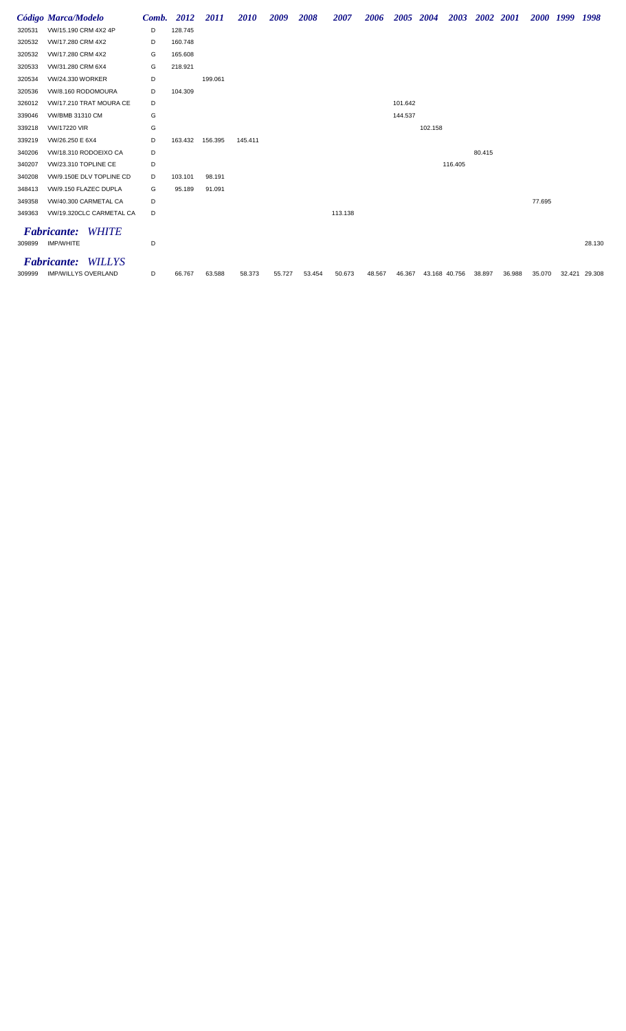| Código | Marca/Modelo | Comb. | 2012 | 2011 | 2010 | 2009 | 2008 | 2007 | 2006 | 2005 | 2004 | 2003 | 2002 | 2001 | 2000 | 1999 | 1998 |
|---|---|---|---|---|---|---|---|---|---|---|---|---|---|---|---|---|---|
| 320531 | VW/15.190 CRM 4X2 4P | D | 128.745 | | | | | | | | | | | | | | |
| 320532 | VW/17.280 CRM 4X2 | D | 160.748 | | | | | | | | | | | | | | |
| 320532 | VW/17.280 CRM 4X2 | G | 165.608 | | | | | | | | | | | | | | |
| 320533 | VW/31.280 CRM 6X4 | G | 218.921 | | | | | | | | | | | | | | |
| 320534 | VW/24.330 WORKER | D | | 199.061 | | | | | | | | | | | | | |
| 320536 | VW/8.160 RODOMOURA | D | 104.309 | | | | | | | | | | | | | | |
| 326012 | VW/17.210 TRAT MOURA CE | D | | | | | | | | 101.642 | | | | | | | |
| 339046 | VW/BMB 31310 CM | G | | | | | | | | 144.537 | | | | | | | |
| 339218 | VW/17220 VIR | G | | | | | | | | | 102.158 | | | | | | |
| 339219 | VW/26.250 E 6X4 | D | 163.432 | 156.395 | 145.411 | | | | | | | | | | | | |
| 340206 | VW/18.310 RODOEIXO CA | D | | | | | | | | | | | 80.415 | | | | |
| 340207 | VW/23.310 TOPLINE CE | D | | | | | | | | | | 116.405 | | | | | |
| 340208 | VW/9.150E DLV TOPLINE CD | D | 103.101 | 98.191 | | | | | | | | | | | | | |
| 348413 | VW/9.150 FLAZEC DUPLA | G | 95.189 | 91.091 | | | | | | | | | | | | | |
| 349358 | VW/40.300 CARMETAL CA | D | | | | | | | | | | | | | 77.695 | | |
| 349363 | VW/19.320CLC CARMETAL CA | D | | | | | | 113.138 | | | | | | | | | |

## *Fabricante: WHITE*

| Código | Marca/Modelo | Comb. | 2012 | 2011 | 2010 | 2009 | 2008 | 2007 | 2006 | 2005 | 2004 | 2003 | 2002 | 2001 | 2000 | 1999 | 1998 |
|---|---|---|---|---|---|---|---|---|---|---|---|---|---|---|---|---|---|
| 309899 | IMP/WHITE | D | | | | | | | | | | | | | | | 28.130 |

## *Fabricante: WILLYS*

| Código | Marca/Modelo | Comb. | 2012 | 2011 | 2010 | 2009 | 2008 | 2007 | 2006 | 2005 | 2004 | 2003 | 2002 | 2001 | 2000 | 1999 | 1998 |
|---|---|---|---|---|---|---|---|---|---|---|---|---|---|---|---|---|---|
| 309999 | IMP/WILLYS OVERLAND | D | 66.767 | 63.588 | 58.373 | 55.727 | 53.454 | 50.673 | 48.567 | 46.367 | 43.168 | 40.756 | 38.897 | 36.988 | 35.070 | 32.421 | 29.308 |